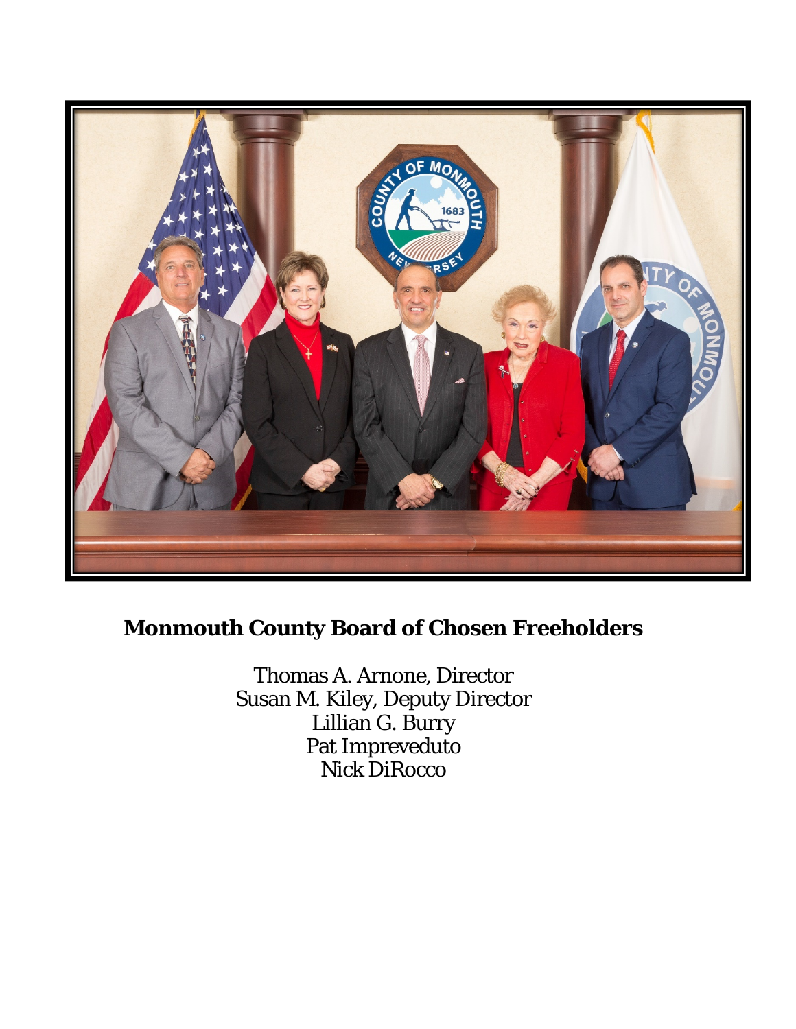# Monmouth County Board of Chosen Freeholders

Thomas A. Arnone, Director
Susan M. Kiley, Deputy Director
Lillian G. Burry
Pat Impreveduto
Nick DiRocco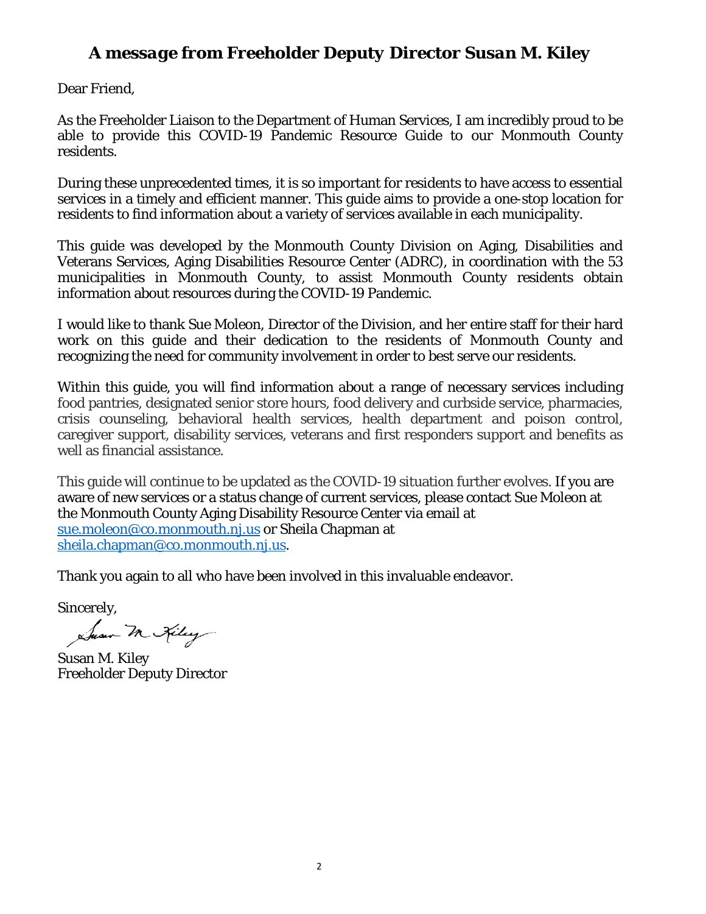## *A message from Freeholder Deputy Director Susan M. Kiley*

Dear Friend,

As the Freeholder Liaison to the Department of Human Services, I am incredibly proud to be able to provide this COVID-19 Pandemic Resource Guide to our Monmouth County residents.

During these unprecedented times, it is so important for residents to have access to essential services in a timely and efficient manner. This guide aims to provide a one-stop location for residents to find information about a variety of services available in each municipality.

This guide was developed by the Monmouth County Division on Aging, Disabilities and Veterans Services, Aging Disabilities Resource Center (ADRC), in coordination with the 53 municipalities in Monmouth County, to assist Monmouth County residents obtain information about resources during the COVID-19 Pandemic.

I would like to thank Sue Moleon, Director of the Division, and her entire staff for their hard work on this guide and their dedication to the residents of Monmouth County and recognizing the need for community involvement in order to best serve our residents.

Within this guide, you will find information about a range of necessary services including food pantries, designated senior store hours, food delivery and curbside service, pharmacies, crisis counseling, behavioral health services, health department and poison control, caregiver support, disability services, veterans and first responders support and benefits as well as financial assistance.

This guide will continue to be updated as the COVID-19 situation further evolves. If you are aware of new services or a status change of current services, please contact Sue Moleon at the Monmouth County Aging Disability Resource Center via email at sue.moleon@co.monmouth.nj.us or Sheila Chapman at sheila.chapman@co.monmouth.nj.us.

Thank you again to all who have been involved in this invaluable endeavor.

Sincerely,

Susan M. Kiley

Susan M. Kiley
Freeholder Deputy Director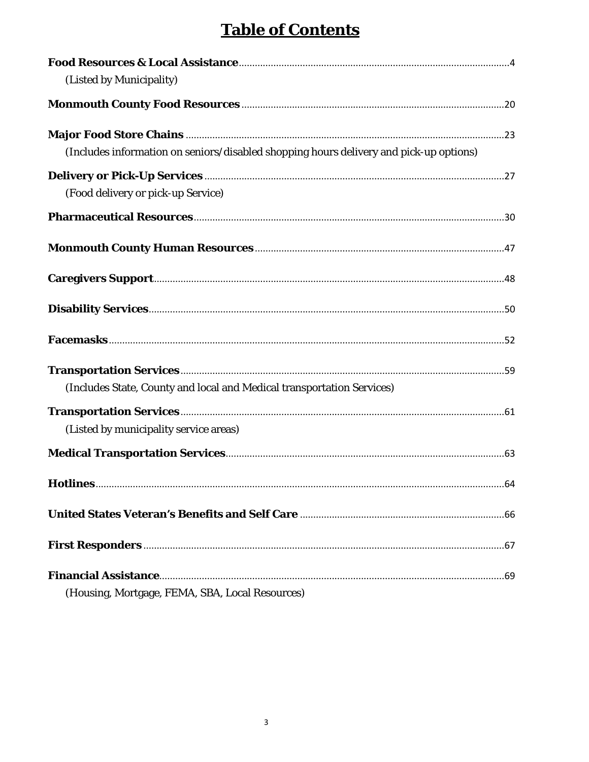# Table of Contents

**Food Resources & Local Assistance** .......... 4
(Listed by Municipality)

**Monmouth County Food Resources** .......... 20

**Major Food Store Chains** .......... 23
(Includes information on seniors/disabled shopping hours delivery and pick-up options)

**Delivery or Pick-Up Services** .......... 27
(Food delivery or pick-up Service)

**Pharmaceutical Resources** .......... 30

**Monmouth County Human Resources** .......... 47

**Caregivers Support** .......... 48

**Disability Services** .......... 50

**Facemasks** .......... 52

**Transportation Services** .......... 59
(Includes State, County and local and Medical transportation Services)

**Transportation Services** .......... 61
(Listed by municipality service areas)

**Medical Transportation Services** .......... 63

**Hotlines** .......... 64

**United States Veteran's Benefits and Self Care** .......... 66

**First Responders** .......... 67

**Financial Assistance** .......... 69
(Housing, Mortgage, FEMA, SBA, Local Resources)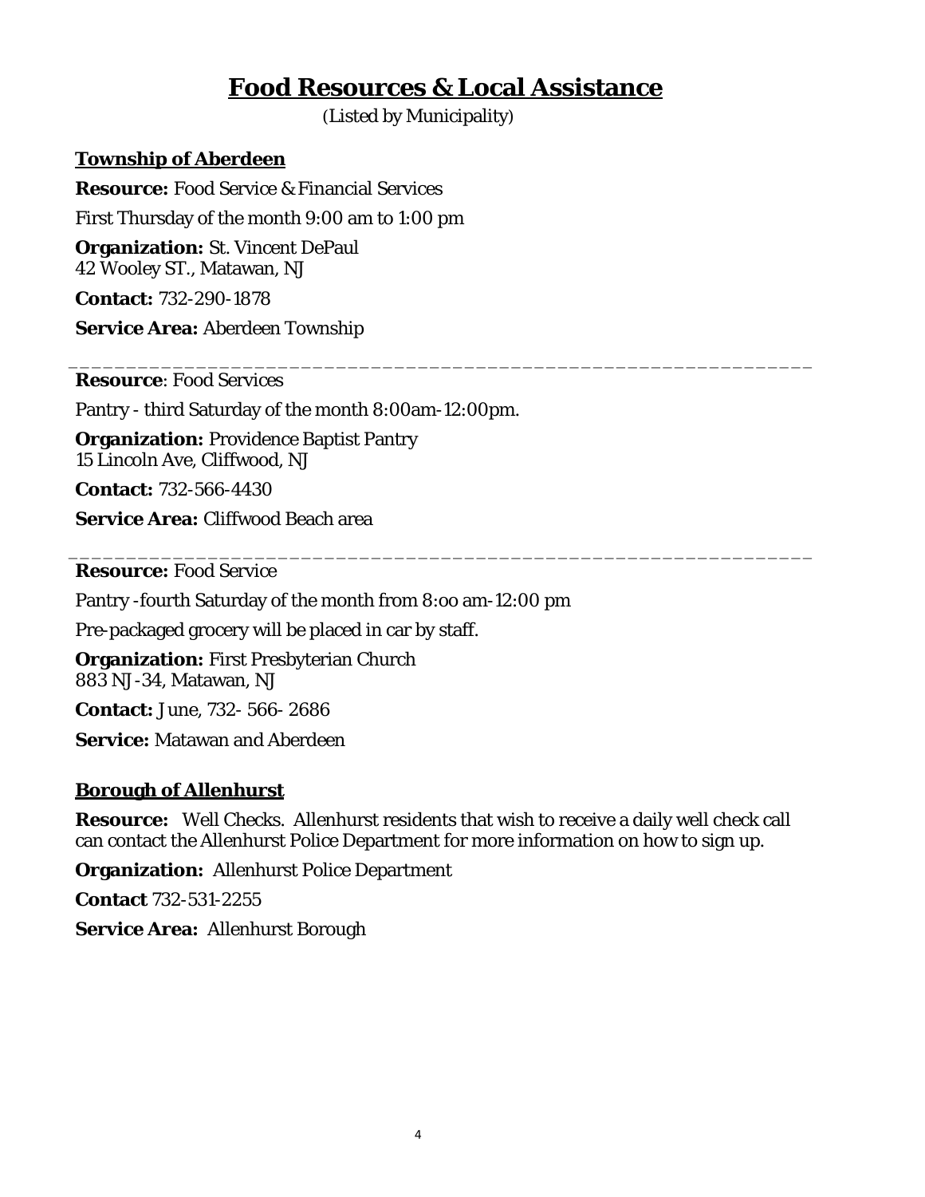# Food Resources & Local Assistance

(Listed by Municipality)

## Township of Aberdeen

**Resource:** Food Service & Financial Services

First Thursday of the month 9:00 am to 1:00 pm

**Organization:** St. Vincent DePaul
42 Wooley ST., Matawan, NJ

**Contact:** 732-290-1878

**Service Area:** Aberdeen Township

---

**Resource**: Food Services

Pantry - third Saturday of the month 8:00am-12:00pm.

**Organization:** Providence Baptist Pantry
15 Lincoln Ave, Cliffwood, NJ

**Contact:** 732-566-4430

**Service Area:** Cliffwood Beach area

---

**Resource:** Food Service

Pantry -fourth Saturday of the month from 8:oo am-12:00 pm

Pre-packaged grocery will be placed in car by staff.

**Organization:** First Presbyterian Church
883 NJ-34, Matawan, NJ

**Contact:** June, 732- 566- 2686

**Service:** Matawan and Aberdeen

## Borough of Allenhurst

**Resource:** Well Checks. Allenhurst residents that wish to receive a daily well check call can contact the Allenhurst Police Department for more information on how to sign up.

**Organization:** Allenhurst Police Department

**Contact** 732-531-2255

**Service Area:** Allenhurst Borough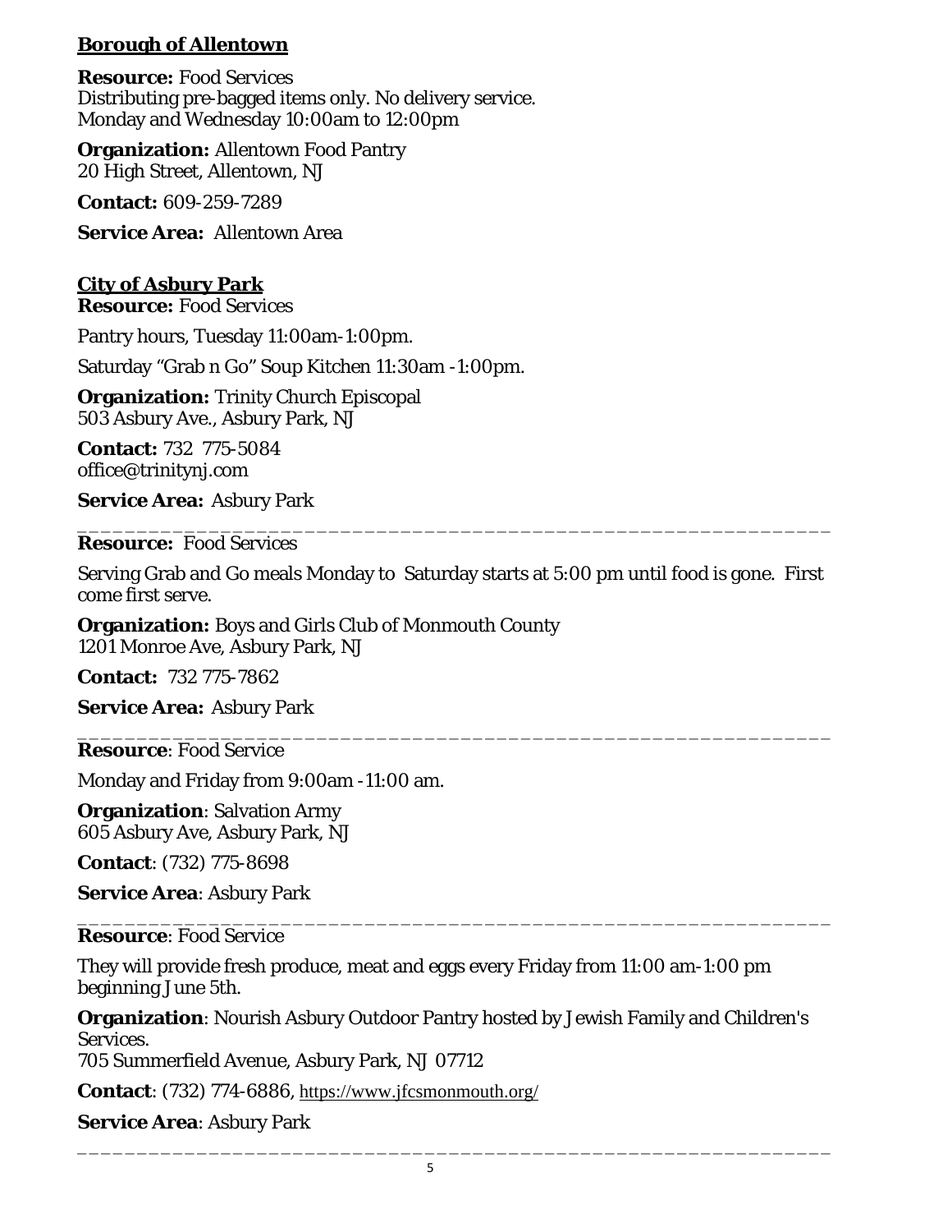## Borough of Allentown

**Resource:** Food Services
Distributing pre-bagged items only. No delivery service.
Monday and Wednesday 10:00am to 12:00pm

**Organization:** Allentown Food Pantry
20 High Street, Allentown, NJ

**Contact:** 609-259-7289

**Service Area:** Allentown Area

## City of Asbury Park

**Resource:** Food Services

Pantry hours, Tuesday 11:00am-1:00pm.

Saturday “Grab n Go” Soup Kitchen 11:30am -1:00pm.

**Organization:** Trinity Church Episcopal
503 Asbury Ave., Asbury Park, NJ

**Contact:** 732 775-5084
office@trinitynj.com

**Service Area:** Asbury Park

---

**Resource:** Food Services

Serving Grab and Go meals Monday to Saturday starts at 5:00 pm until food is gone. First come first serve.

**Organization:** Boys and Girls Club of Monmouth County
1201 Monroe Ave, Asbury Park, NJ

**Contact:** 732 775-7862

**Service Area:** Asbury Park

---

**Resource**: Food Service

Monday and Friday from 9:00am -11:00 am.

**Organization**: Salvation Army
605 Asbury Ave, Asbury Park, NJ

**Contact**: (732) 775-8698

**Service Area**: Asbury Park

---

**Resource**: Food Service

They will provide fresh produce, meat and eggs every Friday from 11:00 am-1:00 pm beginning June 5th.

**Organization**: Nourish Asbury Outdoor Pantry hosted by Jewish Family and Children's Services.
705 Summerfield Avenue, Asbury Park, NJ 07712

**Contact**: (732) 774-6886, https://www.jfcsmonmouth.org/

**Service Area**: Asbury Park

---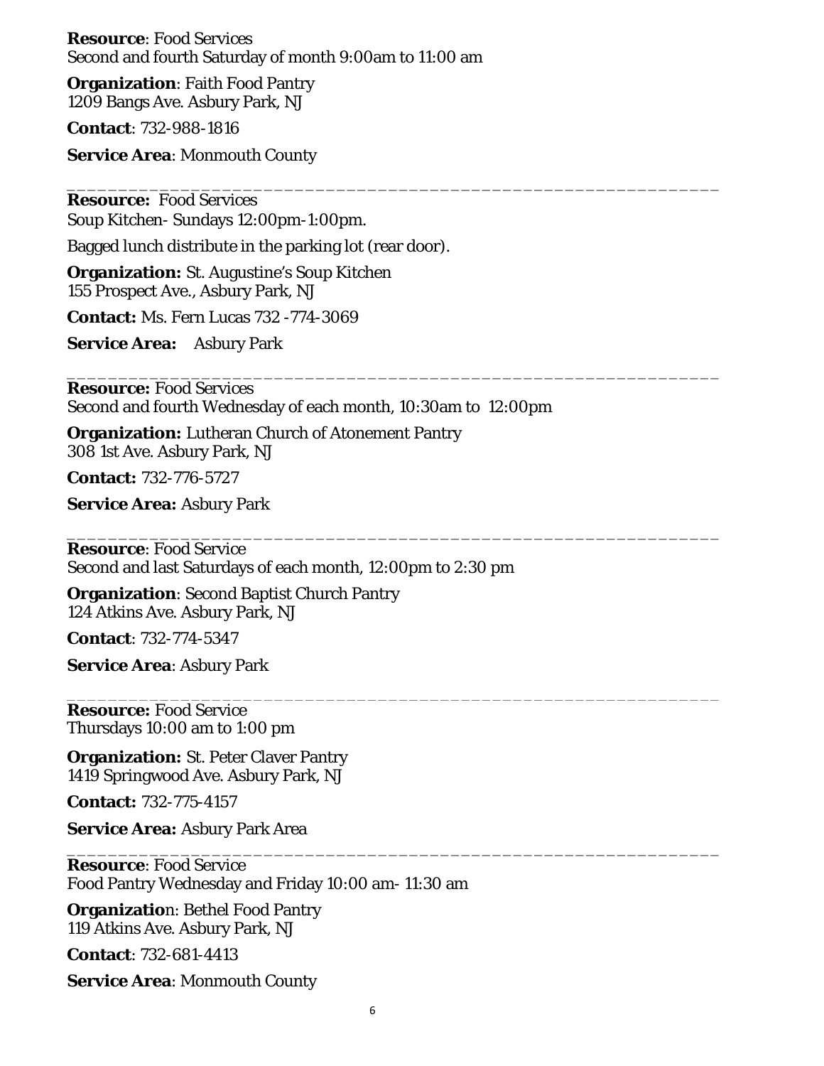**Resource**: Food Services
Second and fourth Saturday of month 9:00am to 11:00 am

**Organization**: Faith Food Pantry
1209 Bangs Ave. Asbury Park, NJ

**Contact**: 732-988-1816

**Service Area**: Monmouth County

---

**Resource:** Food Services
Soup Kitchen- Sundays 12:00pm-1:00pm.

Bagged lunch distribute in the parking lot (rear door).

**Organization:** St. Augustine's Soup Kitchen
155 Prospect Ave., Asbury Park, NJ

**Contact:** Ms. Fern Lucas 732 -774-3069

**Service Area:** Asbury Park

---

**Resource:** Food Services
Second and fourth Wednesday of each month, 10:30am to 12:00pm

**Organization:** Lutheran Church of Atonement Pantry
308 1st Ave. Asbury Park, NJ

**Contact:** 732-776-5727

**Service Area:** Asbury Park

---

**Resource**: Food Service
Second and last Saturdays of each month, 12:00pm to 2:30 pm

**Organization**: Second Baptist Church Pantry
124 Atkins Ave. Asbury Park, NJ

**Contact**: 732-774-5347

**Service Area**: Asbury Park

---

**Resource:** Food Service
Thursdays 10:00 am to 1:00 pm

**Organization:** St. Peter Claver Pantry
1419 Springwood Ave. Asbury Park, NJ

**Contact:** 732-775-4157

**Service Area:** Asbury Park Area

---

**Resource**: Food Service
Food Pantry Wednesday and Friday 10:00 am- 11:30 am

**Organization**: Bethel Food Pantry
119 Atkins Ave. Asbury Park, NJ

**Contact**: 732-681-4413

**Service Area**: Monmouth County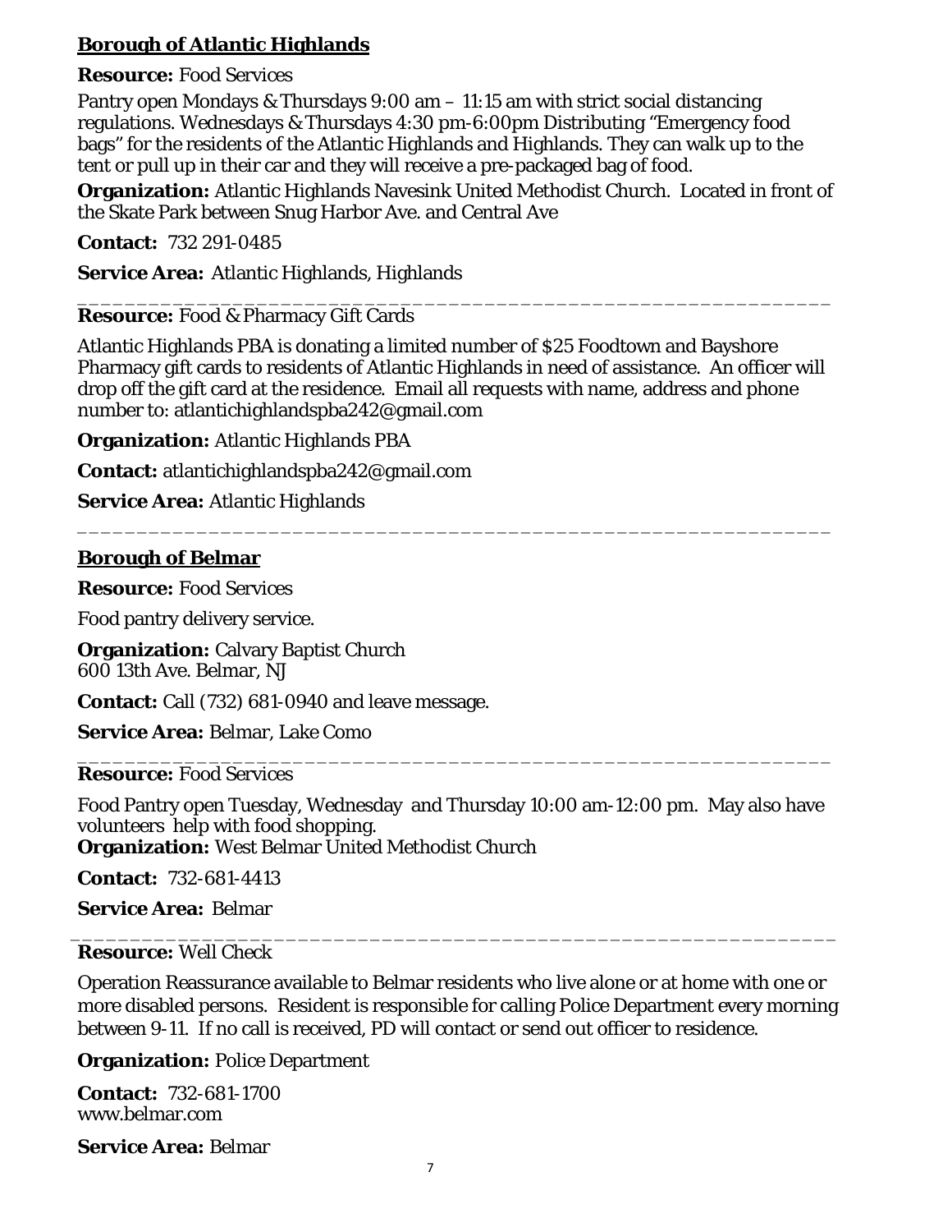## Borough of Atlantic Highlands

**Resource:** Food Services

Pantry open Mondays & Thursdays 9:00 am – 11:15 am with strict social distancing regulations. Wednesdays & Thursdays 4:30 pm-6:00pm Distributing "Emergency food bags" for the residents of the Atlantic Highlands and Highlands. They can walk up to the tent or pull up in their car and they will receive a pre-packaged bag of food.

**Organization:** Atlantic Highlands Navesink United Methodist Church. Located in front of the Skate Park between Snug Harbor Ave. and Central Ave

**Contact:** 732 291-0485

**Service Area:** Atlantic Highlands, Highlands

---

**Resource:** Food & Pharmacy Gift Cards

Atlantic Highlands PBA is donating a limited number of $25 Foodtown and Bayshore Pharmacy gift cards to residents of Atlantic Highlands in need of assistance. An officer will drop off the gift card at the residence. Email all requests with name, address and phone number to: atlantichighlandspba242@gmail.com

**Organization:** Atlantic Highlands PBA

**Contact:** atlantichighlandspba242@gmail.com

**Service Area:** Atlantic Highlands

---

## Borough of Belmar

**Resource:** Food Services

Food pantry delivery service.

**Organization:** Calvary Baptist Church
600 13th Ave. Belmar, NJ

**Contact:** Call (732) 681-0940 and leave message.

**Service Area:** Belmar, Lake Como

---

**Resource:** Food Services

Food Pantry open Tuesday, Wednesday and Thursday 10:00 am-12:00 pm. May also have volunteers help with food shopping.

**Organization:** West Belmar United Methodist Church

**Contact:** 732-681-4413

**Service Area:** Belmar

---

**Resource:** Well Check

Operation Reassurance available to Belmar residents who live alone or at home with one or more disabled persons. Resident is responsible for calling Police Department every morning between 9-11. If no call is received, PD will contact or send out officer to residence.

**Organization:** Police Department

**Contact:** 732-681-1700
www.belmar.com

**Service Area:** Belmar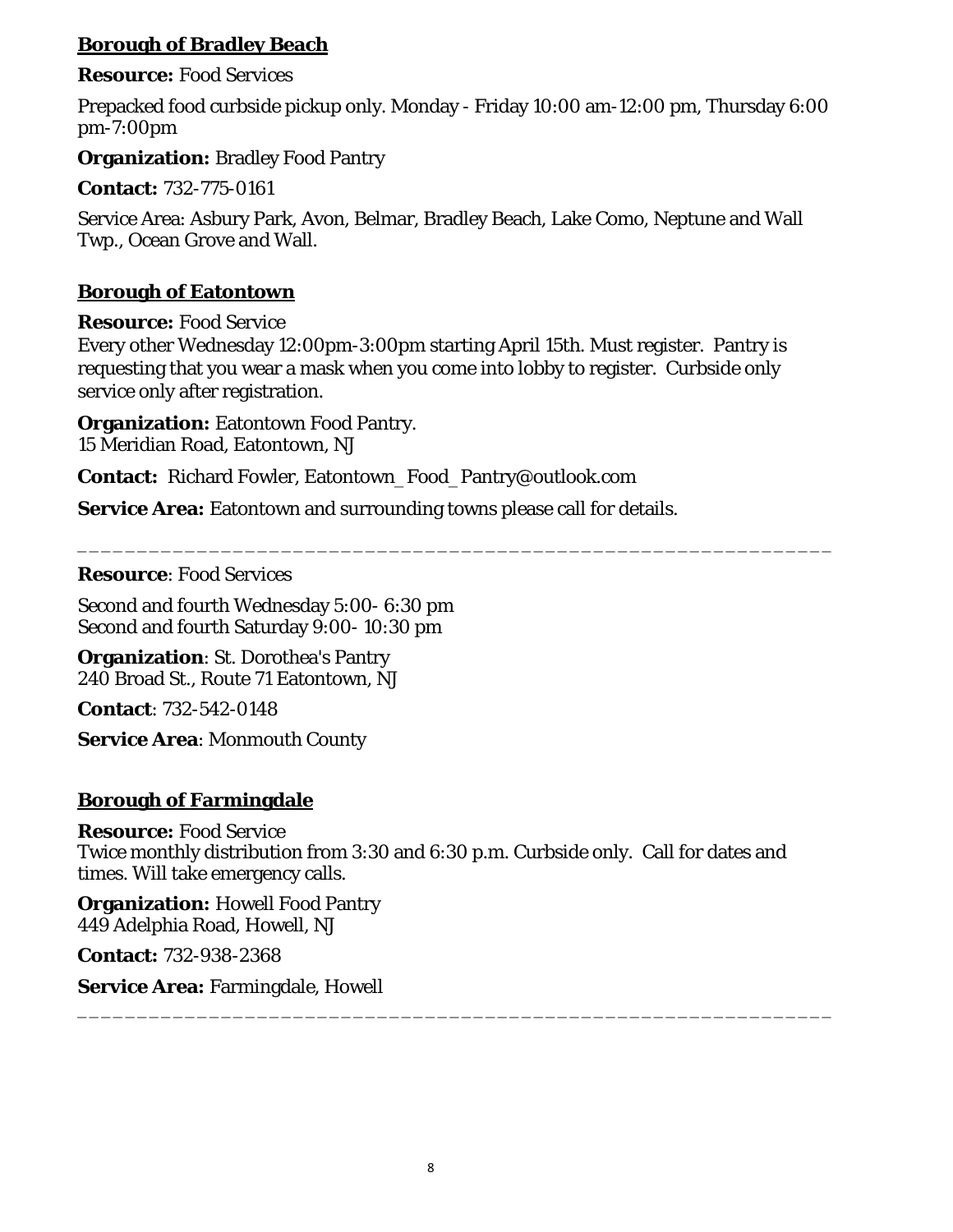## Borough of Bradley Beach

**Resource:** Food Services

Prepacked food curbside pickup only. Monday - Friday 10:00 am-12:00 pm, Thursday 6:00 pm-7:00pm

**Organization:** Bradley Food Pantry

**Contact:** 732-775-0161

Service Area: Asbury Park, Avon, Belmar, Bradley Beach, Lake Como, Neptune and Wall Twp., Ocean Grove and Wall.

## Borough of Eatontown

**Resource:** Food Service
Every other Wednesday 12:00pm-3:00pm starting April 15th. Must register. Pantry is requesting that you wear a mask when you come into lobby to register. Curbside only service only after registration.

**Organization:** Eatontown Food Pantry.
15 Meridian Road, Eatontown, NJ

**Contact:** Richard Fowler, Eatontown_Food_Pantry@outlook.com

**Service Area:** Eatontown and surrounding towns please call for details.

---

**Resource**: Food Services

Second and fourth Wednesday 5:00- 6:30 pm
Second and fourth Saturday 9:00- 10:30 pm

**Organization**: St. Dorothea's Pantry
240 Broad St., Route 71 Eatontown, NJ

**Contact**: 732-542-0148

**Service Area**: Monmouth County

## Borough of Farmingdale

**Resource:** Food Service
Twice monthly distribution from 3:30 and 6:30 p.m. Curbside only. Call for dates and times. Will take emergency calls.

**Organization:** Howell Food Pantry
449 Adelphia Road, Howell, NJ

**Contact:** 732-938-2368

**Service Area:** Farmingdale, Howell

---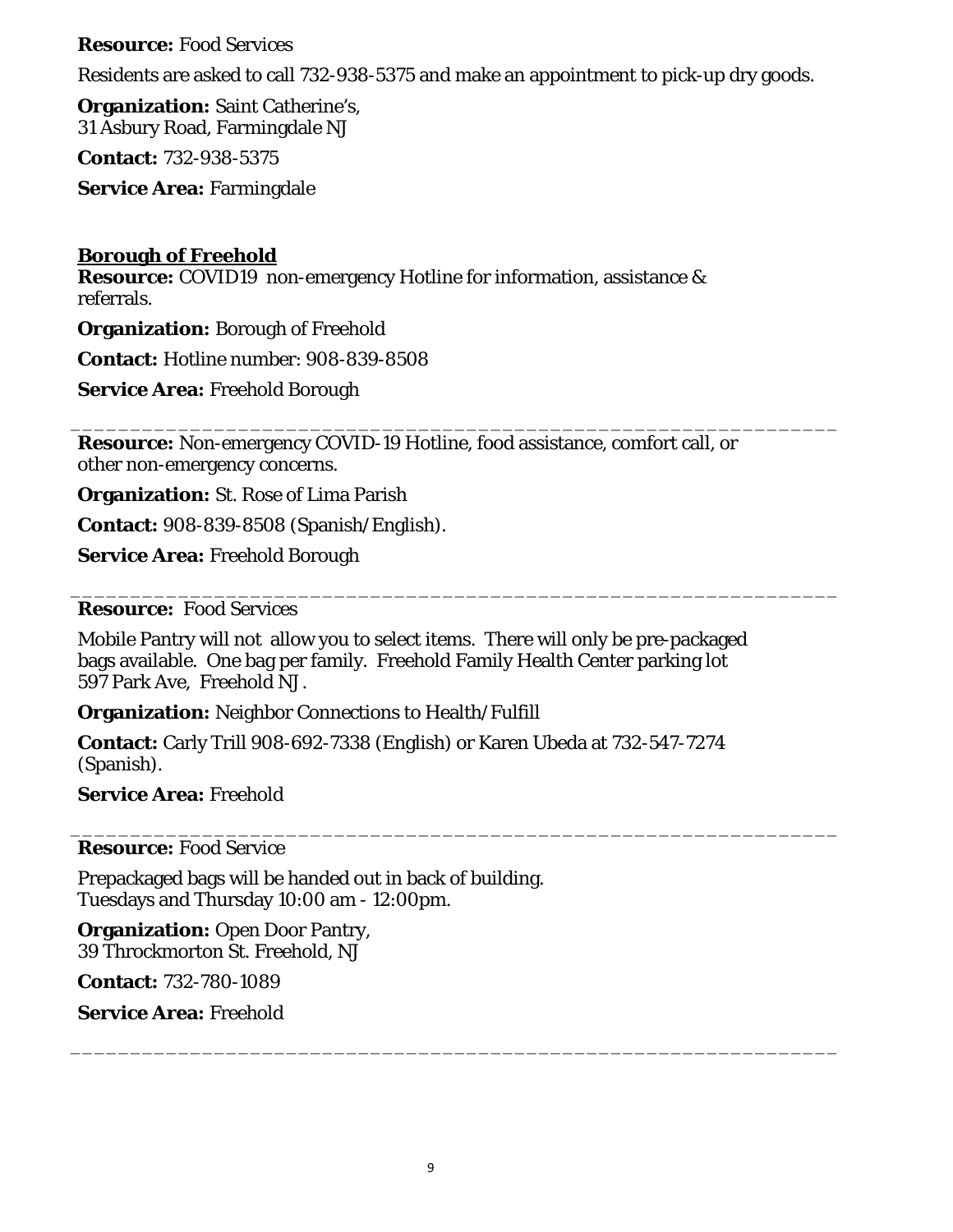**Resource:** Food Services

Residents are asked to call 732-938-5375 and make an appointment to pick-up dry goods.

**Organization:** Saint Catherine's,
31 Asbury Road, Farmingdale NJ

**Contact:** 732-938-5375

**Service Area:** Farmingdale

## Borough of Freehold

**Resource:** COVID19 non-emergency Hotline for information, assistance & referrals.

**Organization:** Borough of Freehold

**Contact:** Hotline number: 908-839-8508

**Service Area:** Freehold Borough

---

**Resource:** Non-emergency COVID-19 Hotline, food assistance, comfort call, or other non-emergency concerns.

**Organization:** St. Rose of Lima Parish

**Contact:** 908-839-8508 (Spanish/English).

**Service Area:** Freehold Borough

---

**Resource:** Food Services

Mobile Pantry will not allow you to select items. There will only be pre-packaged bags available. One bag per family. Freehold Family Health Center parking lot 597 Park Ave, Freehold NJ.

**Organization:** Neighbor Connections to Health/Fulfill

**Contact:** Carly Trill 908-692-7338 (English) or Karen Ubeda at 732-547-7274 (Spanish).

**Service Area:** Freehold

---

**Resource:** Food Service

Prepackaged bags will be handed out in back of building.
Tuesdays and Thursday 10:00 am - 12:00pm.

**Organization:** Open Door Pantry,
39 Throckmorton St. Freehold, NJ

**Contact:** 732-780-1089

**Service Area:** Freehold

---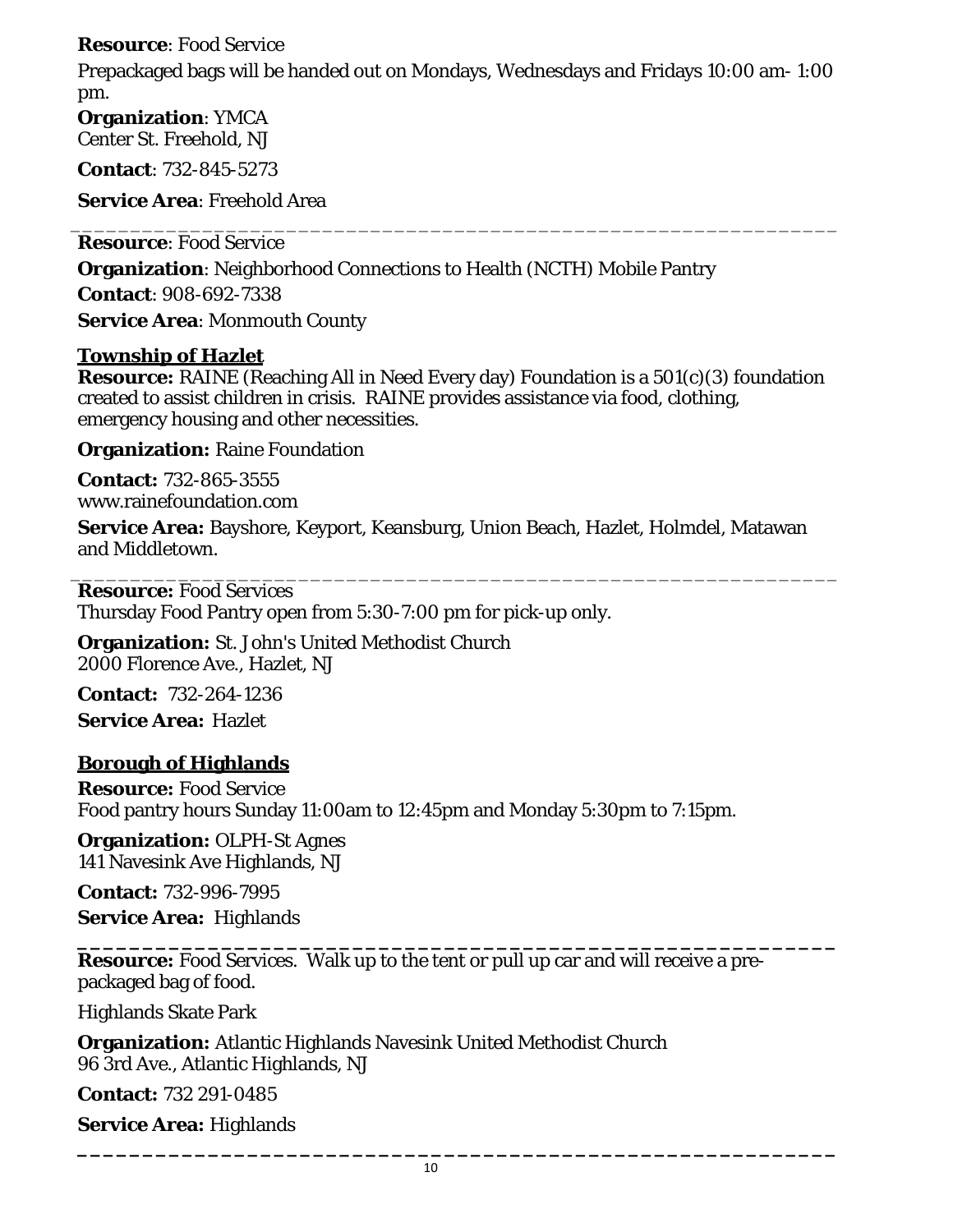**Resource**: Food Service

Prepackaged bags will be handed out on Mondays, Wednesdays and Fridays 10:00 am- 1:00 pm.

**Organization**: YMCA
Center St. Freehold, NJ

**Contact**: 732-845-5273

**Service Area**: Freehold Area

---

**Resource**: Food Service

**Organization**: Neighborhood Connections to Health (NCTH) Mobile Pantry

**Contact**: 908-692-7338

**Service Area**: Monmouth County

## Township of Hazlet

**Resource:** RAINE (Reaching All in Need Every day) Foundation is a 501(c)(3) foundation created to assist children in crisis. RAINE provides assistance via food, clothing, emergency housing and other necessities.

**Organization:** Raine Foundation

**Contact:** 732-865-3555
www.rainefoundation.com

**Service Area:** Bayshore, Keyport, Keansburg, Union Beach, Hazlet, Holmdel, Matawan and Middletown.

---

**Resource:** Food Services
Thursday Food Pantry open from 5:30-7:00 pm for pick-up only.

**Organization:** St. John's United Methodist Church
2000 Florence Ave., Hazlet, NJ

**Contact:** 732-264-1236

**Service Area:** Hazlet

## Borough of Highlands

**Resource:** Food Service
Food pantry hours Sunday 11:00am to 12:45pm and Monday 5:30pm to 7:15pm.

**Organization:** OLPH-St Agnes
141 Navesink Ave Highlands, NJ

**Contact:** 732-996-7995

**Service Area:** Highlands

---

**Resource:** Food Services. Walk up to the tent or pull up car and will receive a pre-packaged bag of food.

Highlands Skate Park

**Organization:** Atlantic Highlands Navesink United Methodist Church
96 3rd Ave., Atlantic Highlands, NJ

**Contact:** 732 291-0485

**Service Area:** Highlands

---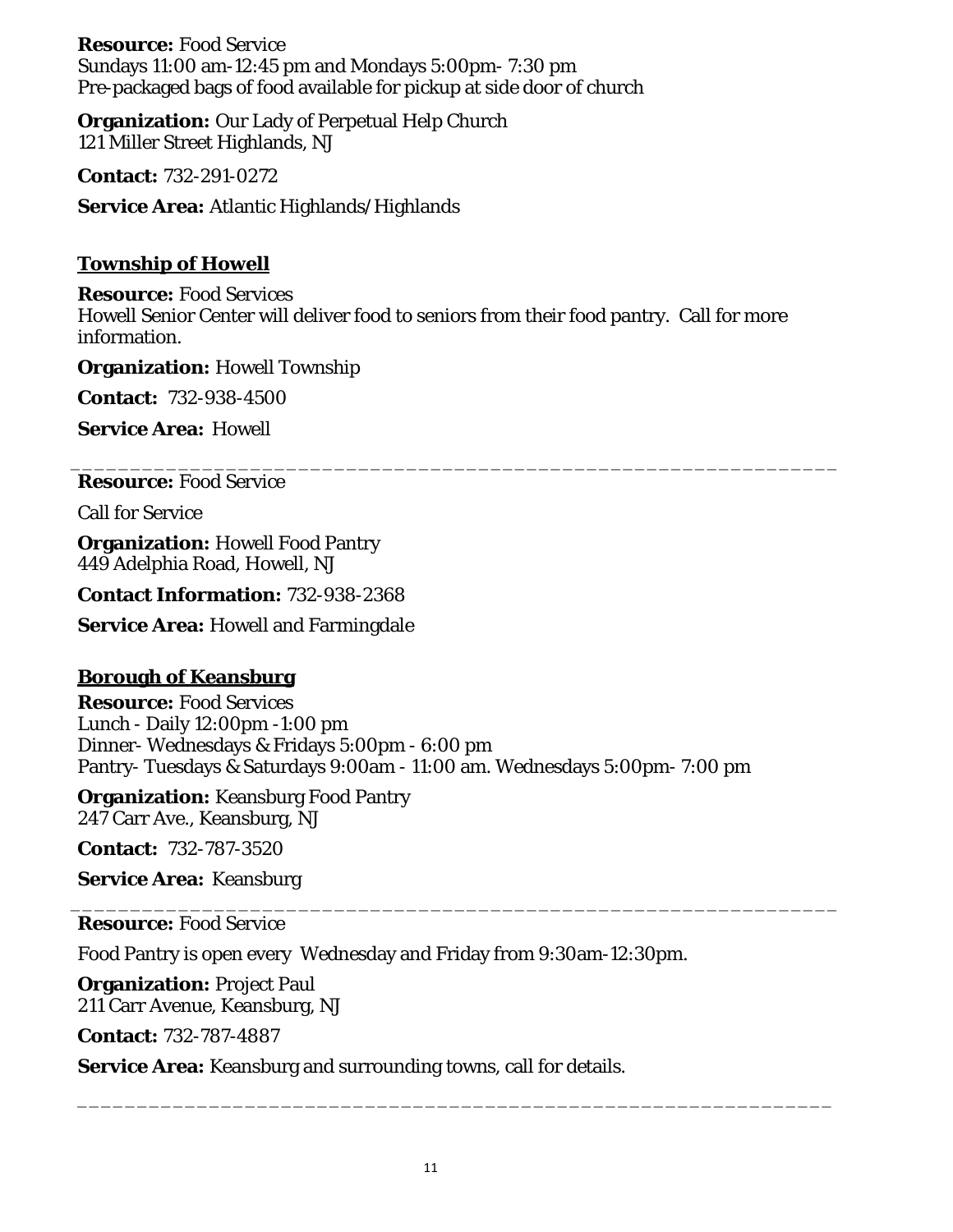**Resource:** Food Service
Sundays 11:00 am-12:45 pm and Mondays 5:00pm- 7:30 pm
Pre-packaged bags of food available for pickup at side door of church

**Organization:** Our Lady of Perpetual Help Church
121 Miller Street Highlands, NJ

**Contact:** 732-291-0272

**Service Area:** Atlantic Highlands/Highlands

## Township of Howell

**Resource:** Food Services
Howell Senior Center will deliver food to seniors from their food pantry. Call for more information.

**Organization:** Howell Township

**Contact:** 732-938-4500

**Service Area:** Howell

---

**Resource:** Food Service

Call for Service

**Organization:** Howell Food Pantry
449 Adelphia Road, Howell, NJ

**Contact Information:** 732-938-2368

**Service Area:** Howell and Farmingdale

## Borough of Keansburg

**Resource:** Food Services
Lunch - Daily 12:00pm -1:00 pm
Dinner- Wednesdays & Fridays 5:00pm - 6:00 pm
Pantry- Tuesdays & Saturdays 9:00am - 11:00 am. Wednesdays 5:00pm- 7:00 pm

**Organization:** Keansburg Food Pantry
247 Carr Ave., Keansburg, NJ

**Contact:** 732-787-3520

**Service Area:** Keansburg

---

**Resource:** Food Service

Food Pantry is open every Wednesday and Friday from 9:30am-12:30pm.

**Organization:** Project Paul
211 Carr Avenue, Keansburg, NJ

**Contact:** 732-787-4887

**Service Area:** Keansburg and surrounding towns, call for details.

---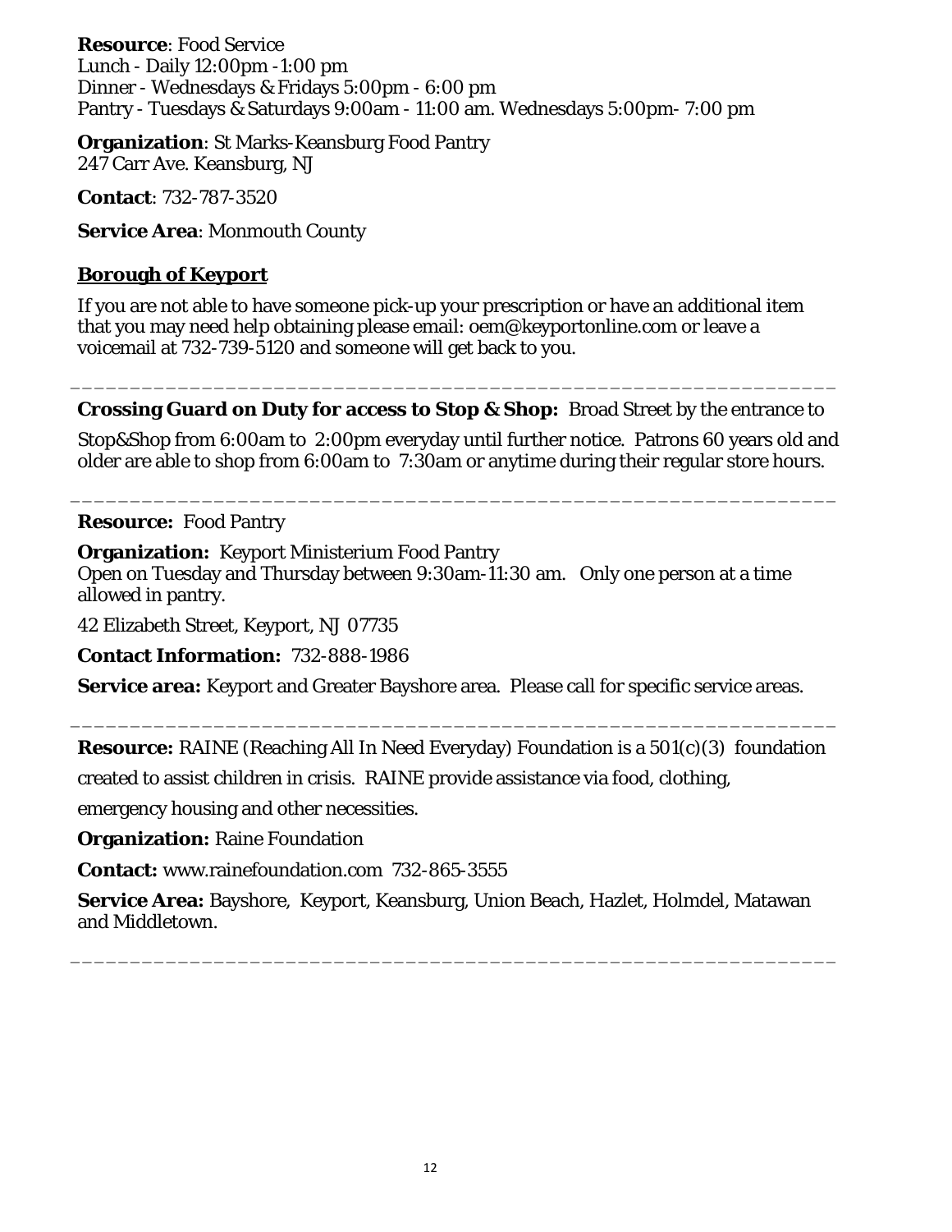**Resource**: Food Service
Lunch - Daily 12:00pm -1:00 pm
Dinner - Wednesdays & Fridays 5:00pm - 6:00 pm
Pantry - Tuesdays & Saturdays 9:00am - 11:00 am. Wednesdays 5:00pm- 7:00 pm

**Organization**: St Marks-Keansburg Food Pantry
247 Carr Ave. Keansburg, NJ

**Contact**: 732-787-3520

**Service Area**: Monmouth County

## **Borough of Keyport**

If you are not able to have someone pick-up your prescription or have an additional item that you may need help obtaining please email: oem@keyportonline.com or leave a voicemail at 732-739-5120 and someone will get back to you.

---

**Crossing Guard on Duty for access to Stop & Shop:** Broad Street by the entrance to Stop&Shop from 6:00am to 2:00pm everyday until further notice. Patrons 60 years old and older are able to shop from 6:00am to 7:30am or anytime during their regular store hours.

---

**Resource:** Food Pantry

**Organization:** Keyport Ministerium Food Pantry
Open on Tuesday and Thursday between 9:30am-11:30 am. Only one person at a time allowed in pantry.

42 Elizabeth Street, Keyport, NJ 07735

**Contact Information:** 732-888-1986

**Service area:** Keyport and Greater Bayshore area. Please call for specific service areas.

---

**Resource:** RAINE (Reaching All In Need Everyday) Foundation is a 501(c)(3) foundation created to assist children in crisis. RAINE provide assistance via food, clothing, emergency housing and other necessities.

**Organization:** Raine Foundation

**Contact:** www.rainefoundation.com 732-865-3555

**Service Area:** Bayshore, Keyport, Keansburg, Union Beach, Hazlet, Holmdel, Matawan and Middletown.

---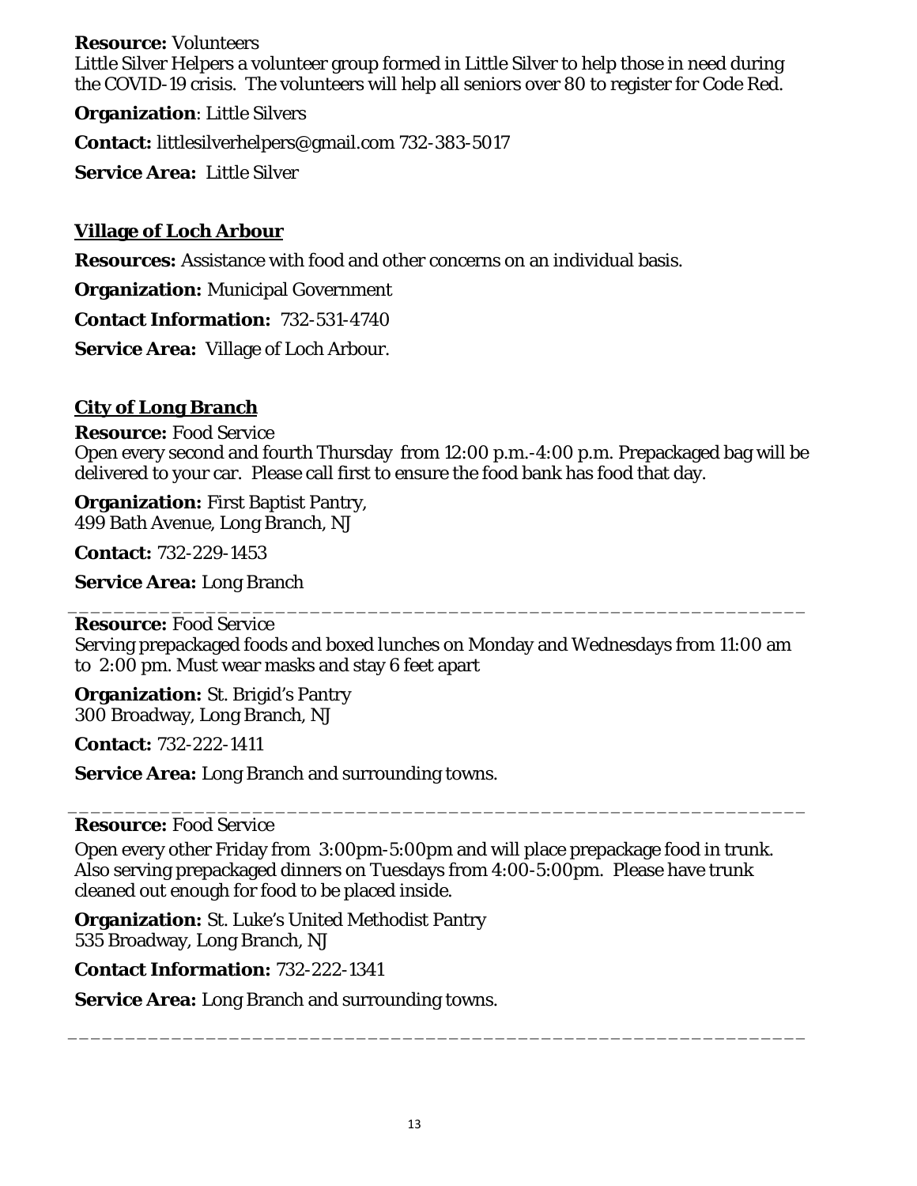**Resource:** Volunteers
Little Silver Helpers a volunteer group formed in Little Silver to help those in need during the COVID-19 crisis. The volunteers will help all seniors over 80 to register for Code Red.

**Organization**: Little Silvers

**Contact:** littlesilverhelpers@gmail.com 732-383-5017

**Service Area:** Little Silver

## Village of Loch Arbour

**Resources:** Assistance with food and other concerns on an individual basis.

**Organization:** Municipal Government

**Contact Information:** 732-531-4740

**Service Area:** Village of Loch Arbour.

## City of Long Branch

**Resource:** Food Service
Open every second and fourth Thursday from 12:00 p.m.-4:00 p.m. Prepackaged bag will be delivered to your car. Please call first to ensure the food bank has food that day.

**Organization:** First Baptist Pantry,
499 Bath Avenue, Long Branch, NJ

**Contact:** 732-229-1453

**Service Area:** Long Branch

---

**Resource:** Food Service
Serving prepackaged foods and boxed lunches on Monday and Wednesdays from 11:00 am to 2:00 pm. Must wear masks and stay 6 feet apart

**Organization:** St. Brigid's Pantry
300 Broadway, Long Branch, NJ

**Contact:** 732-222-1411

**Service Area:** Long Branch and surrounding towns.

---

**Resource:** Food Service

Open every other Friday from 3:00pm-5:00pm and will place prepackage food in trunk. Also serving prepackaged dinners on Tuesdays from 4:00-5:00pm. Please have trunk cleaned out enough for food to be placed inside.

**Organization:** St. Luke's United Methodist Pantry
535 Broadway, Long Branch, NJ

**Contact Information:** 732-222-1341

**Service Area:** Long Branch and surrounding towns.

---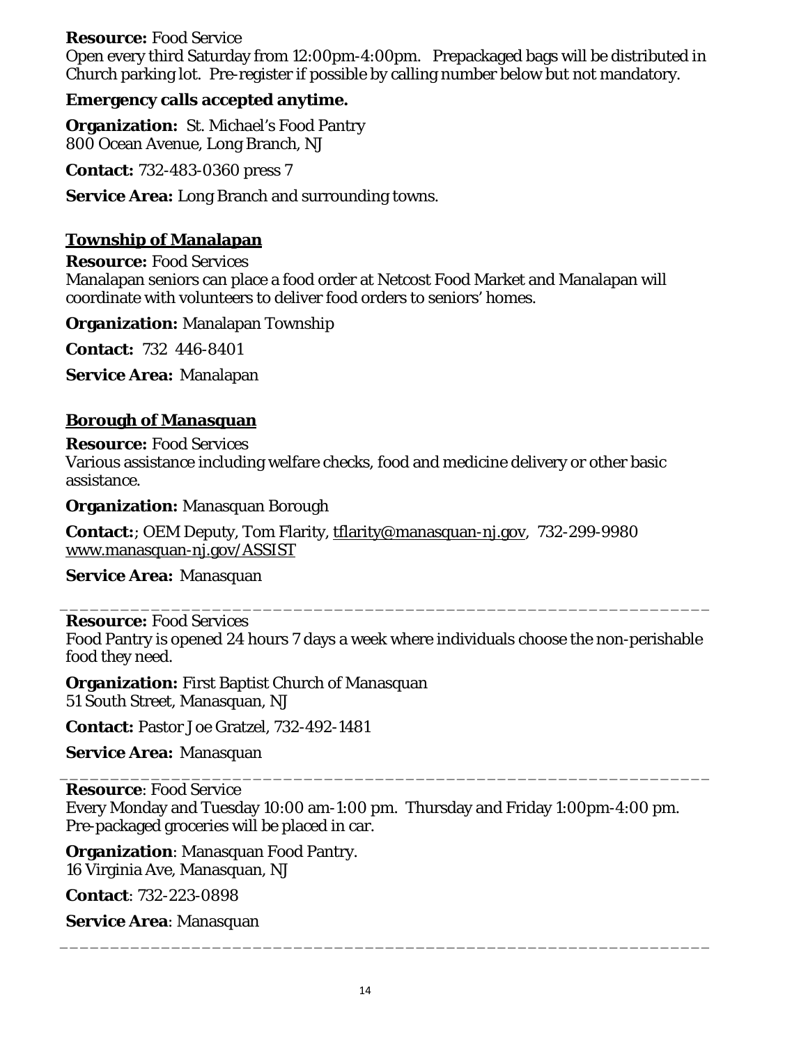**Resource:** Food Service
Open every third Saturday from 12:00pm-4:00pm. Prepackaged bags will be distributed in Church parking lot. Pre-register if possible by calling number below but not mandatory.

**Emergency calls accepted anytime.**

**Organization:** St. Michael's Food Pantry
800 Ocean Avenue, Long Branch, NJ

**Contact:** 732-483-0360 press 7

**Service Area:** Long Branch and surrounding towns.

## Township of Manalapan

**Resource:** Food Services
Manalapan seniors can place a food order at Netcost Food Market and Manalapan will coordinate with volunteers to deliver food orders to seniors' homes.

**Organization:** Manalapan Township

**Contact:** 732 446-8401

**Service Area:** Manalapan

## Borough of Manasquan

**Resource:** Food Services
Various assistance including welfare checks, food and medicine delivery or other basic assistance.

**Organization:** Manasquan Borough

**Contact:**; OEM Deputy, Tom Flarity, tflarity@manasquan-nj.gov, 732-299-9980
www.manasquan-nj.gov/ASSIST

**Service Area:** Manasquan

---

**Resource:** Food Services
Food Pantry is opened 24 hours 7 days a week where individuals choose the non-perishable food they need.

**Organization:** First Baptist Church of Manasquan
51 South Street, Manasquan, NJ

**Contact:** Pastor Joe Gratzel, 732-492-1481

**Service Area:** Manasquan

---

**Resource**: Food Service
Every Monday and Tuesday 10:00 am-1:00 pm. Thursday and Friday 1:00pm-4:00 pm. Pre-packaged groceries will be placed in car.

**Organization**: Manasquan Food Pantry.
16 Virginia Ave, Manasquan, NJ

**Contact**: 732-223-0898

**Service Area**: Manasquan

---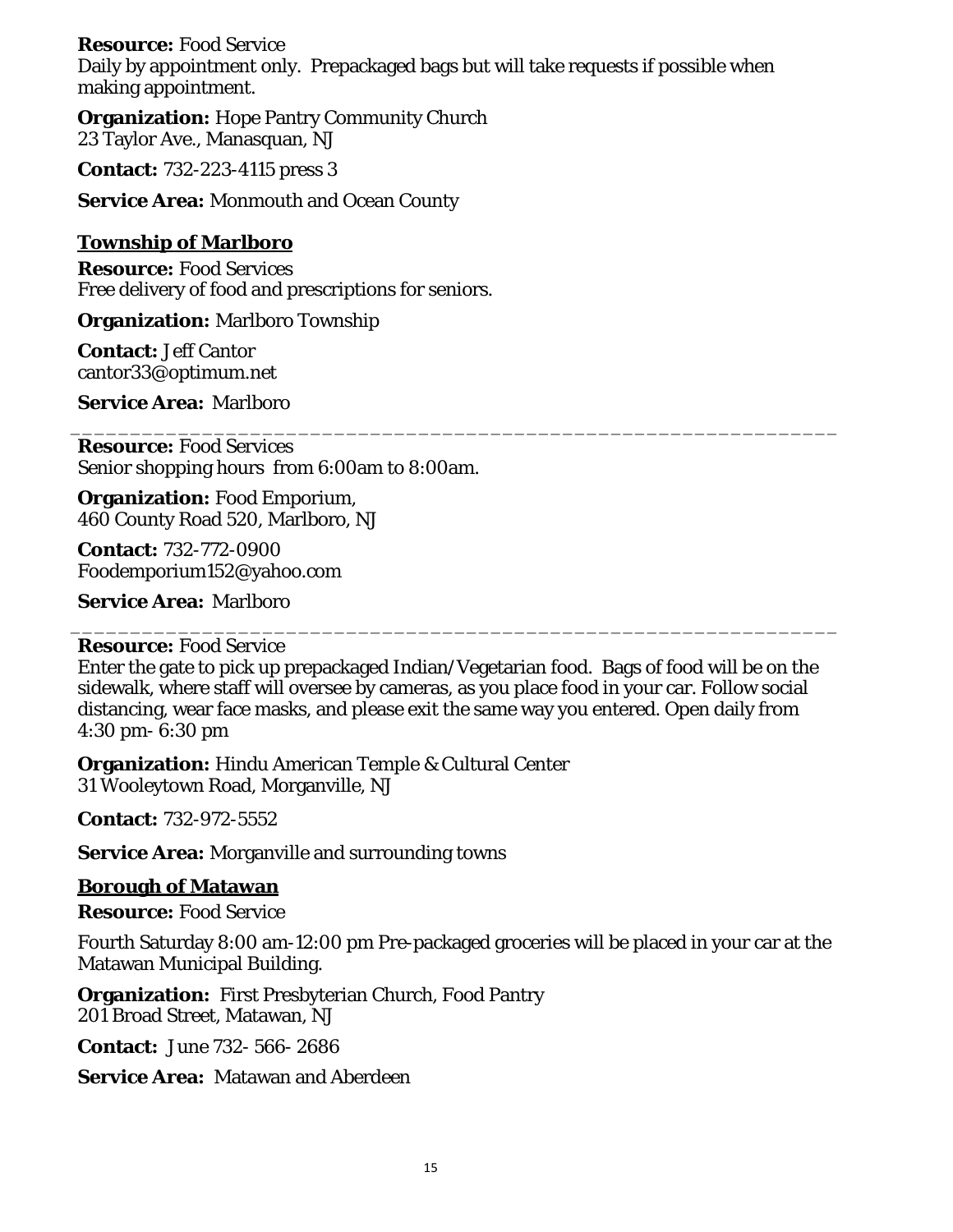**Resource:** Food Service
Daily by appointment only. Prepackaged bags but will take requests if possible when making appointment.

**Organization:** Hope Pantry Community Church
23 Taylor Ave., Manasquan, NJ

**Contact:** 732-223-4115 press 3

**Service Area:** Monmouth and Ocean County

## Township of Marlboro

**Resource:** Food Services
Free delivery of food and prescriptions for seniors.

**Organization:** Marlboro Township

**Contact:** Jeff Cantor
cantor33@optimum.net

**Service Area:** Marlboro

---

**Resource:** Food Services
Senior shopping hours from 6:00am to 8:00am.

**Organization:** Food Emporium,
460 County Road 520, Marlboro, NJ

**Contact:** 732-772-0900
Foodemporium152@yahoo.com

**Service Area:** Marlboro

---

**Resource:** Food Service
Enter the gate to pick up prepackaged Indian/Vegetarian food. Bags of food will be on the sidewalk, where staff will oversee by cameras, as you place food in your car. Follow social distancing, wear face masks, and please exit the same way you entered. Open daily from 4:30 pm- 6:30 pm

**Organization:** Hindu American Temple & Cultural Center
31 Wooleytown Road, Morganville, NJ

**Contact:** 732-972-5552

**Service Area:** Morganville and surrounding towns

## Borough of Matawan

**Resource:** Food Service

Fourth Saturday 8:00 am-12:00 pm Pre-packaged groceries will be placed in your car at the Matawan Municipal Building.

**Organization:** First Presbyterian Church, Food Pantry
201 Broad Street, Matawan, NJ

**Contact:** June 732- 566- 2686

**Service Area:** Matawan and Aberdeen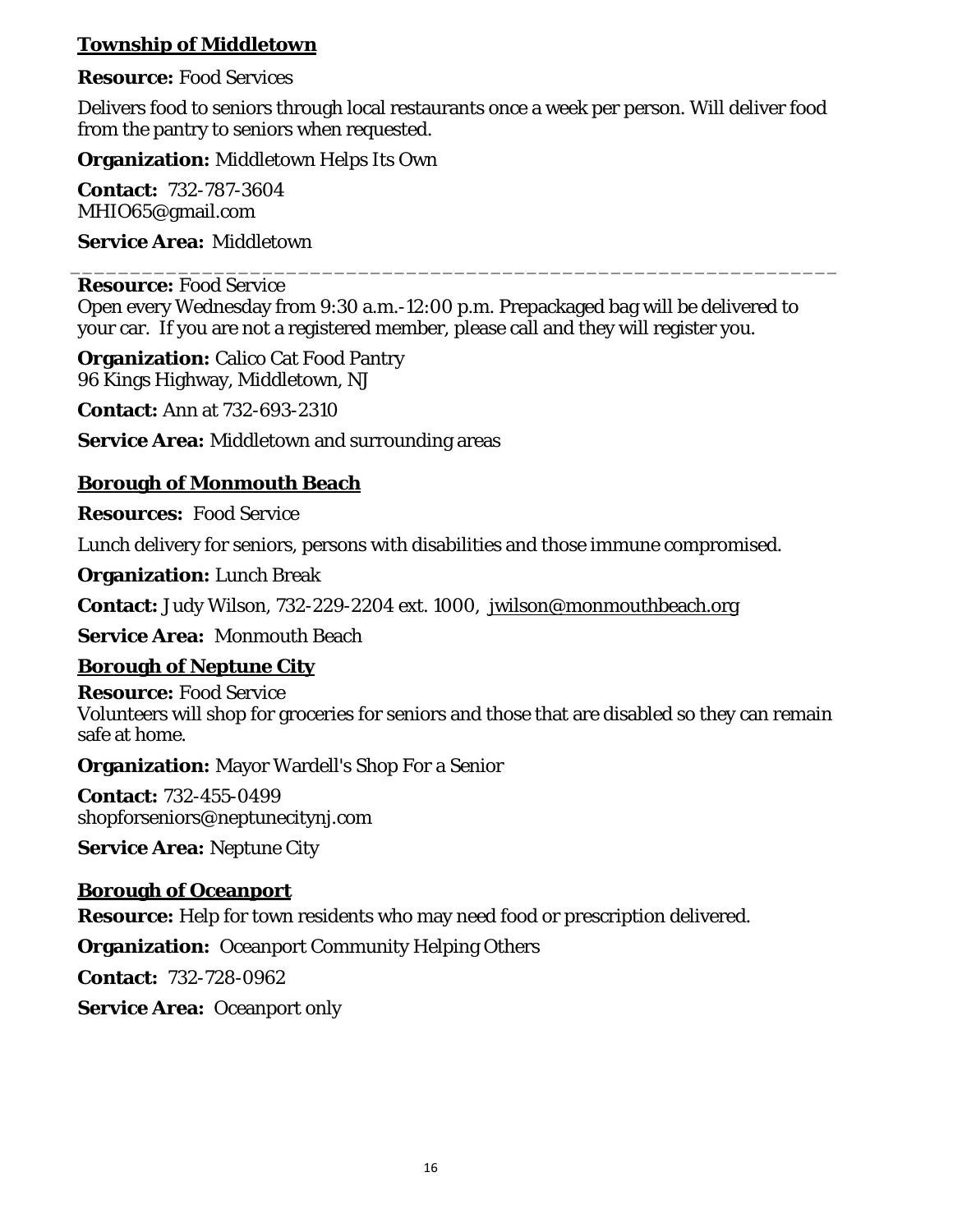## Township of Middletown

**Resource:** Food Services

Delivers food to seniors through local restaurants once a week per person. Will deliver food from the pantry to seniors when requested.

**Organization:** Middletown Helps Its Own

**Contact:** 732-787-3604
MHIO65@gmail.com

**Service Area:** Middletown

---

**Resource:** Food Service
Open every Wednesday from 9:30 a.m.-12:00 p.m. Prepackaged bag will be delivered to your car. If you are not a registered member, please call and they will register you.

**Organization:** Calico Cat Food Pantry
96 Kings Highway, Middletown, NJ

**Contact:** Ann at 732-693-2310

**Service Area:** Middletown and surrounding areas

## Borough of Monmouth Beach

**Resources:** Food Service

Lunch delivery for seniors, persons with disabilities and those immune compromised.

**Organization:** Lunch Break

**Contact:** Judy Wilson, 732-229-2204 ext. 1000, jwilson@monmouthbeach.org

**Service Area:** Monmouth Beach

## Borough of Neptune City

**Resource:** Food Service
Volunteers will shop for groceries for seniors and those that are disabled so they can remain safe at home.

**Organization:** Mayor Wardell's Shop For a Senior

**Contact:** 732-455-0499
shopforseniors@neptunecitynj.com

**Service Area:** Neptune City

## Borough of Oceanport

**Resource:** Help for town residents who may need food or prescription delivered.

**Organization:** Oceanport Community Helping Others

**Contact:** 732-728-0962

**Service Area:** Oceanport only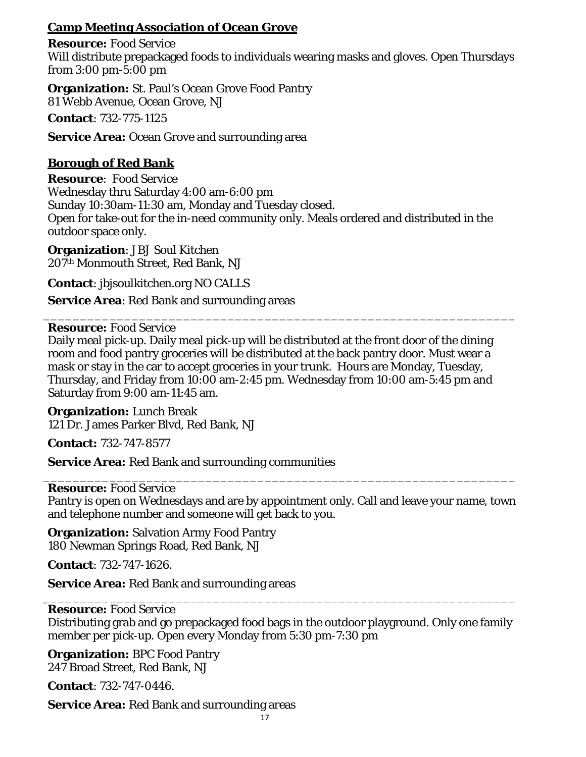## Camp Meeting Association of Ocean Grove

**Resource:** Food Service
Will distribute prepackaged foods to individuals wearing masks and gloves. Open Thursdays from 3:00 pm-5:00 pm

**Organization:** St. Paul's Ocean Grove Food Pantry
81 Webb Avenue, Ocean Grove, NJ

**Contact**: 732-775-1125

**Service Area:** Ocean Grove and surrounding area

## Borough of Red Bank

**Resource**: Food Service
Wednesday thru Saturday 4:00 am-6:00 pm
Sunday 10:30am-11:30 am, Monday and Tuesday closed.
Open for take-out for the in-need community only. Meals ordered and distributed in the outdoor space only.

**Organization**: JBJ Soul Kitchen
207th Monmouth Street, Red Bank, NJ

**Contact**: jbjsoulkitchen.org NO CALLS

**Service Area**: Red Bank and surrounding areas

---

**Resource:** Food Service
Daily meal pick-up. Daily meal pick-up will be distributed at the front door of the dining room and food pantry groceries will be distributed at the back pantry door. Must wear a mask or stay in the car to accept groceries in your trunk. Hours are Monday, Tuesday, Thursday, and Friday from 10:00 am-2:45 pm. Wednesday from 10:00 am-5:45 pm and Saturday from 9:00 am-11:45 am.

**Organization:** Lunch Break
121 Dr. James Parker Blvd, Red Bank, NJ

**Contact:** 732-747-8577

**Service Area:** Red Bank and surrounding communities

---

**Resource:** Food Service
Pantry is open on Wednesdays and are by appointment only. Call and leave your name, town and telephone number and someone will get back to you.

**Organization:** Salvation Army Food Pantry
180 Newman Springs Road, Red Bank, NJ

**Contact**: 732-747-1626.

**Service Area:** Red Bank and surrounding areas

---

**Resource:** Food Service
Distributing grab and go prepackaged food bags in the outdoor playground. Only one family member per pick-up. Open every Monday from 5:30 pm-7:30 pm

**Organization:** BPC Food Pantry
247 Broad Street, Red Bank, NJ

**Contact**: 732-747-0446.

**Service Area:** Red Bank and surrounding areas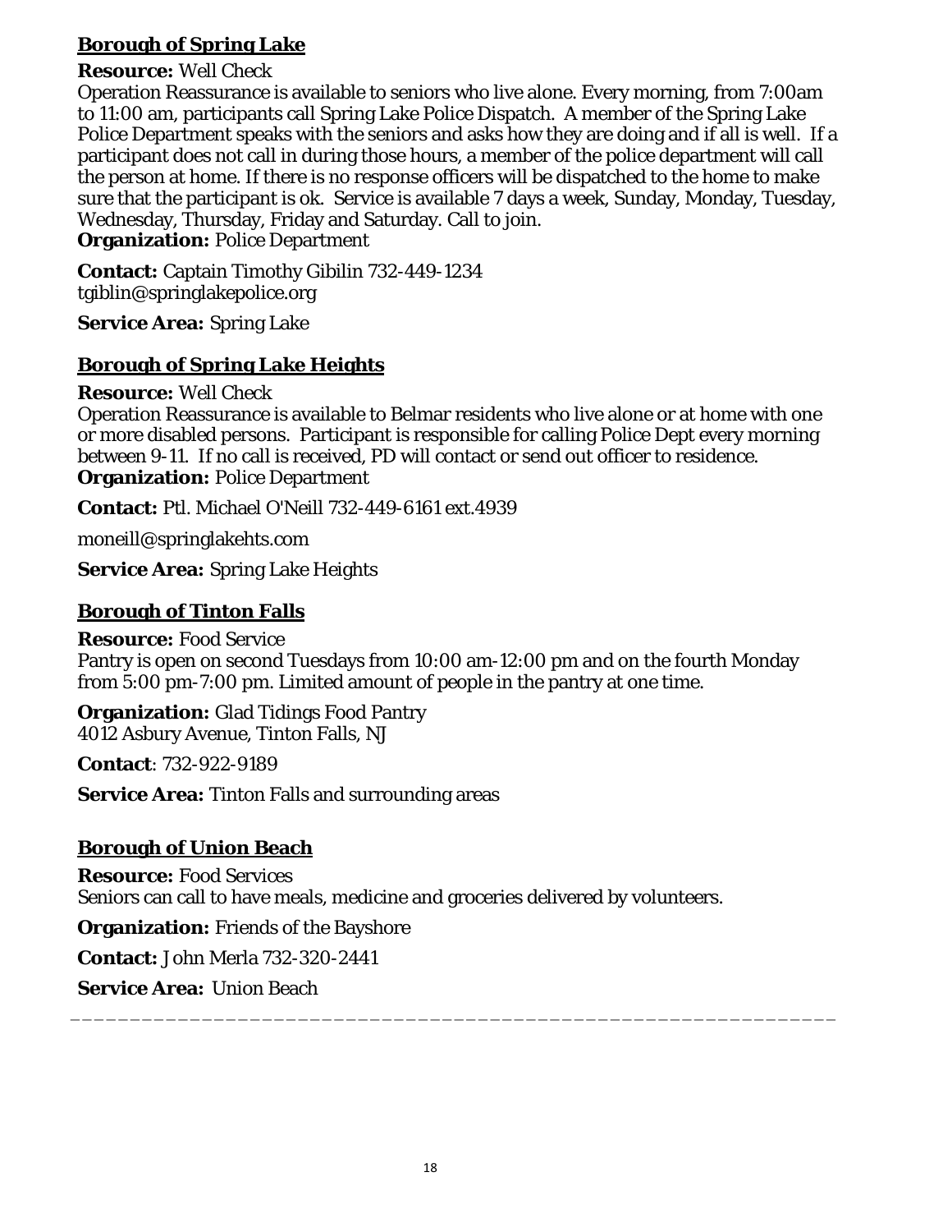**Borough of Spring Lake**

**Resource:** Well Check
Operation Reassurance is available to seniors who live alone. Every morning, from 7:00am to 11:00 am, participants call Spring Lake Police Dispatch. A member of the Spring Lake Police Department speaks with the seniors and asks how they are doing and if all is well. If a participant does not call in during those hours, a member of the police department will call the person at home. If there is no response officers will be dispatched to the home to make sure that the participant is ok. Service is available 7 days a week, Sunday, Monday, Tuesday, Wednesday, Thursday, Friday and Saturday. Call to join.
**Organization:** Police Department

**Contact:** Captain Timothy Gibilin 732-449-1234
tgiblin@springlakepolice.org

**Service Area:** Spring Lake

**Borough of Spring Lake Heights**

**Resource:** Well Check
Operation Reassurance is available to Belmar residents who live alone or at home with one or more disabled persons. Participant is responsible for calling Police Dept every morning between 9-11. If no call is received, PD will contact or send out officer to residence.
**Organization:** Police Department

**Contact:** Ptl. Michael O'Neill 732-449-6161 ext.4939

moneill@springlakehts.com

**Service Area:** Spring Lake Heights

**Borough of Tinton Falls**

**Resource:** Food Service
Pantry is open on second Tuesdays from 10:00 am-12:00 pm and on the fourth Monday from 5:00 pm-7:00 pm. Limited amount of people in the pantry at one time.

**Organization:** Glad Tidings Food Pantry
4012 Asbury Avenue, Tinton Falls, NJ

**Contact**: 732-922-9189

**Service Area:** Tinton Falls and surrounding areas

**Borough of Union Beach**

**Resource:** Food Services
Seniors can call to have meals, medicine and groceries delivered by volunteers.

**Organization:** Friends of the Bayshore

**Contact:** John Merla 732-320-2441

**Service Area:** Union Beach

---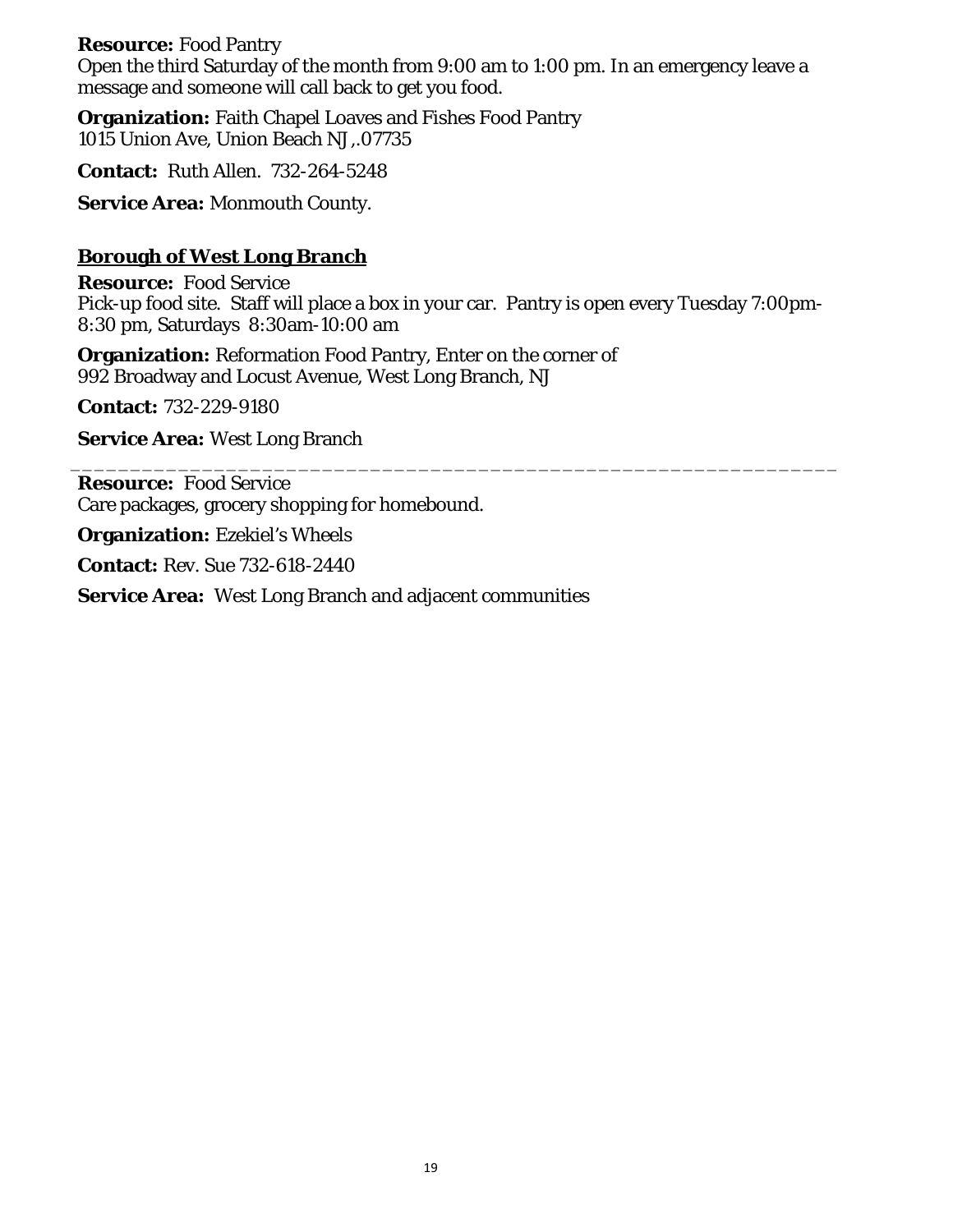**Resource:** Food Pantry
Open the third Saturday of the month from 9:00 am to 1:00 pm. In an emergency leave a message and someone will call back to get you food.

**Organization:** Faith Chapel Loaves and Fishes Food Pantry
1015 Union Ave, Union Beach NJ,.07735

**Contact:** Ruth Allen. 732-264-5248

**Service Area:** Monmouth County.

## Borough of West Long Branch

**Resource:** Food Service
Pick-up food site. Staff will place a box in your car. Pantry is open every Tuesday 7:00pm-8:30 pm, Saturdays 8:30am-10:00 am

**Organization:** Reformation Food Pantry, Enter on the corner of
992 Broadway and Locust Avenue, West Long Branch, NJ

**Contact:** 732-229-9180

**Service Area:** West Long Branch

---

**Resource:** Food Service
Care packages, grocery shopping for homebound.

**Organization:** Ezekiel's Wheels

**Contact:** Rev. Sue 732-618-2440

**Service Area:** West Long Branch and adjacent communities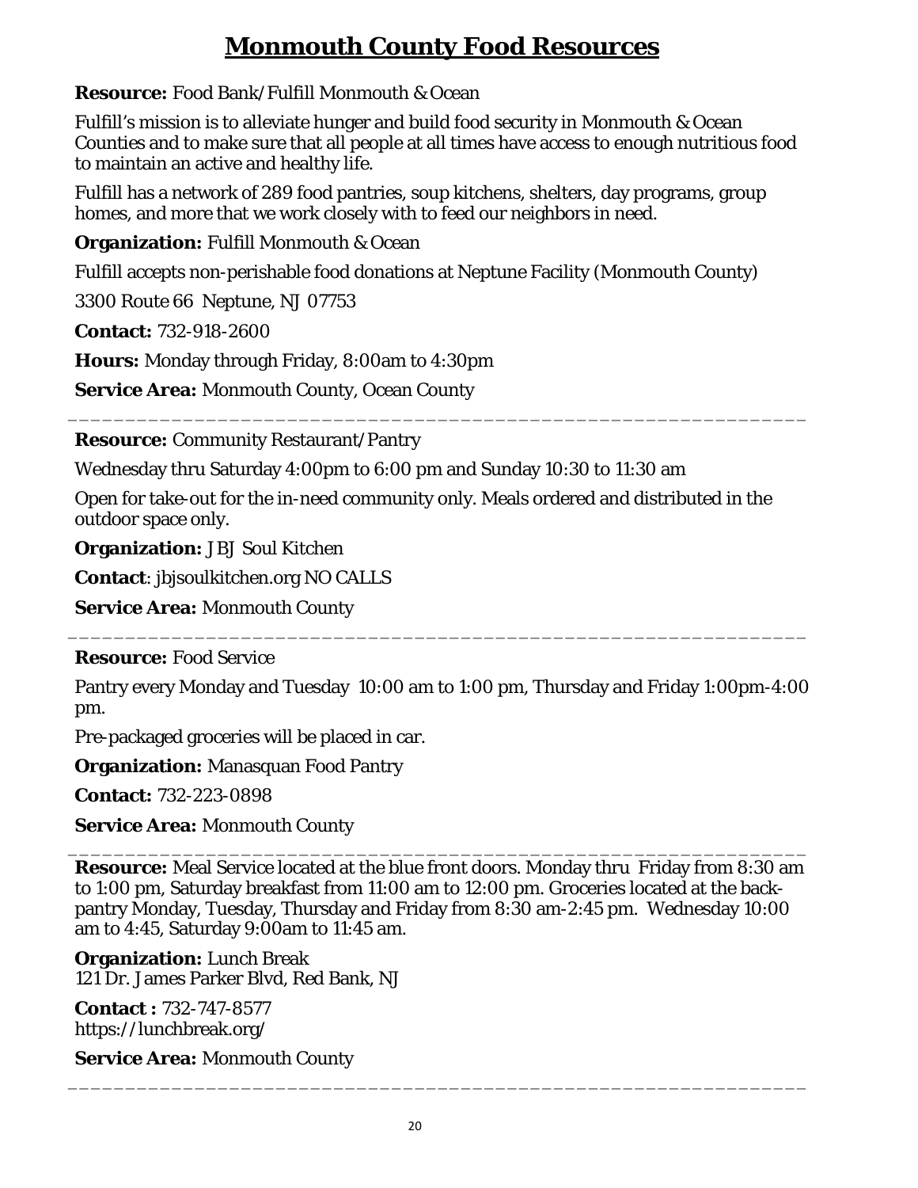# Monmouth County Food Resources

**Resource:** Food Bank/Fulfill Monmouth & Ocean

Fulfill's mission is to alleviate hunger and build food security in Monmouth & Ocean Counties and to make sure that all people at all times have access to enough nutritious food to maintain an active and healthy life.

Fulfill has a network of 289 food pantries, soup kitchens, shelters, day programs, group homes, and more that we work closely with to feed our neighbors in need.

**Organization:** Fulfill Monmouth & Ocean

Fulfill accepts non-perishable food donations at Neptune Facility (Monmouth County)

3300 Route 66 Neptune, NJ 07753

**Contact:** 732-918-2600

**Hours:** Monday through Friday, 8:00am to 4:30pm

**Service Area:** Monmouth County, Ocean County

---

**Resource:** Community Restaurant/Pantry

Wednesday thru Saturday 4:00pm to 6:00 pm and Sunday 10:30 to 11:30 am

Open for take-out for the in-need community only. Meals ordered and distributed in the outdoor space only.

**Organization:** JBJ Soul Kitchen

**Contact**: jbjsoulkitchen.org NO CALLS

**Service Area:** Monmouth County

---

**Resource:** Food Service

Pantry every Monday and Tuesday 10:00 am to 1:00 pm, Thursday and Friday 1:00pm-4:00 pm.

Pre-packaged groceries will be placed in car.

**Organization:** Manasquan Food Pantry

**Contact:** 732-223-0898

**Service Area:** Monmouth County

---

**Resource:** Meal Service located at the blue front doors. Monday thru Friday from 8:30 am to 1:00 pm, Saturday breakfast from 11:00 am to 12:00 pm. Groceries located at the back-pantry Monday, Tuesday, Thursday and Friday from 8:30 am-2:45 pm. Wednesday 10:00 am to 4:45, Saturday 9:00am to 11:45 am.

**Organization:** Lunch Break
121 Dr. James Parker Blvd, Red Bank, NJ

**Contact :** 732-747-8577
https://lunchbreak.org/

**Service Area:** Monmouth County

---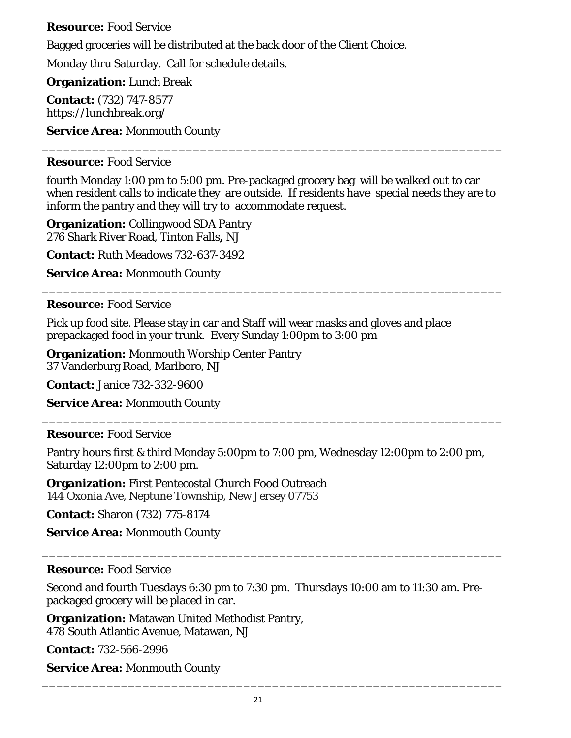**Resource:** Food Service

Bagged groceries will be distributed at the back door of the Client Choice.

Monday thru Saturday. Call for schedule details.

**Organization:** Lunch Break

**Contact:** (732) 747-8577
https://lunchbreak.org/

**Service Area:** Monmouth County

---

**Resource:** Food Service

fourth Monday 1:00 pm to 5:00 pm. Pre-packaged grocery bag will be walked out to car when resident calls to indicate they are outside. If residents have special needs they are to inform the pantry and they will try to accommodate request.

**Organization:** Collingwood SDA Pantry
276 Shark River Road, Tinton Falls**,** NJ

**Contact:** Ruth Meadows 732-637-3492

**Service Area:** Monmouth County

---

**Resource:** Food Service

Pick up food site. Please stay in car and Staff will wear masks and gloves and place prepackaged food in your trunk. Every Sunday 1:00pm to 3:00 pm

**Organization:** Monmouth Worship Center Pantry
37 Vanderburg Road, Marlboro, NJ

**Contact:** Janice 732-332-9600

**Service Area:** Monmouth County

---

**Resource:** Food Service

Pantry hours first & third Monday 5:00pm to 7:00 pm, Wednesday 12:00pm to 2:00 pm, Saturday 12:00pm to 2:00 pm.

**Organization:** First Pentecostal Church Food Outreach
144 Oxonia Ave, Neptune Township, New Jersey 07753

**Contact:** Sharon (732) 775-8174

**Service Area:** Monmouth County

---

**Resource:** Food Service

Second and fourth Tuesdays 6:30 pm to 7:30 pm. Thursdays 10:00 am to 11:30 am. Pre-packaged grocery will be placed in car.

**Organization:** Matawan United Methodist Pantry,
478 South Atlantic Avenue, Matawan, NJ

**Contact:** 732-566-2996

**Service Area:** Monmouth County

---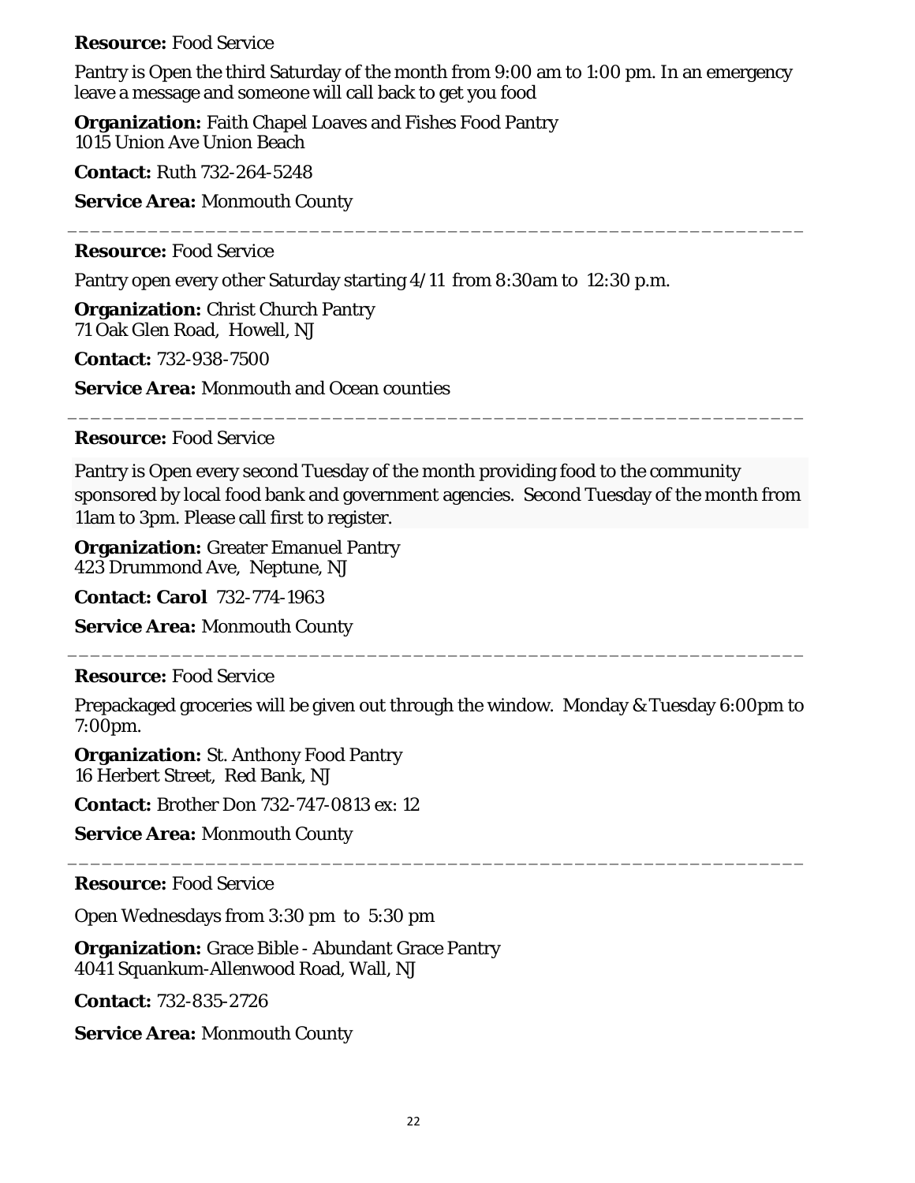**Resource:** Food Service

Pantry is Open the third Saturday of the month from 9:00 am to 1:00 pm. In an emergency leave a message and someone will call back to get you food

**Organization:** Faith Chapel Loaves and Fishes Food Pantry
1015 Union Ave Union Beach

**Contact:** Ruth 732-264-5248

**Service Area:** Monmouth County

---

**Resource:** Food Service

Pantry open every other Saturday starting 4/11 from 8:30am to 12:30 p.m.

**Organization:** Christ Church Pantry
71 Oak Glen Road, Howell, NJ

**Contact:** 732-938-7500

**Service Area:** Monmouth and Ocean counties

---

**Resource:** Food Service

Pantry is Open every second Tuesday of the month providing food to the community sponsored by local food bank and government agencies. Second Tuesday of the month from 11am to 3pm. Please call first to register.

**Organization:** Greater Emanuel Pantry
423 Drummond Ave, Neptune, NJ

**Contact: Carol** 732-774-1963

**Service Area:** Monmouth County

---

**Resource:** Food Service

Prepackaged groceries will be given out through the window. Monday & Tuesday 6:00pm to 7:00pm.

**Organization:** St. Anthony Food Pantry
16 Herbert Street, Red Bank, NJ

**Contact:** Brother Don 732-747-0813 ex: 12

**Service Area:** Monmouth County

---

**Resource:** Food Service

Open Wednesdays from 3:30 pm to 5:30 pm

**Organization:** Grace Bible - Abundant Grace Pantry
4041 Squankum-Allenwood Road, Wall, NJ

**Contact:** 732-835-2726

**Service Area:** Monmouth County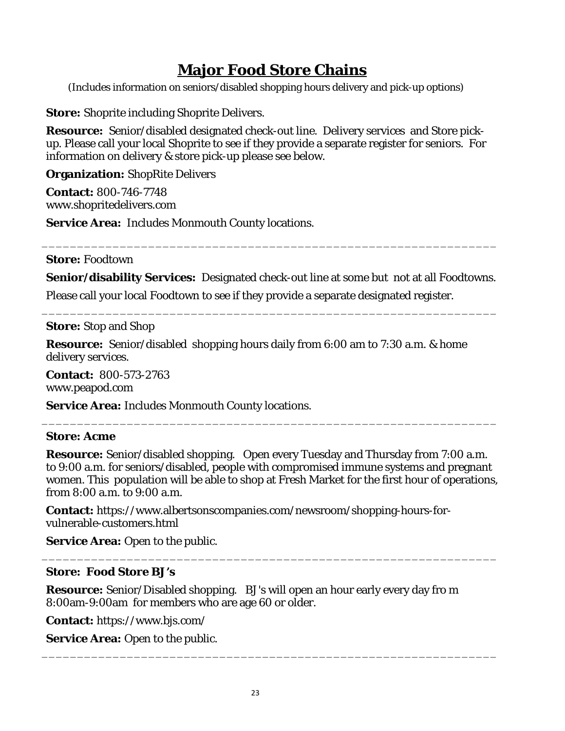# Major Food Store Chains

(Includes information on seniors/disabled shopping hours delivery and pick-up options)

**Store:** Shoprite including Shoprite Delivers.

**Resource:** Senior/disabled designated check-out line. Delivery services and Store pick-up. Please call your local Shoprite to see if they provide a separate register for seniors. For information on delivery & store pick-up please see below.

**Organization:** ShopRite Delivers

**Contact:** 800-746-7748
www.shopritedelivers.com

**Service Area:** Includes Monmouth County locations.

---

**Store:** Foodtown

**Senior/disability Services:** Designated check-out line at some but not at all Foodtowns.

Please call your local Foodtown to see if they provide a separate designated register.

---

**Store:** Stop and Shop

**Resource:** Senior/disabled shopping hours daily from 6:00 am to 7:30 a.m. & home delivery services.

**Contact:** 800-573-2763
www.peapod.com

**Service Area:** Includes Monmouth County locations.

---

**Store: Acme**

**Resource:** Senior/disabled shopping. Open every Tuesday and Thursday from 7:00 a.m. to 9:00 a.m. for seniors/disabled, people with compromised immune systems and pregnant women. This population will be able to shop at Fresh Market for the first hour of operations, from 8:00 a.m. to 9:00 a.m.

**Contact:** https://www.albertsonscompanies.com/newsroom/shopping-hours-for-vulnerable-customers.html

**Service Area:** Open to the public.

---

**Store: Food Store BJ's**

**Resource:** Senior/Disabled shopping. BJ's will open an hour early every day fro m 8:00am-9:00am for members who are age 60 or older.

**Contact:** https://www.bjs.com/

**Service Area:** Open to the public.

---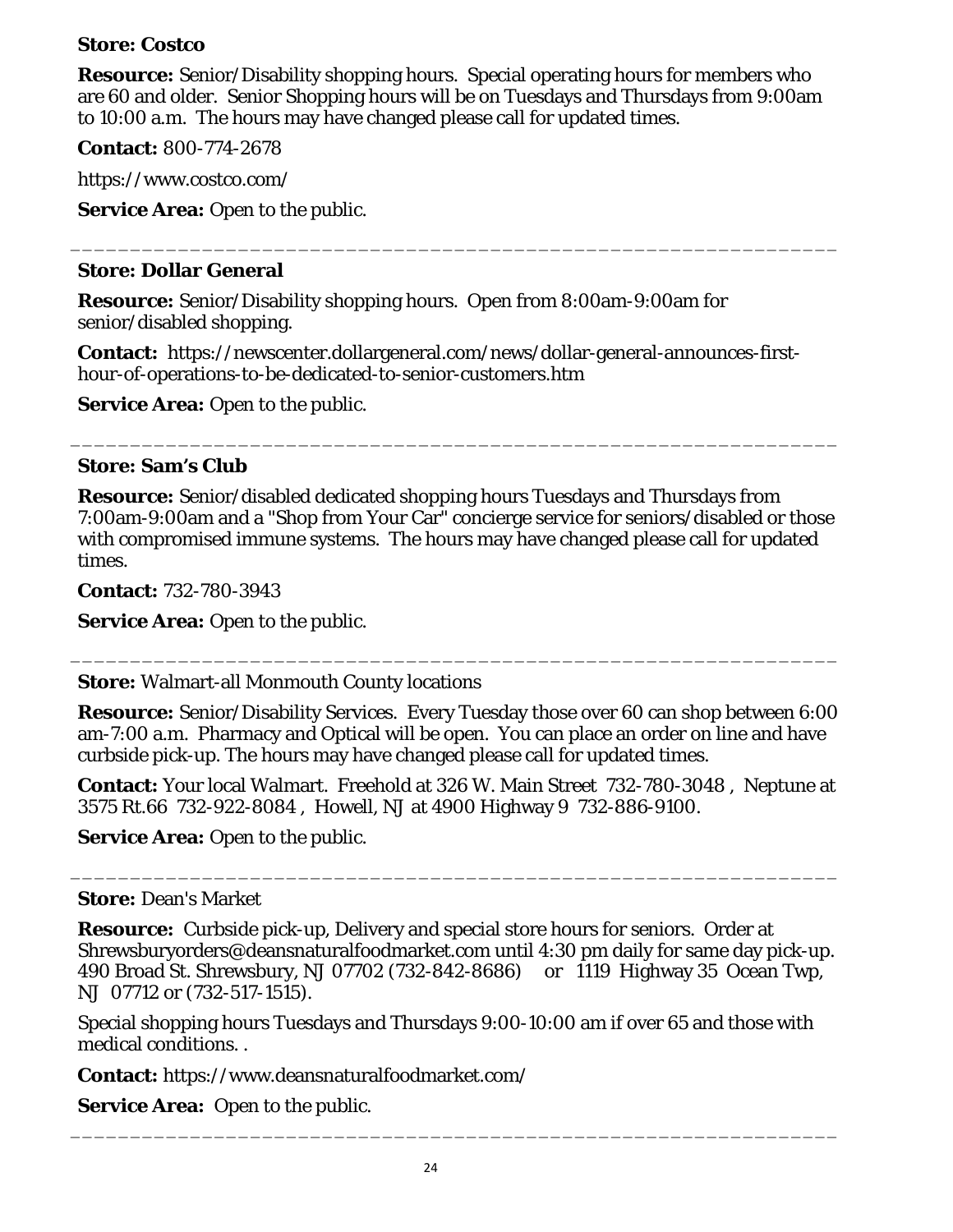**Store: Costco**

**Resource:** Senior/Disability shopping hours. Special operating hours for members who are 60 and older. Senior Shopping hours will be on Tuesdays and Thursdays from 9:00am to 10:00 a.m. The hours may have changed please call for updated times.

**Contact:** 800-774-2678

https://www.costco.com/

**Service Area:** Open to the public.

---

**Store: Dollar General**

**Resource:** Senior/Disability shopping hours. Open from 8:00am-9:00am for senior/disabled shopping.

**Contact:** https://newscenter.dollargeneral.com/news/dollar-general-announces-first-hour-of-operations-to-be-dedicated-to-senior-customers.htm

**Service Area:** Open to the public.

---

**Store: Sam's Club**

**Resource:** Senior/disabled dedicated shopping hours Tuesdays and Thursdays from 7:00am-9:00am and a "Shop from Your Car" concierge service for seniors/disabled or those with compromised immune systems. The hours may have changed please call for updated times.

**Contact:** 732-780-3943

**Service Area:** Open to the public.

---

**Store:** Walmart-all Monmouth County locations

**Resource:** Senior/Disability Services. Every Tuesday those over 60 can shop between 6:00 am-7:00 a.m. Pharmacy and Optical will be open. You can place an order on line and have curbside pick-up. The hours may have changed please call for updated times.

**Contact:** Your local Walmart. Freehold at 326 W. Main Street 732-780-3048 , Neptune at 3575 Rt.66 732-922-8084 , Howell, NJ at 4900 Highway 9 732-886-9100.

**Service Area:** Open to the public.

---

**Store:** Dean's Market

**Resource:** Curbside pick-up, Delivery and special store hours for seniors. Order at Shrewsburyorders@deansnaturalfoodmarket.com until 4:30 pm daily for same day pick-up. 490 Broad St. Shrewsbury, NJ 07702 (732-842-8686) or 1119 Highway 35 Ocean Twp, NJ 07712 or (732-517-1515).

Special shopping hours Tuesdays and Thursdays 9:00-10:00 am if over 65 and those with medical conditions. .

**Contact:** https://www.deansnaturalfoodmarket.com/

**Service Area:** Open to the public.

---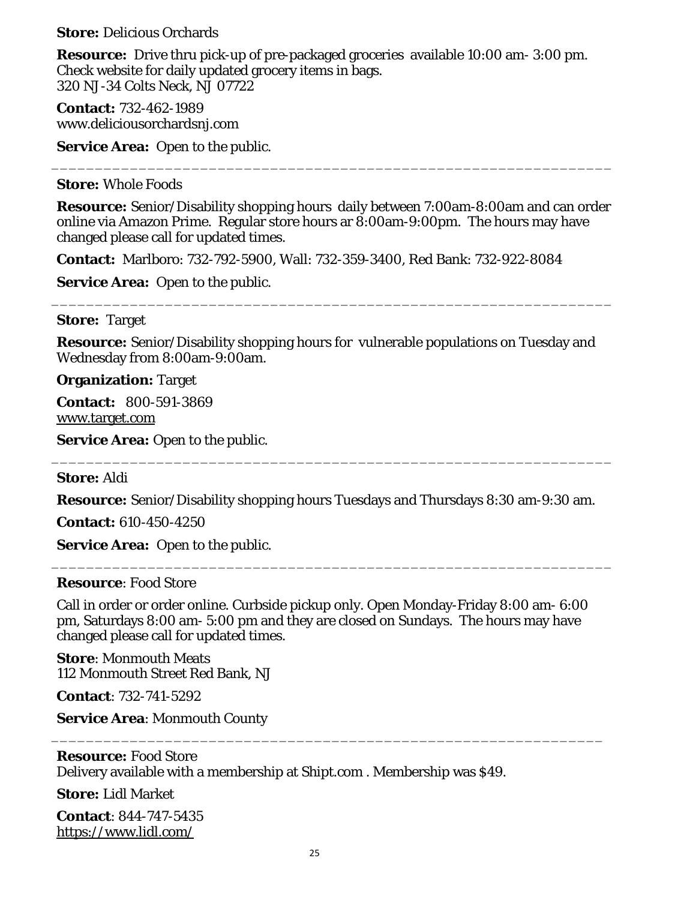**Store:** Delicious Orchards

**Resource:** Drive thru pick-up of pre-packaged groceries available 10:00 am- 3:00 pm. Check website for daily updated grocery items in bags.
320 NJ-34 Colts Neck, NJ 07722

**Contact:** 732-462-1989
www.deliciousorchardsnj.com

**Service Area:** Open to the public.

---

**Store:** Whole Foods

**Resource:** Senior/Disability shopping hours daily between 7:00am-8:00am and can order online via Amazon Prime. Regular store hours ar 8:00am-9:00pm. The hours may have changed please call for updated times.

**Contact:** Marlboro: 732-792-5900, Wall: 732-359-3400, Red Bank: 732-922-8084

**Service Area:** Open to the public.

---

**Store:** Target

**Resource:** Senior/Disability shopping hours for vulnerable populations on Tuesday and Wednesday from 8:00am-9:00am.

**Organization:** Target

**Contact:** 800-591-3869
www.target.com

**Service Area:** Open to the public.

---

**Store:** Aldi

**Resource:** Senior/Disability shopping hours Tuesdays and Thursdays 8:30 am-9:30 am.

**Contact:** 610-450-4250

**Service Area:** Open to the public.

---

**Resource**: Food Store

Call in order or order online. Curbside pickup only. Open Monday-Friday 8:00 am- 6:00 pm, Saturdays 8:00 am- 5:00 pm and they are closed on Sundays. The hours may have changed please call for updated times.

**Store**: Monmouth Meats
112 Monmouth Street Red Bank, NJ

**Contact**: 732-741-5292

**Service Area**: Monmouth County

---

**Resource:** Food Store
Delivery available with a membership at Shipt.com . Membership was $49.

**Store:** Lidl Market

**Contact**: 844-747-5435
https://www.lidl.com/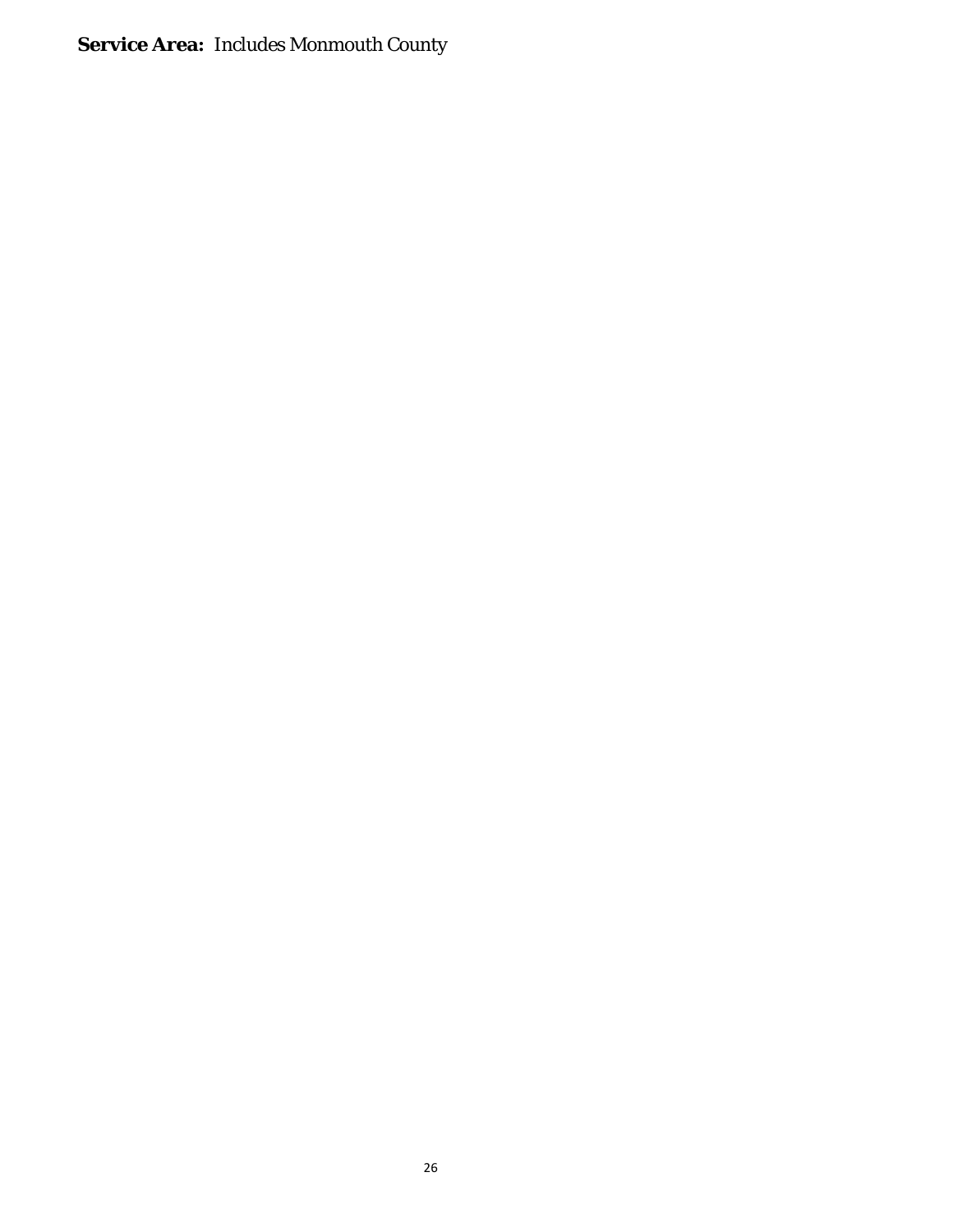**Service Area:** Includes Monmouth County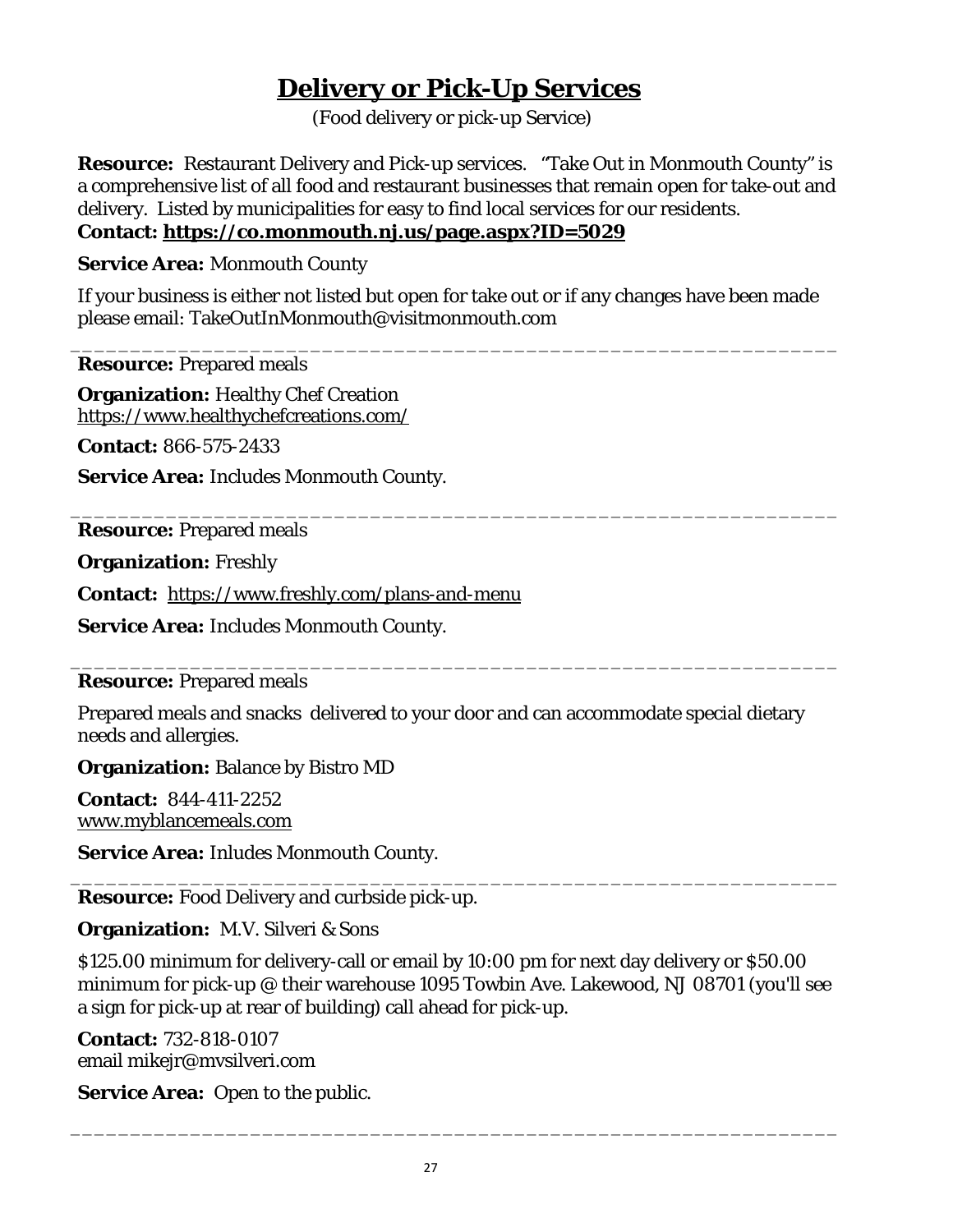# Delivery or Pick-Up Services

(Food delivery or pick-up Service)

**Resource:** Restaurant Delivery and Pick-up services. "Take Out in Monmouth County" is a comprehensive list of all food and restaurant businesses that remain open for take-out and delivery. Listed by municipalities for easy to find local services for our residents.
**Contact: https://co.monmouth.nj.us/page.aspx?ID=5029**

**Service Area:** Monmouth County

If your business is either not listed but open for take out or if any changes have been made please email: TakeOutInMonmouth@visitmonmouth.com

---

**Resource:** Prepared meals

**Organization:** Healthy Chef Creation
https://www.healthychefcreations.com/

**Contact:** 866-575-2433

**Service Area:** Includes Monmouth County.

---

**Resource:** Prepared meals

**Organization:** Freshly

**Contact:** https://www.freshly.com/plans-and-menu

**Service Area:** Includes Monmouth County.

---

**Resource:** Prepared meals

Prepared meals and snacks delivered to your door and can accommodate special dietary needs and allergies.

**Organization:** Balance by Bistro MD

**Contact:** 844-411-2252
www.myblancemeals.com

**Service Area:** Inludes Monmouth County.

---

**Resource:** Food Delivery and curbside pick-up.

**Organization:** M.V. Silveri & Sons

$125.00 minimum for delivery-call or email by 10:00 pm for next day delivery or $50.00 minimum for pick-up @ their warehouse 1095 Towbin Ave. Lakewood, NJ 08701 (you'll see a sign for pick-up at rear of building) call ahead for pick-up.

**Contact:** 732-818-0107
email mikejr@mvsilveri.com

**Service Area:** Open to the public.

---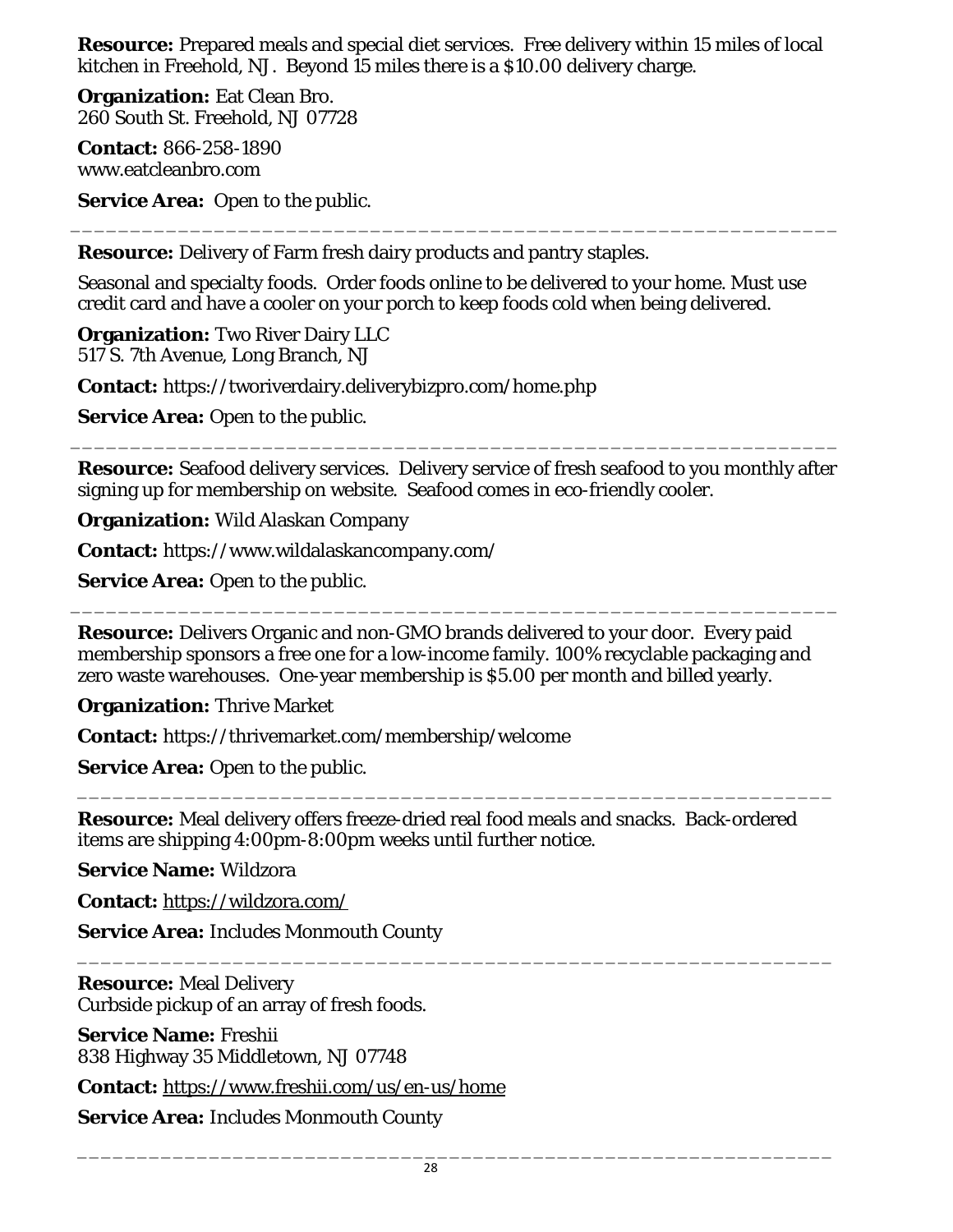**Resource:** Prepared meals and special diet services. Free delivery within 15 miles of local kitchen in Freehold, NJ. Beyond 15 miles there is a $10.00 delivery charge.

**Organization:** Eat Clean Bro.
260 South St. Freehold, NJ 07728

**Contact:** 866-258-1890
www.eatcleanbro.com

**Service Area:** Open to the public.

---

**Resource:** Delivery of Farm fresh dairy products and pantry staples.

Seasonal and specialty foods. Order foods online to be delivered to your home. Must use credit card and have a cooler on your porch to keep foods cold when being delivered.

**Organization:** Two River Dairy LLC
517 S. 7th Avenue, Long Branch, NJ

**Contact:** https://tworiverdairy.deliverybizpro.com/home.php

**Service Area:** Open to the public.

---

**Resource:** Seafood delivery services. Delivery service of fresh seafood to you monthly after signing up for membership on website. Seafood comes in eco-friendly cooler.

**Organization:** Wild Alaskan Company

**Contact:** https://www.wildalaskancompany.com/

**Service Area:** Open to the public.

---

**Resource:** Delivers Organic and non-GMO brands delivered to your door. Every paid membership sponsors a free one for a low-income family. 100% recyclable packaging and zero waste warehouses. One-year membership is $5.00 per month and billed yearly.

**Organization:** Thrive Market

**Contact:** https://thrivemarket.com/membership/welcome

**Service Area:** Open to the public.

---

**Resource:** Meal delivery offers freeze-dried real food meals and snacks. Back-ordered items are shipping 4:00pm-8:00pm weeks until further notice.

**Service Name:** Wildzora

**Contact:** https://wildzora.com/

**Service Area:** Includes Monmouth County

---

**Resource:** Meal Delivery
Curbside pickup of an array of fresh foods.

**Service Name:** Freshii
838 Highway 35 Middletown, NJ 07748

**Contact:** https://www.freshii.com/us/en-us/home

**Service Area:** Includes Monmouth County

---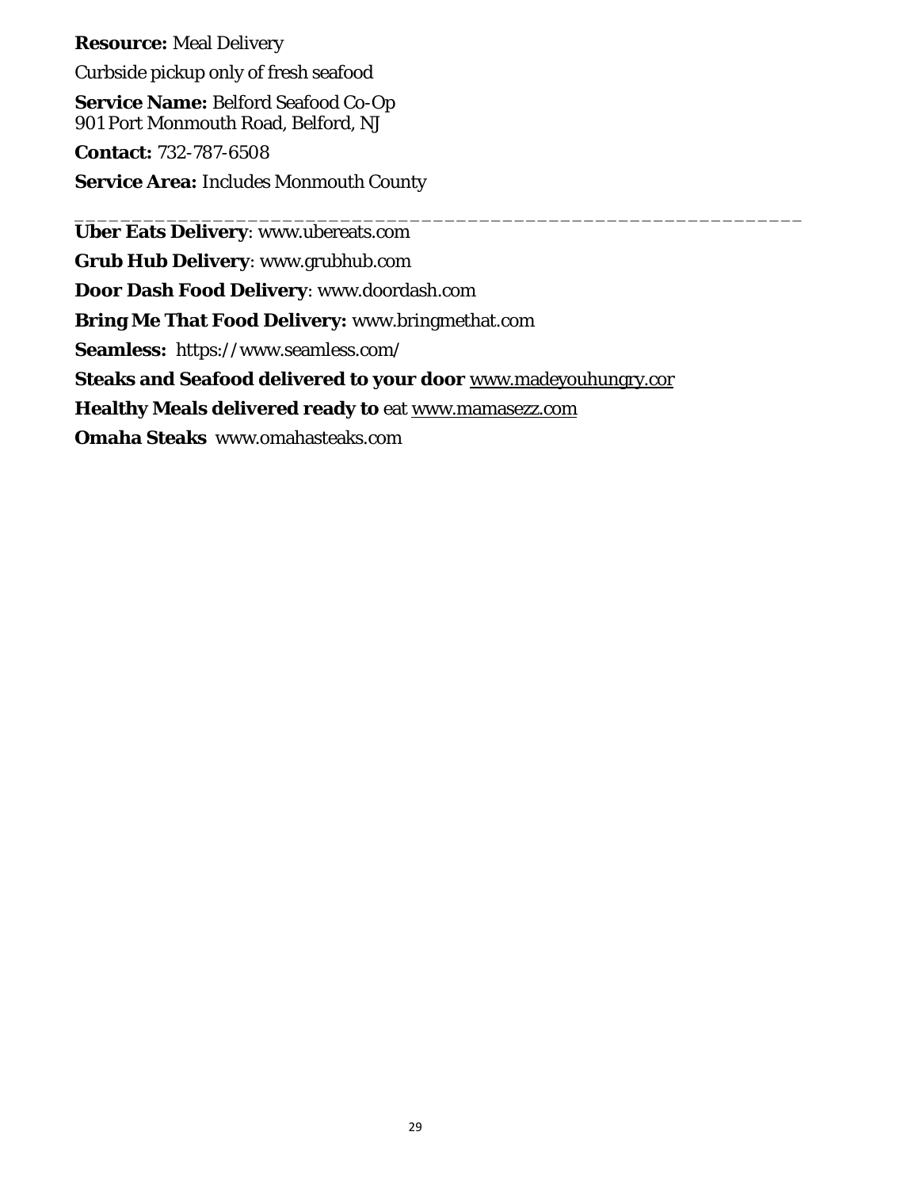**Resource:** Meal Delivery

Curbside pickup only of fresh seafood

**Service Name:** Belford Seafood Co-Op
901 Port Monmouth Road, Belford, NJ

**Contact:** 732-787-6508

**Service Area:** Includes Monmouth County

___

**Uber Eats Delivery**: www.ubereats.com

**Grub Hub Delivery**: www.grubhub.com

**Door Dash Food Delivery**: www.doordash.com

**Bring Me That Food Delivery:** www.bringmethat.com

**Seamless:** https://www.seamless.com/

**Steaks and Seafood delivered to your door** www.madeyouhungry.cor

**Healthy Meals delivered ready to** eat www.mamasezz.com

**Omaha Steaks** www.omahasteaks.com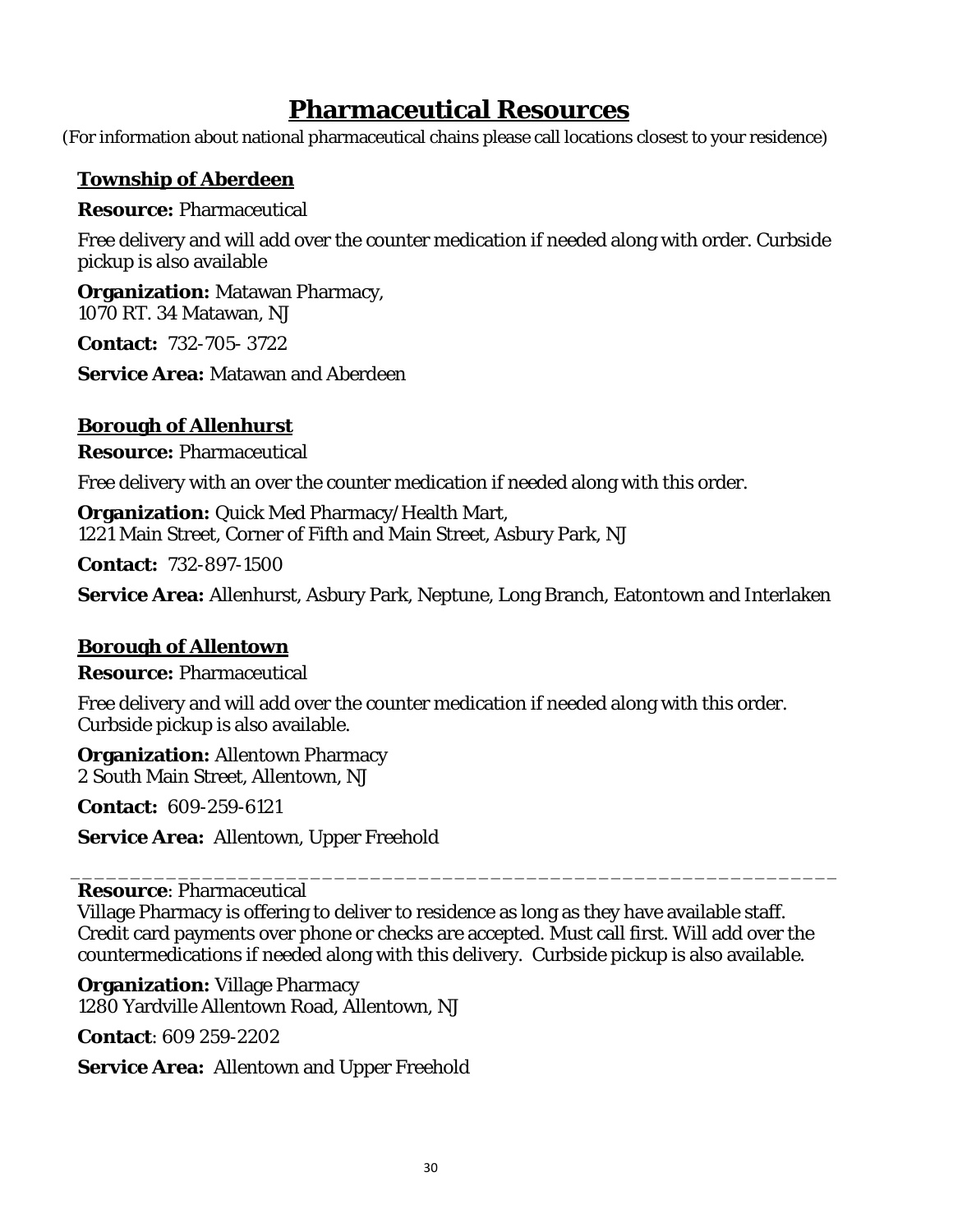# Pharmaceutical Resources

(For information about national pharmaceutical chains please call locations closest to your residence)

## Township of Aberdeen

**Resource:** Pharmaceutical

Free delivery and will add over the counter medication if needed along with order. Curbside pickup is also available

**Organization:** Matawan Pharmacy,
1070 RT. 34 Matawan, NJ

**Contact:** 732-705- 3722

**Service Area:** Matawan and Aberdeen

## Borough of Allenhurst

**Resource:** Pharmaceutical

Free delivery with an over the counter medication if needed along with this order.

**Organization:** Quick Med Pharmacy/Health Mart,
1221 Main Street, Corner of Fifth and Main Street, Asbury Park, NJ

**Contact:** 732-897-1500

**Service Area:** Allenhurst, Asbury Park, Neptune, Long Branch, Eatontown and Interlaken

## Borough of Allentown

**Resource:** Pharmaceutical

Free delivery and will add over the counter medication if needed along with this order. Curbside pickup is also available.

**Organization:** Allentown Pharmacy
2 South Main Street, Allentown, NJ

**Contact:** 609-259-6121

**Service Area:** Allentown, Upper Freehold

---

**Resource**: Pharmaceutical

Village Pharmacy is offering to deliver to residence as long as they have available staff. Credit card payments over phone or checks are accepted. Must call first. Will add over the countermedications if needed along with this delivery. Curbside pickup is also available.

**Organization:** Village Pharmacy
1280 Yardville Allentown Road, Allentown, NJ

**Contact**: 609 259-2202

**Service Area:** Allentown and Upper Freehold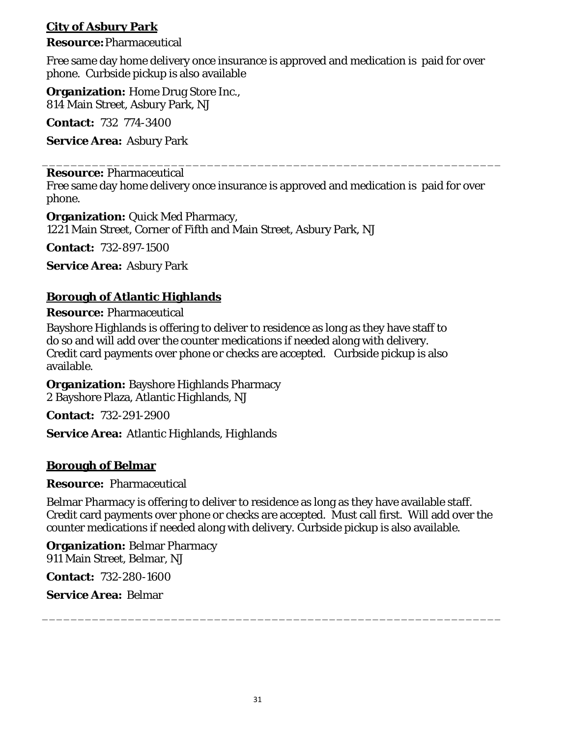## City of Asbury Park

**Resource:** Pharmaceutical

Free same day home delivery once insurance is approved and medication is paid for over phone. Curbside pickup is also available

**Organization:** Home Drug Store Inc.,
814 Main Street, Asbury Park, NJ

**Contact:** 732 774-3400

**Service Area:** Asbury Park

---

**Resource:** Pharmaceutical
Free same day home delivery once insurance is approved and medication is paid for over phone.

**Organization:** Quick Med Pharmacy,
1221 Main Street, Corner of Fifth and Main Street, Asbury Park, NJ

**Contact:** 732-897-1500

**Service Area:** Asbury Park

## Borough of Atlantic Highlands

**Resource:** Pharmaceutical

Bayshore Highlands is offering to deliver to residence as long as they have staff to do so and will add over the counter medications if needed along with delivery. Credit card payments over phone or checks are accepted. Curbside pickup is also available.

**Organization:** Bayshore Highlands Pharmacy
2 Bayshore Plaza, Atlantic Highlands, NJ

**Contact:** 732-291-2900

**Service Area:** Atlantic Highlands, Highlands

## Borough of Belmar

**Resource:** Pharmaceutical

Belmar Pharmacy is offering to deliver to residence as long as they have available staff. Credit card payments over phone or checks are accepted. Must call first. Will add over the counter medications if needed along with delivery. Curbside pickup is also available.

**Organization:** Belmar Pharmacy
911 Main Street, Belmar, NJ

**Contact:** 732-280-1600

**Service Area:** Belmar

---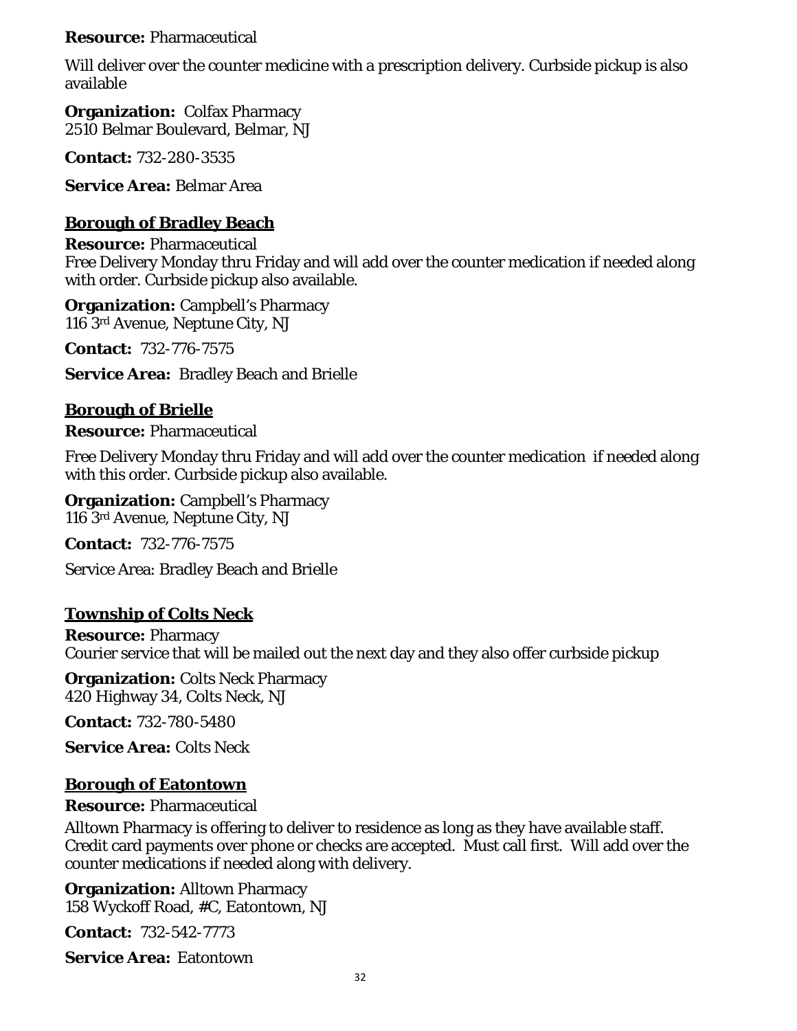**Resource:** Pharmaceutical

Will deliver over the counter medicine with a prescription delivery. Curbside pickup is also available

**Organization:** Colfax Pharmacy
2510 Belmar Boulevard, Belmar, NJ

**Contact:** 732-280-3535

**Service Area:** Belmar Area

## Borough of Bradley Beach

**Resource:** Pharmaceutical
Free Delivery Monday thru Friday and will add over the counter medication if needed along with order. Curbside pickup also available.

**Organization:** Campbell's Pharmacy
116 3rd Avenue, Neptune City, NJ

**Contact:** 732-776-7575

**Service Area:** Bradley Beach and Brielle

## Borough of Brielle

**Resource:** Pharmaceutical

Free Delivery Monday thru Friday and will add over the counter medication if needed along with this order. Curbside pickup also available.

**Organization:** Campbell's Pharmacy
116 3rd Avenue, Neptune City, NJ

**Contact:** 732-776-7575

Service Area: Bradley Beach and Brielle

## Township of Colts Neck

**Resource:** Pharmacy
Courier service that will be mailed out the next day and they also offer curbside pickup

**Organization:** Colts Neck Pharmacy
420 Highway 34, Colts Neck, NJ

**Contact:** 732-780-5480

**Service Area:** Colts Neck

## Borough of Eatontown

**Resource:** Pharmaceutical

Alltown Pharmacy is offering to deliver to residence as long as they have available staff. Credit card payments over phone or checks are accepted. Must call first. Will add over the counter medications if needed along with delivery.

**Organization:** Alltown Pharmacy
158 Wyckoff Road, #C, Eatontown, NJ

**Contact:** 732-542-7773

**Service Area:** Eatontown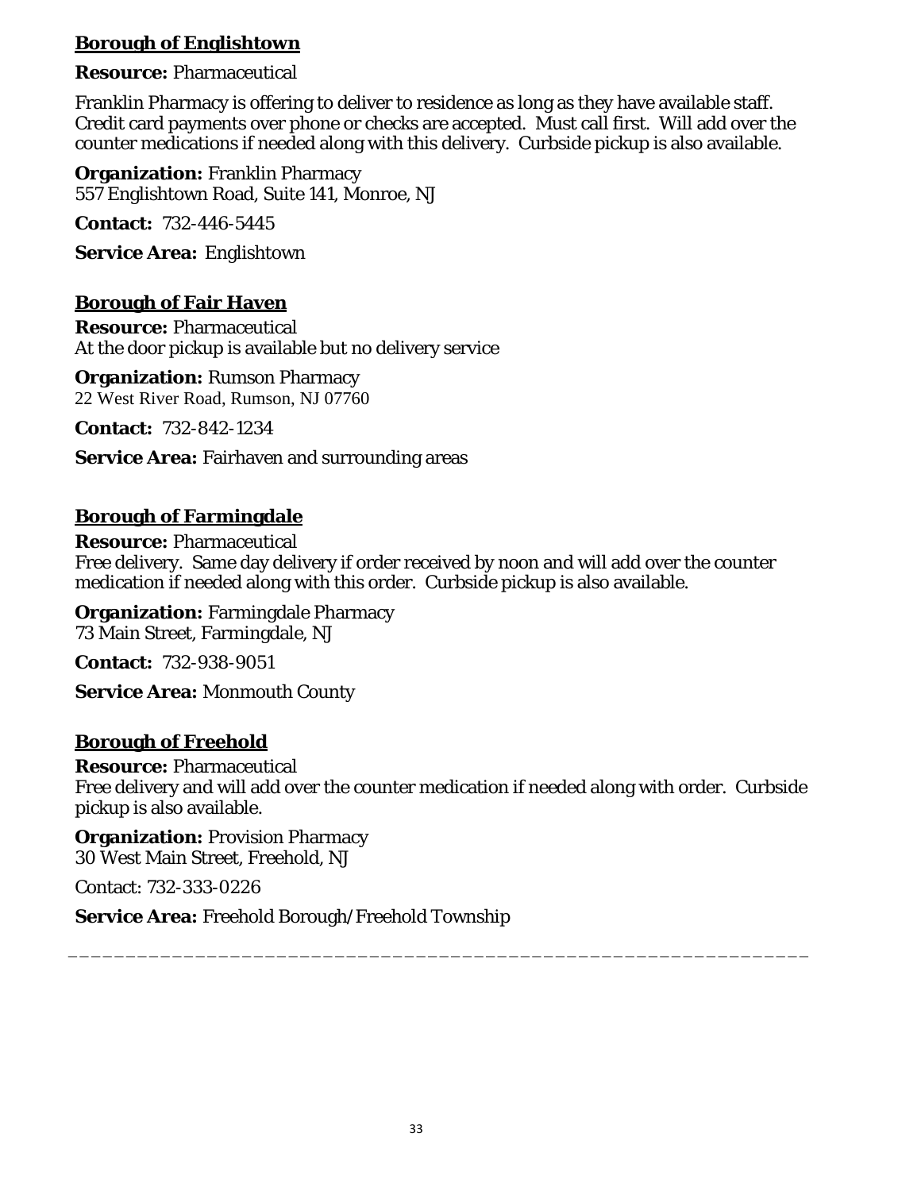## Borough of Englishtown

**Resource:** Pharmaceutical

Franklin Pharmacy is offering to deliver to residence as long as they have available staff. Credit card payments over phone or checks are accepted. Must call first. Will add over the counter medications if needed along with this delivery. Curbside pickup is also available.

**Organization:** Franklin Pharmacy
557 Englishtown Road, Suite 141, Monroe, NJ

**Contact:** 732-446-5445

**Service Area:** Englishtown

## Borough of Fair Haven

**Resource:** Pharmaceutical
At the door pickup is available but no delivery service

**Organization:** Rumson Pharmacy
22 West River Road, Rumson, NJ 07760

**Contact:** 732-842-1234

**Service Area:** Fairhaven and surrounding areas

## Borough of Farmingdale

**Resource:** Pharmaceutical
Free delivery. Same day delivery if order received by noon and will add over the counter medication if needed along with this order. Curbside pickup is also available.

**Organization:** Farmingdale Pharmacy
73 Main Street, Farmingdale, NJ

**Contact:** 732-938-9051

**Service Area:** Monmouth County

## Borough of Freehold

**Resource:** Pharmaceutical
Free delivery and will add over the counter medication if needed along with order. Curbside pickup is also available.

**Organization:** Provision Pharmacy
30 West Main Street, Freehold, NJ

Contact: 732-333-0226

**Service Area:** Freehold Borough/Freehold Township

---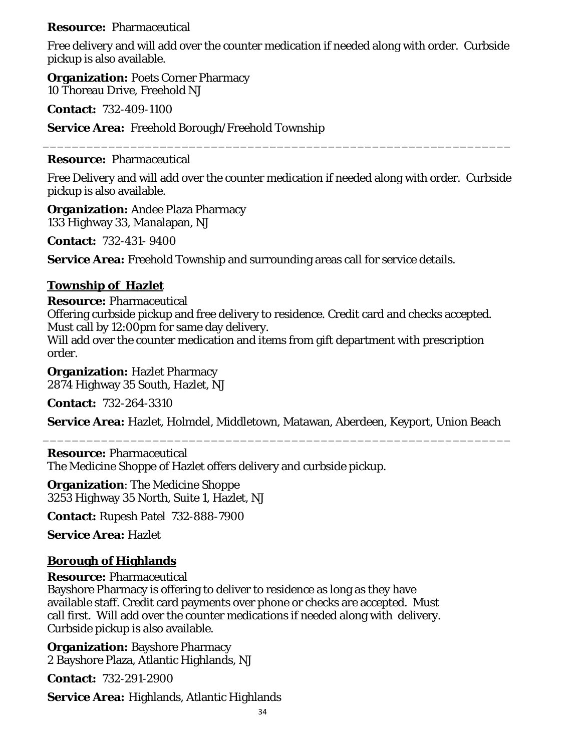**Resource:** Pharmaceutical

Free delivery and will add over the counter medication if needed along with order. Curbside pickup is also available.

**Organization:** Poets Corner Pharmacy
10 Thoreau Drive, Freehold NJ

**Contact:** 732-409-1100

**Service Area:** Freehold Borough/Freehold Township

---

**Resource:** Pharmaceutical

Free Delivery and will add over the counter medication if needed along with order. Curbside pickup is also available.

**Organization:** Andee Plaza Pharmacy
133 Highway 33, Manalapan, NJ

**Contact:** 732-431- 9400

**Service Area:** Freehold Township and surrounding areas call for service details.

## Township of Hazlet

**Resource:** Pharmaceutical
Offering curbside pickup and free delivery to residence. Credit card and checks accepted. Must call by 12:00pm for same day delivery.
Will add over the counter medication and items from gift department with prescription order.

**Organization:** Hazlet Pharmacy
2874 Highway 35 South, Hazlet, NJ

**Contact:** 732-264-3310

**Service Area:** Hazlet, Holmdel, Middletown, Matawan, Aberdeen, Keyport, Union Beach

---

**Resource:** Pharmaceutical
The Medicine Shoppe of Hazlet offers delivery and curbside pickup.

**Organization**: The Medicine Shoppe
3253 Highway 35 North, Suite 1, Hazlet, NJ

**Contact:** Rupesh Patel 732-888-7900

**Service Area:** Hazlet

## Borough of Highlands

**Resource:** Pharmaceutical
Bayshore Pharmacy is offering to deliver to residence as long as they have available staff. Credit card payments over phone or checks are accepted. Must call first. Will add over the counter medications if needed along with delivery. Curbside pickup is also available.

**Organization:** Bayshore Pharmacy
2 Bayshore Plaza, Atlantic Highlands, NJ

**Contact:** 732-291-2900

**Service Area:** Highlands, Atlantic Highlands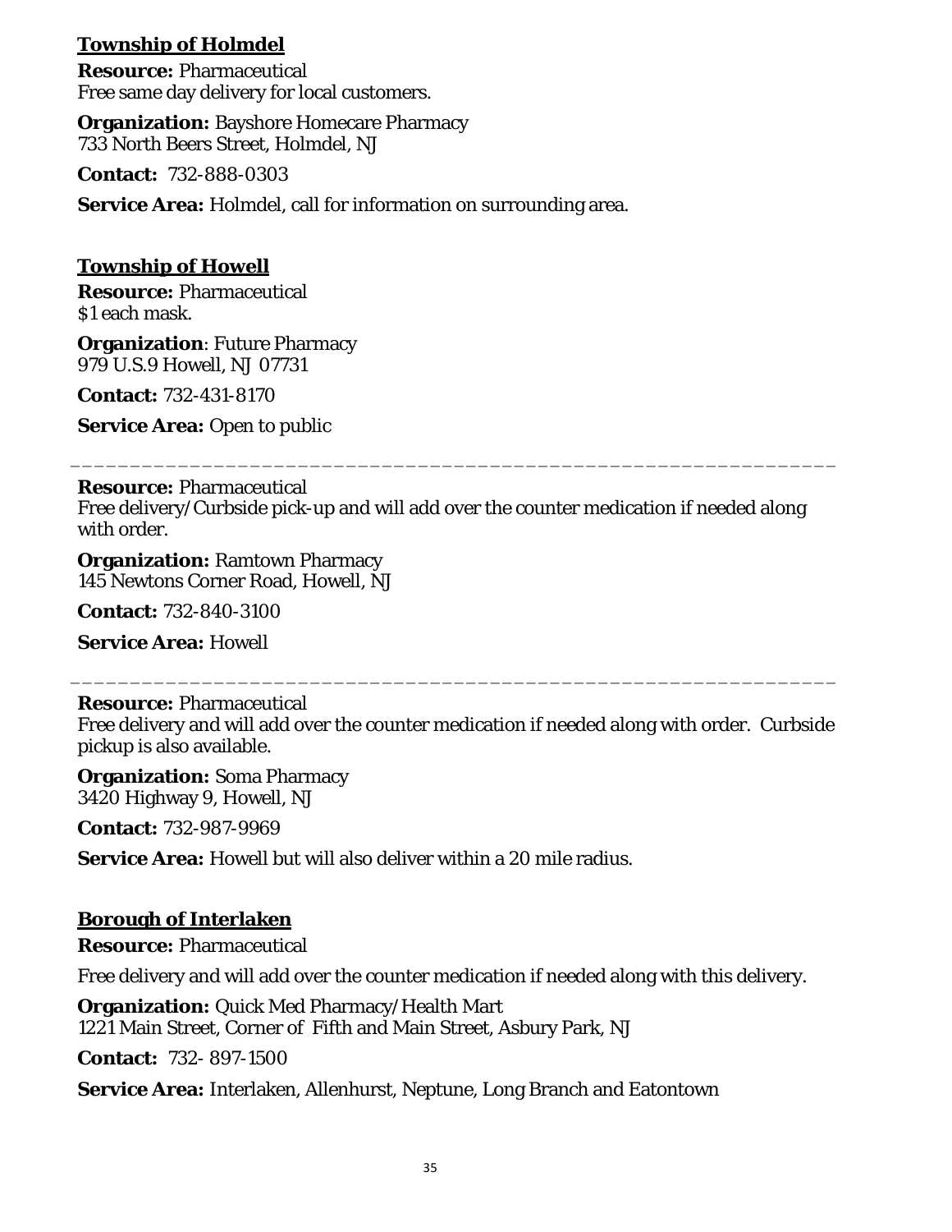## Township of Holmdel

**Resource:** Pharmaceutical
Free same day delivery for local customers.

**Organization:** Bayshore Homecare Pharmacy
733 North Beers Street, Holmdel, NJ

**Contact:** 732-888-0303

**Service Area:** Holmdel, call for information on surrounding area.

## Township of Howell

**Resource:** Pharmaceutical
$1 each mask.

**Organization**: Future Pharmacy
979 U.S.9 Howell, NJ 07731

**Contact:** 732-431-8170

**Service Area:** Open to public

---

**Resource:** Pharmaceutical
Free delivery/Curbside pick-up and will add over the counter medication if needed along with order.

**Organization:** Ramtown Pharmacy
145 Newtons Corner Road, Howell, NJ

**Contact:** 732-840-3100

**Service Area:** Howell

---

**Resource:** Pharmaceutical
Free delivery and will add over the counter medication if needed along with order. Curbside pickup is also available.

**Organization:** Soma Pharmacy
3420 Highway 9, Howell, NJ

**Contact:** 732-987-9969

**Service Area:** Howell but will also deliver within a 20 mile radius.

## Borough of Interlaken

**Resource:** Pharmaceutical

Free delivery and will add over the counter medication if needed along with this delivery.

**Organization:** Quick Med Pharmacy/Health Mart
1221 Main Street, Corner of Fifth and Main Street, Asbury Park, NJ

**Contact:** 732- 897-1500

**Service Area:** Interlaken, Allenhurst, Neptune, Long Branch and Eatontown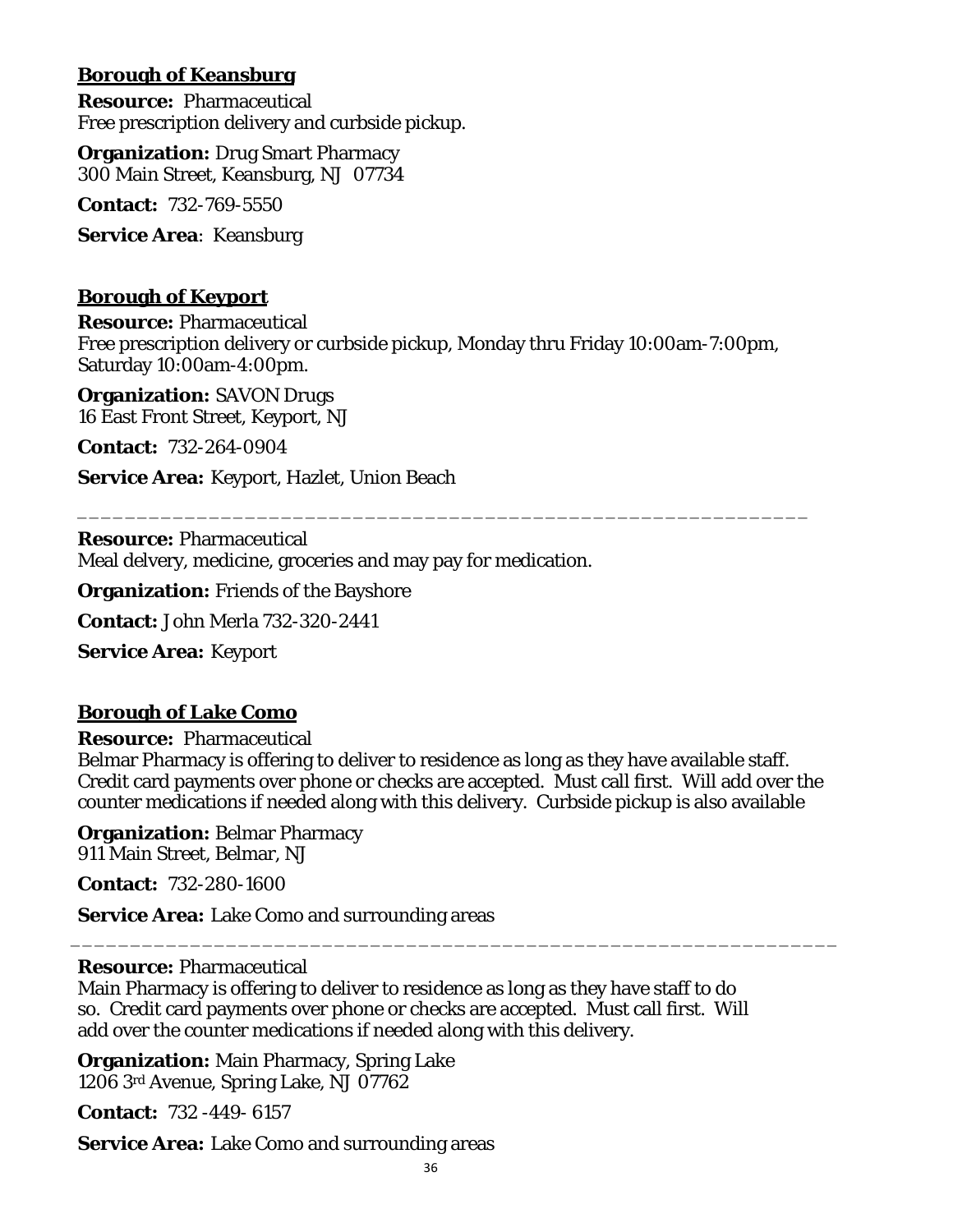**Borough of Keansburg**

**Resource:** Pharmaceutical
Free prescription delivery and curbside pickup.

**Organization:** Drug Smart Pharmacy
300 Main Street, Keansburg, NJ 07734

**Contact:** 732-769-5550

**Service Area**: Keansburg

**Borough of Keyport**

**Resource:** Pharmaceutical
Free prescription delivery or curbside pickup, Monday thru Friday 10:00am-7:00pm, Saturday 10:00am-4:00pm.

**Organization:** SAVON Drugs
16 East Front Street, Keyport, NJ

**Contact:** 732-264-0904

**Service Area:** Keyport, Hazlet, Union Beach

---

**Resource:** Pharmaceutical
Meal delvery, medicine, groceries and may pay for medication.

**Organization:** Friends of the Bayshore

**Contact:** John Merla 732-320-2441

**Service Area:** Keyport

**Borough of Lake Como**

**Resource:** Pharmaceutical
Belmar Pharmacy is offering to deliver to residence as long as they have available staff. Credit card payments over phone or checks are accepted. Must call first. Will add over the counter medications if needed along with this delivery. Curbside pickup is also available

**Organization:** Belmar Pharmacy
911 Main Street, Belmar, NJ

**Contact:** 732-280-1600

**Service Area:** Lake Como and surrounding areas

---

**Resource:** Pharmaceutical
Main Pharmacy is offering to deliver to residence as long as they have staff to do so. Credit card payments over phone or checks are accepted. Must call first. Will add over the counter medications if needed along with this delivery.

**Organization:** Main Pharmacy, Spring Lake
1206 3rd Avenue, Spring Lake, NJ 07762

**Contact:** 732 -449- 6157

**Service Area:** Lake Como and surrounding areas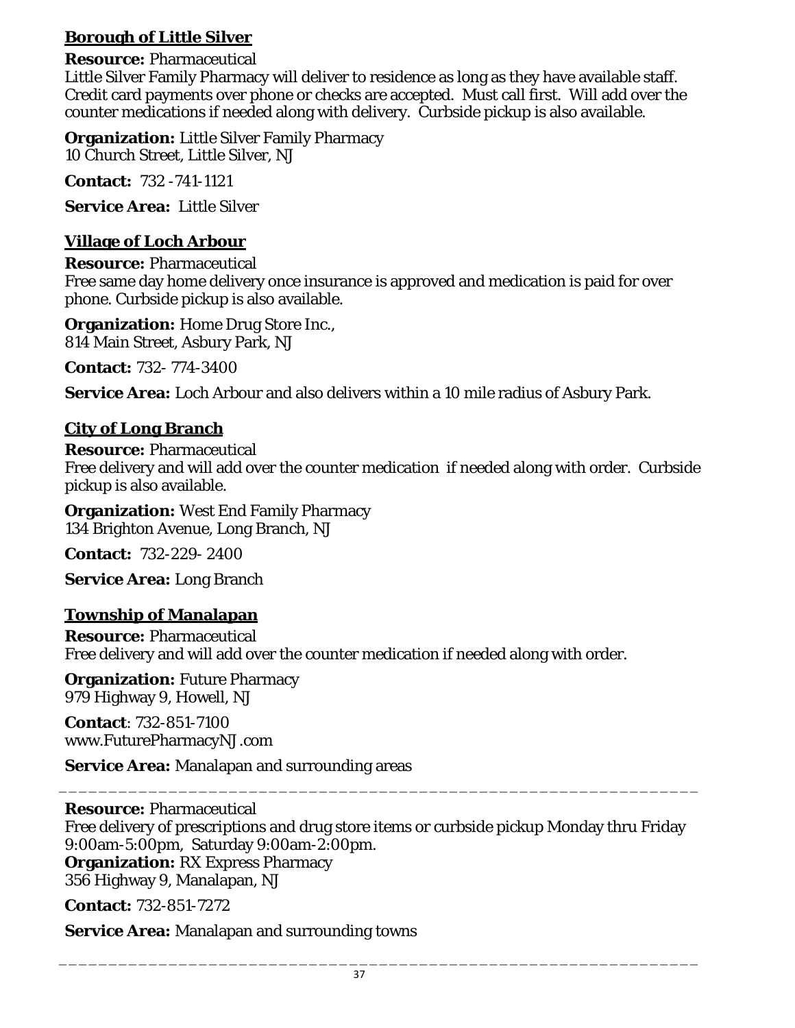## Borough of Little Silver

**Resource:** Pharmaceutical
Little Silver Family Pharmacy will deliver to residence as long as they have available staff. Credit card payments over phone or checks are accepted. Must call first. Will add over the counter medications if needed along with delivery. Curbside pickup is also available.

**Organization:** Little Silver Family Pharmacy
10 Church Street, Little Silver, NJ

**Contact:** 732 -741-1121

**Service Area:** Little Silver

## Village of Loch Arbour

**Resource:** Pharmaceutical
Free same day home delivery once insurance is approved and medication is paid for over phone. Curbside pickup is also available.

**Organization:** Home Drug Store Inc.,
814 Main Street, Asbury Park, NJ

**Contact:** 732- 774-3400

**Service Area:** Loch Arbour and also delivers within a 10 mile radius of Asbury Park.

## City of Long Branch

**Resource:** Pharmaceutical
Free delivery and will add over the counter medication if needed along with order. Curbside pickup is also available.

**Organization:** West End Family Pharmacy
134 Brighton Avenue, Long Branch, NJ

**Contact:** 732-229- 2400

**Service Area:** Long Branch

## Township of Manalapan

**Resource:** Pharmaceutical
Free delivery and will add over the counter medication if needed along with order.

**Organization:** Future Pharmacy
979 Highway 9, Howell, NJ

**Contact**: 732-851-7100
www.FuturePharmacyNJ.com

**Service Area:** Manalapan and surrounding areas

---

**Resource:** Pharmaceutical
Free delivery of prescriptions and drug store items or curbside pickup Monday thru Friday 9:00am-5:00pm, Saturday 9:00am-2:00pm.
**Organization:** RX Express Pharmacy
356 Highway 9, Manalapan, NJ

**Contact:** 732-851-7272

**Service Area:** Manalapan and surrounding towns

---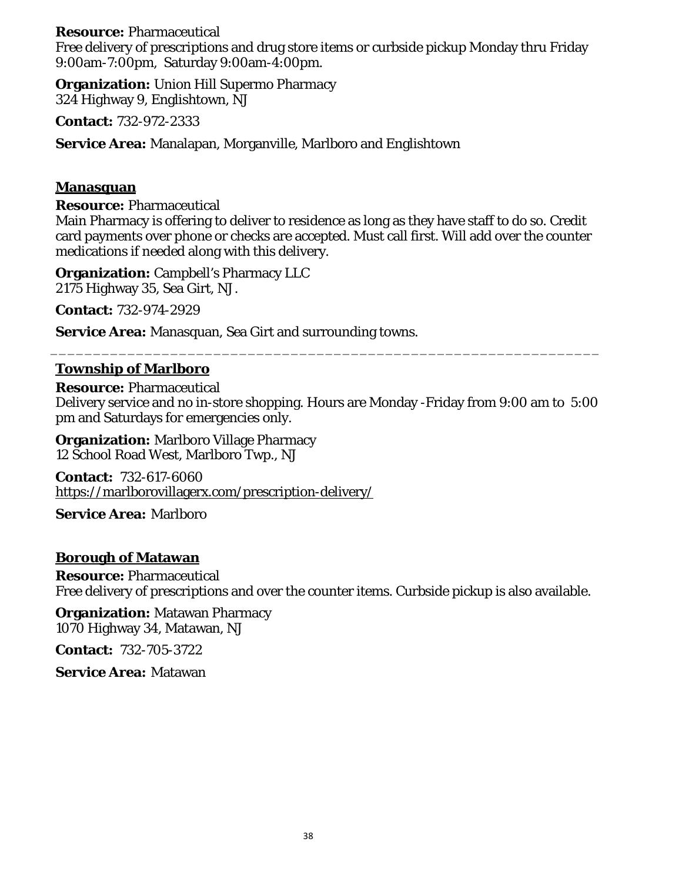**Resource:** Pharmaceutical
Free delivery of prescriptions and drug store items or curbside pickup Monday thru Friday 9:00am-7:00pm, Saturday 9:00am-4:00pm.

**Organization:** Union Hill Supermo Pharmacy
324 Highway 9, Englishtown, NJ

**Contact:** 732-972-2333

**Service Area:** Manalapan, Morganville, Marlboro and Englishtown

## Manasquan

**Resource:** Pharmaceutical
Main Pharmacy is offering to deliver to residence as long as they have staff to do so. Credit card payments over phone or checks are accepted. Must call first. Will add over the counter medications if needed along with this delivery.

**Organization:** Campbell's Pharmacy LLC
2175 Highway 35, Sea Girt, NJ.

**Contact:** 732-974-2929

**Service Area:** Manasquan, Sea Girt and surrounding towns.

---

## Township of Marlboro

**Resource:** Pharmaceutical
Delivery service and no in-store shopping. Hours are Monday -Friday from 9:00 am to 5:00 pm and Saturdays for emergencies only.

**Organization:** Marlboro Village Pharmacy
12 School Road West, Marlboro Twp., NJ

**Contact:** 732-617-6060
https://marlborovillagerx.com/prescription-delivery/

**Service Area:** Marlboro

## Borough of Matawan

**Resource:** Pharmaceutical
Free delivery of prescriptions and over the counter items. Curbside pickup is also available.

**Organization:** Matawan Pharmacy
1070 Highway 34, Matawan, NJ

**Contact:** 732-705-3722

**Service Area:** Matawan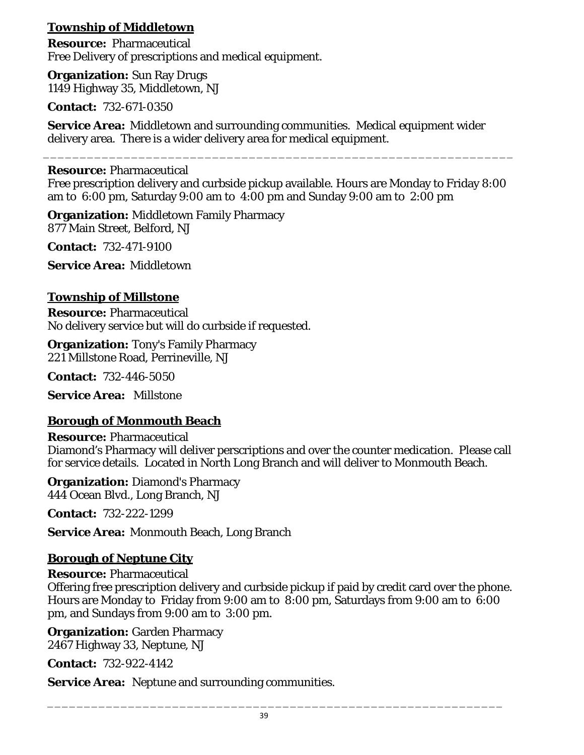## Township of Middletown

**Resource:** Pharmaceutical
Free Delivery of prescriptions and medical equipment.

**Organization:** Sun Ray Drugs
1149 Highway 35, Middletown, NJ

**Contact:** 732-671-0350

**Service Area:** Middletown and surrounding communities. Medical equipment wider delivery area. There is a wider delivery area for medical equipment.

---

**Resource:** Pharmaceutical
Free prescription delivery and curbside pickup available. Hours are Monday to Friday 8:00 am to 6:00 pm, Saturday 9:00 am to 4:00 pm and Sunday 9:00 am to 2:00 pm

**Organization:** Middletown Family Pharmacy
877 Main Street, Belford, NJ

**Contact:** 732-471-9100

**Service Area:** Middletown

## Township of Millstone

**Resource:** Pharmaceutical
No delivery service but will do curbside if requested.

**Organization:** Tony's Family Pharmacy
221 Millstone Road, Perrineville, NJ

**Contact:** 732-446-5050

**Service Area:** Millstone

## Borough of Monmouth Beach

**Resource:** Pharmaceutical
Diamond's Pharmacy will deliver perscriptions and over the counter medication. Please call for service details. Located in North Long Branch and will deliver to Monmouth Beach.

**Organization:** Diamond's Pharmacy
444 Ocean Blvd., Long Branch, NJ

**Contact:** 732-222-1299

**Service Area:** Monmouth Beach, Long Branch

## Borough of Neptune City

**Resource:** Pharmaceutical
Offering free prescription delivery and curbside pickup if paid by credit card over the phone. Hours are Monday to Friday from 9:00 am to 8:00 pm, Saturdays from 9:00 am to 6:00 pm, and Sundays from 9:00 am to 3:00 pm.

**Organization:** Garden Pharmacy
2467 Highway 33, Neptune, NJ

**Contact:** 732-922-4142

**Service Area:** Neptune and surrounding communities.

---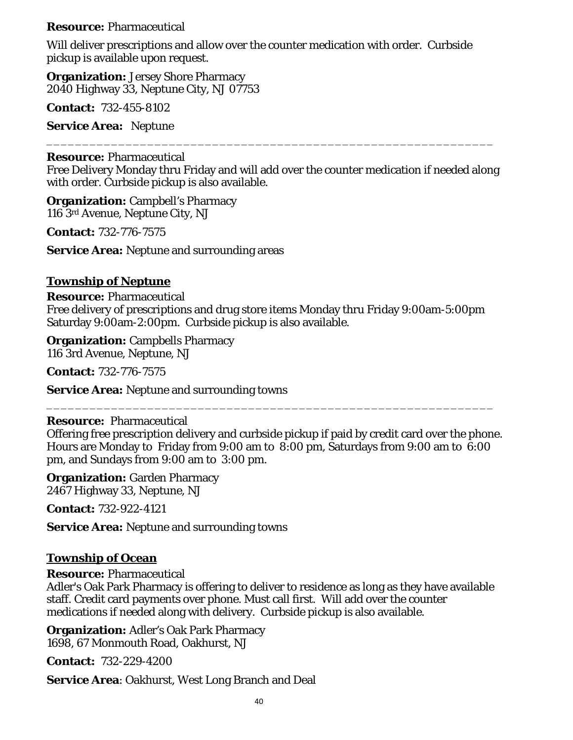**Resource:** Pharmaceutical

Will deliver prescriptions and allow over the counter medication with order. Curbside pickup is available upon request.

**Organization:** Jersey Shore Pharmacy
2040 Highway 33, Neptune City, NJ 07753

**Contact:** 732-455-8102

**Service Area:** Neptune

---

**Resource:** Pharmaceutical
Free Delivery Monday thru Friday and will add over the counter medication if needed along with order. Curbside pickup is also available.

**Organization:** Campbell's Pharmacy
116 3rd Avenue, Neptune City, NJ

**Contact:** 732-776-7575

**Service Area:** Neptune and surrounding areas

## Township of Neptune

**Resource:** Pharmaceutical
Free delivery of prescriptions and drug store items Monday thru Friday 9:00am-5:00pm Saturday 9:00am-2:00pm. Curbside pickup is also available.

**Organization:** Campbells Pharmacy
116 3rd Avenue, Neptune, NJ

**Contact:** 732-776-7575

**Service Area:** Neptune and surrounding towns

---

**Resource:** Pharmaceutical
Offering free prescription delivery and curbside pickup if paid by credit card over the phone. Hours are Monday to Friday from 9:00 am to 8:00 pm, Saturdays from 9:00 am to 6:00 pm, and Sundays from 9:00 am to 3:00 pm.

**Organization:** Garden Pharmacy
2467 Highway 33, Neptune, NJ

**Contact:** 732-922-4121

**Service Area:** Neptune and surrounding towns

## Township of Ocean

**Resource:** Pharmaceutical
Adler's Oak Park Pharmacy is offering to deliver to residence as long as they have available staff. Credit card payments over phone. Must call first. Will add over the counter medications if needed along with delivery. Curbside pickup is also available.

**Organization:** Adler's Oak Park Pharmacy
1698, 67 Monmouth Road, Oakhurst, NJ

**Contact:** 732-229-4200

**Service Area**: Oakhurst, West Long Branch and Deal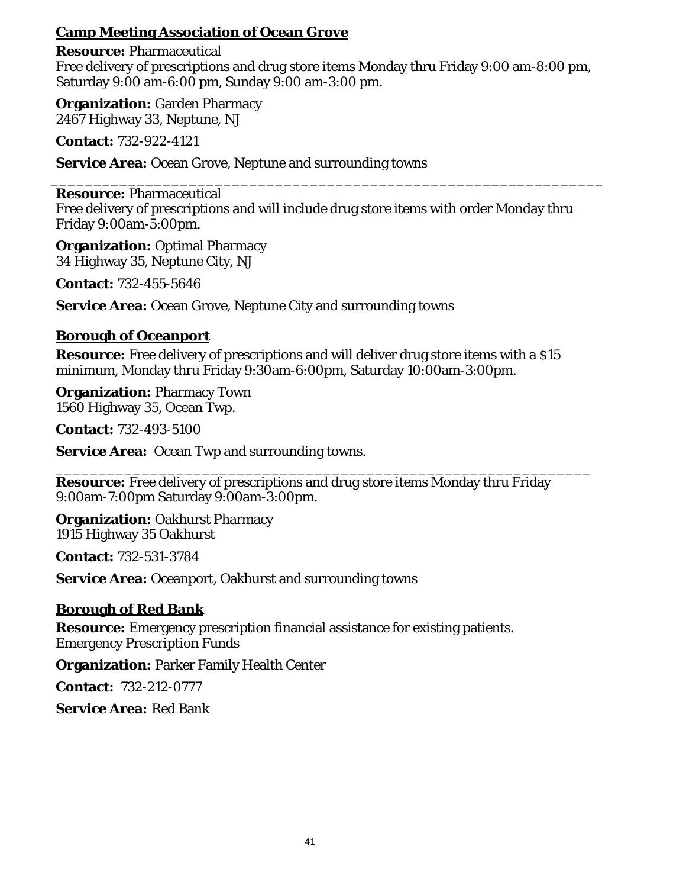## Camp Meeting Association of Ocean Grove

**Resource:** Pharmaceutical
Free delivery of prescriptions and drug store items Monday thru Friday 9:00 am-8:00 pm, Saturday 9:00 am-6:00 pm, Sunday 9:00 am-3:00 pm.

**Organization:** Garden Pharmacy
2467 Highway 33, Neptune, NJ

**Contact:** 732-922-4121

**Service Area:** Ocean Grove, Neptune and surrounding towns

---

**Resource:** Pharmaceutical
Free delivery of prescriptions and will include drug store items with order Monday thru Friday 9:00am-5:00pm.

**Organization:** Optimal Pharmacy
34 Highway 35, Neptune City, NJ

**Contact:** 732-455-5646

**Service Area:** Ocean Grove, Neptune City and surrounding towns

## Borough of Oceanport

**Resource:** Free delivery of prescriptions and will deliver drug store items with a $15 minimum, Monday thru Friday 9:30am-6:00pm, Saturday 10:00am-3:00pm.

**Organization:** Pharmacy Town
1560 Highway 35, Ocean Twp.

**Contact:** 732-493-5100

**Service Area:** Ocean Twp and surrounding towns.

---

**Resource:** Free delivery of prescriptions and drug store items Monday thru Friday 9:00am-7:00pm Saturday 9:00am-3:00pm.

**Organization:** Oakhurst Pharmacy
1915 Highway 35 Oakhurst

**Contact:** 732-531-3784

**Service Area:** Oceanport, Oakhurst and surrounding towns

## Borough of Red Bank

**Resource:** Emergency prescription financial assistance for existing patients.
Emergency Prescription Funds

**Organization:** Parker Family Health Center

**Contact:** 732-212-0777

**Service Area:** Red Bank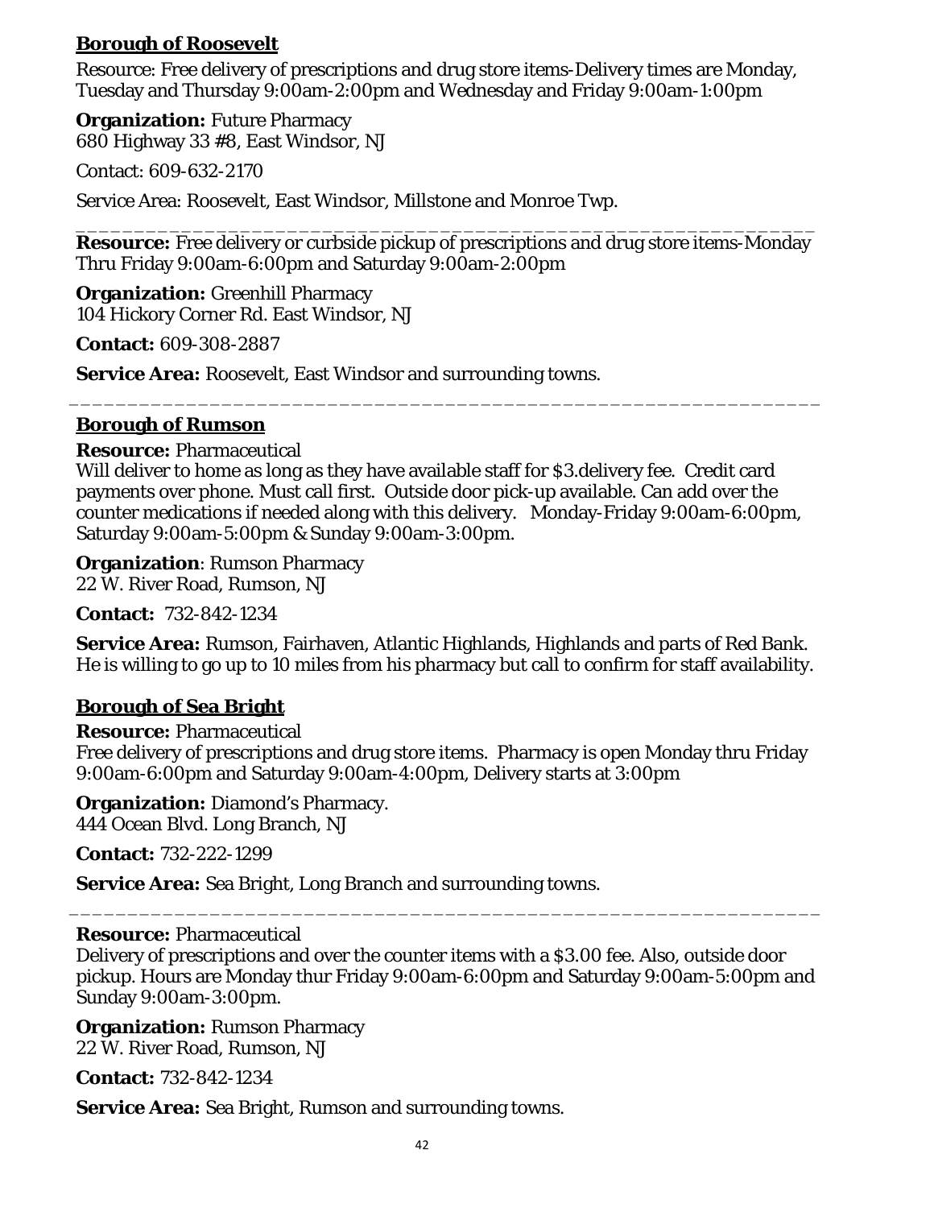**Borough of Roosevelt**

Resource: Free delivery of prescriptions and drug store items-Delivery times are Monday, Tuesday and Thursday 9:00am-2:00pm and Wednesday and Friday 9:00am-1:00pm

**Organization:** Future Pharmacy
680 Highway 33 #8, East Windsor, NJ

Contact: 609-632-2170

Service Area: Roosevelt, East Windsor, Millstone and Monroe Twp.

---

**Resource:** Free delivery or curbside pickup of prescriptions and drug store items-Monday Thru Friday 9:00am-6:00pm and Saturday 9:00am-2:00pm

**Organization:** Greenhill Pharmacy
104 Hickory Corner Rd. East Windsor, NJ

**Contact:** 609-308-2887

**Service Area:** Roosevelt, East Windsor and surrounding towns.

---

**Borough of Rumson**

**Resource:** Pharmaceutical
Will deliver to home as long as they have available staff for $3.delivery fee. Credit card payments over phone. Must call first. Outside door pick-up available. Can add over the counter medications if needed along with this delivery. Monday-Friday 9:00am-6:00pm, Saturday 9:00am-5:00pm & Sunday 9:00am-3:00pm.

**Organization**: Rumson Pharmacy
22 W. River Road, Rumson, NJ

**Contact:** 732-842-1234

**Service Area:** Rumson, Fairhaven, Atlantic Highlands, Highlands and parts of Red Bank. He is willing to go up to 10 miles from his pharmacy but call to confirm for staff availability.

**Borough of Sea Bright**

**Resource:** Pharmaceutical
Free delivery of prescriptions and drug store items. Pharmacy is open Monday thru Friday 9:00am-6:00pm and Saturday 9:00am-4:00pm, Delivery starts at 3:00pm

**Organization:** Diamond's Pharmacy.
444 Ocean Blvd. Long Branch, NJ

**Contact:** 732-222-1299

**Service Area:** Sea Bright, Long Branch and surrounding towns.

---

**Resource:** Pharmaceutical
Delivery of prescriptions and over the counter items with a $3.00 fee. Also, outside door pickup. Hours are Monday thur Friday 9:00am-6:00pm and Saturday 9:00am-5:00pm and Sunday 9:00am-3:00pm.

**Organization:** Rumson Pharmacy
22 W. River Road, Rumson, NJ

**Contact:** 732-842-1234

**Service Area:** Sea Bright, Rumson and surrounding towns.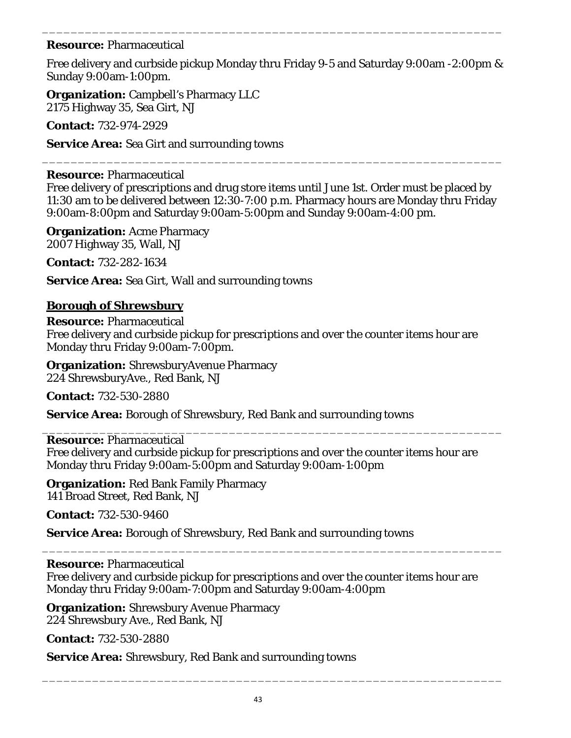---

**Resource:** Pharmaceutical

Free delivery and curbside pickup Monday thru Friday 9-5 and Saturday 9:00am -2:00pm & Sunday 9:00am-1:00pm.

**Organization:** Campbell's Pharmacy LLC
2175 Highway 35, Sea Girt, NJ

**Contact:** 732-974-2929

**Service Area:** Sea Girt and surrounding towns

---

**Resource:** Pharmaceutical
Free delivery of prescriptions and drug store items until June 1st. Order must be placed by 11:30 am to be delivered between 12:30-7:00 p.m. Pharmacy hours are Monday thru Friday 9:00am-8:00pm and Saturday 9:00am-5:00pm and Sunday 9:00am-4:00 pm.

**Organization:** Acme Pharmacy
2007 Highway 35, Wall, NJ

**Contact:** 732-282-1634

**Service Area:** Sea Girt, Wall and surrounding towns

## Borough of Shrewsbury

**Resource:** Pharmaceutical
Free delivery and curbside pickup for prescriptions and over the counter items hour are Monday thru Friday 9:00am-7:00pm.

**Organization:** ShrewsburyAvenue Pharmacy
224 ShrewsburyAve., Red Bank, NJ

**Contact:** 732-530-2880

**Service Area:** Borough of Shrewsbury, Red Bank and surrounding towns

---

**Resource:** Pharmaceutical
Free delivery and curbside pickup for prescriptions and over the counter items hour are Monday thru Friday 9:00am-5:00pm and Saturday 9:00am-1:00pm

**Organization:** Red Bank Family Pharmacy
141 Broad Street, Red Bank, NJ

**Contact:** 732-530-9460

**Service Area:** Borough of Shrewsbury, Red Bank and surrounding towns

---

**Resource:** Pharmaceutical
Free delivery and curbside pickup for prescriptions and over the counter items hour are Monday thru Friday 9:00am-7:00pm and Saturday 9:00am-4:00pm

**Organization:** Shrewsbury Avenue Pharmacy
224 Shrewsbury Ave., Red Bank, NJ

**Contact:** 732-530-2880

**Service Area:** Shrewsbury, Red Bank and surrounding towns

---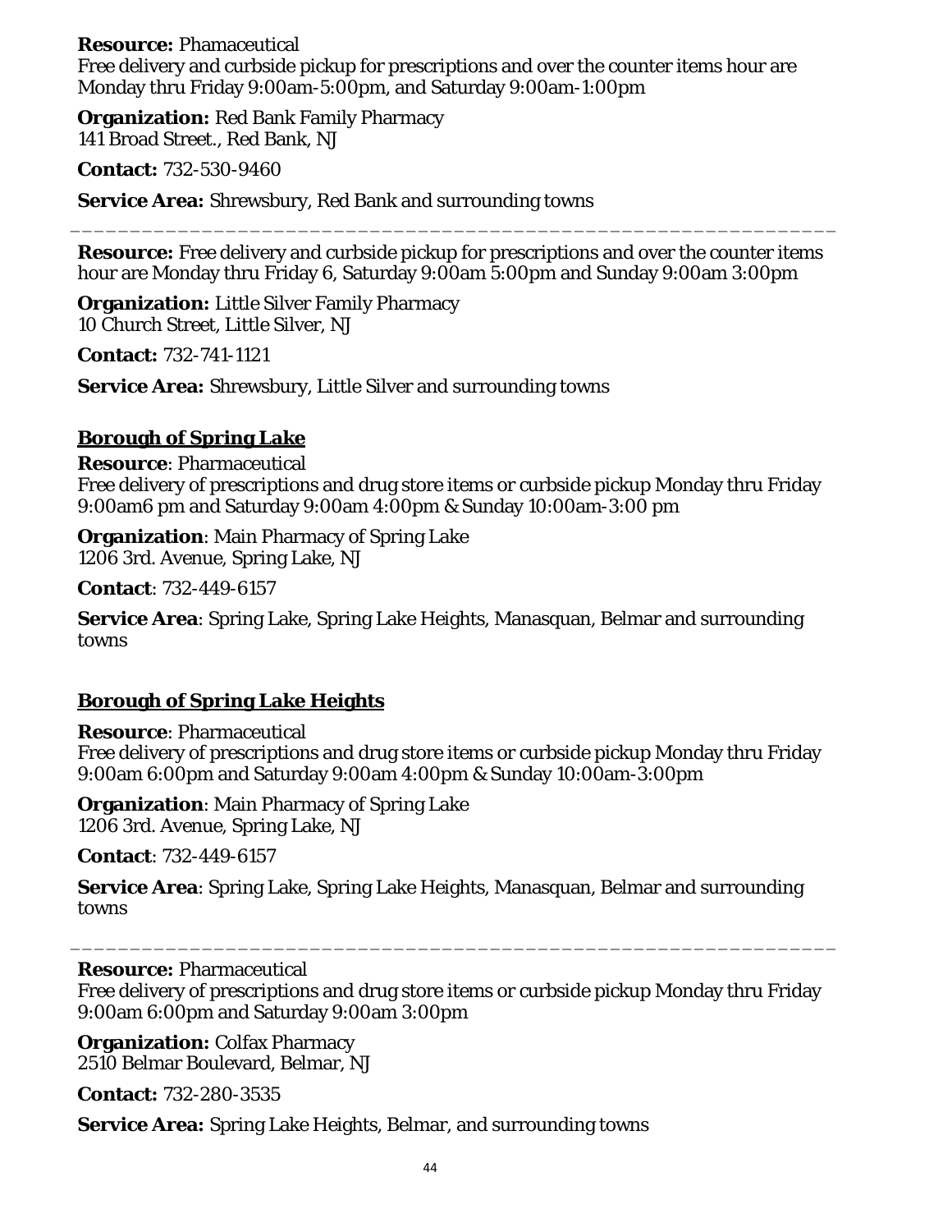**Resource:** Phamaceutical
Free delivery and curbside pickup for prescriptions and over the counter items hour are Monday thru Friday 9:00am-5:00pm, and Saturday 9:00am-1:00pm

**Organization:** Red Bank Family Pharmacy
141 Broad Street., Red Bank, NJ

**Contact:** 732-530-9460

**Service Area:** Shrewsbury, Red Bank and surrounding towns

---

**Resource:** Free delivery and curbside pickup for prescriptions and over the counter items hour are Monday thru Friday 6, Saturday 9:00am 5:00pm and Sunday 9:00am 3:00pm

**Organization:** Little Silver Family Pharmacy
10 Church Street, Little Silver, NJ

**Contact:** 732-741-1121

**Service Area:** Shrewsbury, Little Silver and surrounding towns

## Borough of Spring Lake

**Resource**: Pharmaceutical
Free delivery of prescriptions and drug store items or curbside pickup Monday thru Friday 9:00am6 pm and Saturday 9:00am 4:00pm & Sunday 10:00am-3:00 pm

**Organization**: Main Pharmacy of Spring Lake
1206 3rd. Avenue, Spring Lake, NJ

**Contact**: 732-449-6157

**Service Area**: Spring Lake, Spring Lake Heights, Manasquan, Belmar and surrounding towns

## Borough of Spring Lake Heights

**Resource**: Pharmaceutical
Free delivery of prescriptions and drug store items or curbside pickup Monday thru Friday 9:00am 6:00pm and Saturday 9:00am 4:00pm & Sunday 10:00am-3:00pm

**Organization**: Main Pharmacy of Spring Lake
1206 3rd. Avenue, Spring Lake, NJ

**Contact**: 732-449-6157

**Service Area**: Spring Lake, Spring Lake Heights, Manasquan, Belmar and surrounding towns

---

**Resource:** Pharmaceutical
Free delivery of prescriptions and drug store items or curbside pickup Monday thru Friday 9:00am 6:00pm and Saturday 9:00am 3:00pm

**Organization:** Colfax Pharmacy
2510 Belmar Boulevard, Belmar, NJ

**Contact:** 732-280-3535

**Service Area:** Spring Lake Heights, Belmar, and surrounding towns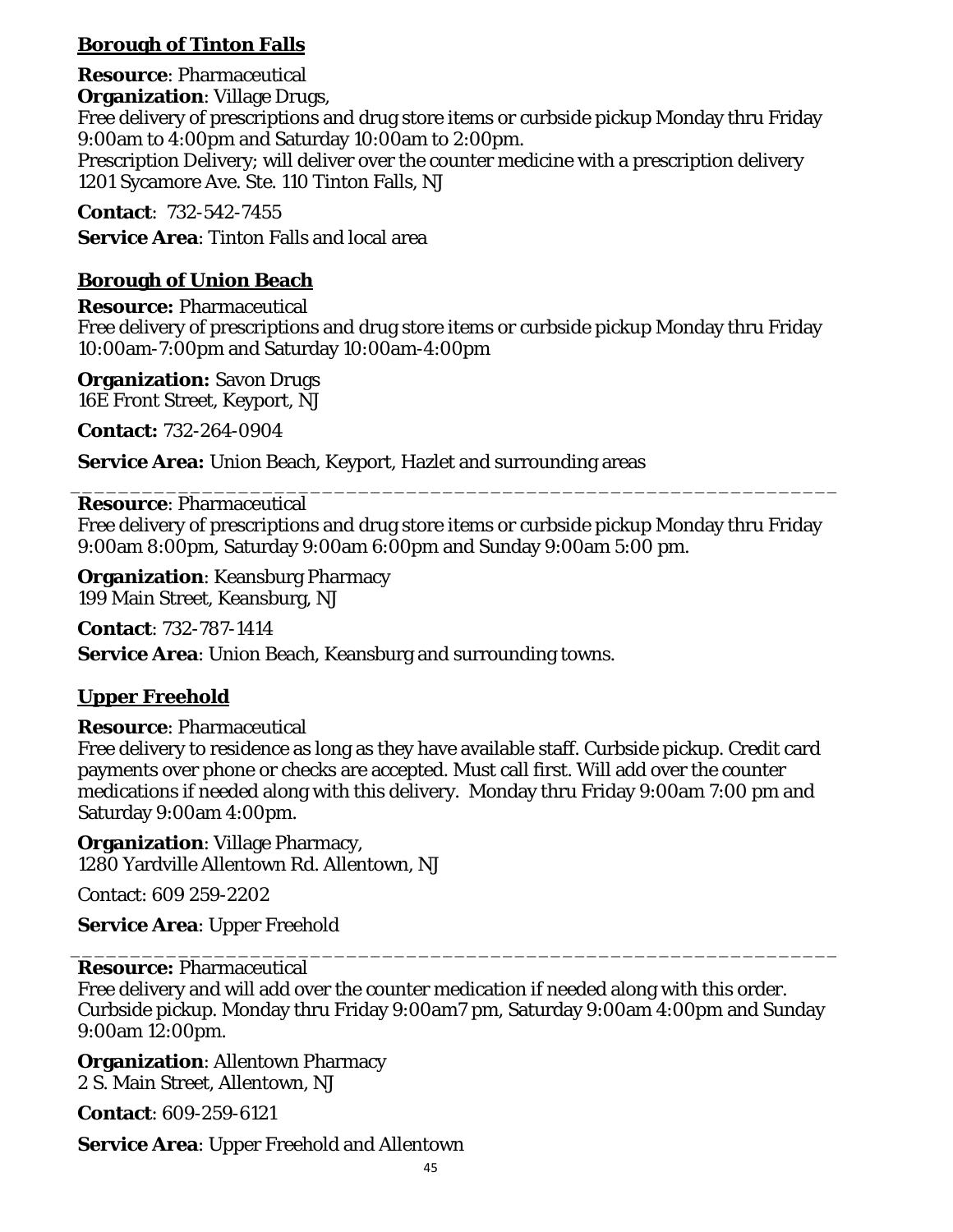## **Borough of Tinton Falls**

**Resource**: Pharmaceutical
**Organization**: Village Drugs,
Free delivery of prescriptions and drug store items or curbside pickup Monday thru Friday 9:00am to 4:00pm and Saturday 10:00am to 2:00pm.
Prescription Delivery; will deliver over the counter medicine with a prescription delivery
1201 Sycamore Ave. Ste. 110 Tinton Falls, NJ

**Contact**: 732-542-7455

**Service Area**: Tinton Falls and local area

## **Borough of Union Beach**

**Resource:** Pharmaceutical
Free delivery of prescriptions and drug store items or curbside pickup Monday thru Friday 10:00am-7:00pm and Saturday 10:00am-4:00pm

**Organization:** Savon Drugs
16E Front Street, Keyport, NJ

**Contact:** 732-264-0904

**Service Area:** Union Beach, Keyport, Hazlet and surrounding areas

---

**Resource**: Pharmaceutical
Free delivery of prescriptions and drug store items or curbside pickup Monday thru Friday 9:00am 8:00pm, Saturday 9:00am 6:00pm and Sunday 9:00am 5:00 pm.

**Organization**: Keansburg Pharmacy
199 Main Street, Keansburg, NJ

**Contact**: 732-787-1414

**Service Area**: Union Beach, Keansburg and surrounding towns.

## **Upper Freehold**

**Resource**: Pharmaceutical
Free delivery to residence as long as they have available staff. Curbside pickup. Credit card payments over phone or checks are accepted. Must call first. Will add over the counter medications if needed along with this delivery. Monday thru Friday 9:00am 7:00 pm and Saturday 9:00am 4:00pm.

**Organization**: Village Pharmacy,
1280 Yardville Allentown Rd. Allentown, NJ

Contact: 609 259-2202

**Service Area**: Upper Freehold

---

**Resource:** Pharmaceutical
Free delivery and will add over the counter medication if needed along with this order. Curbside pickup. Monday thru Friday 9:00am7 pm, Saturday 9:00am 4:00pm and Sunday 9:00am 12:00pm.

**Organization**: Allentown Pharmacy
2 S. Main Street, Allentown, NJ

**Contact**: 609-259-6121

**Service Area**: Upper Freehold and Allentown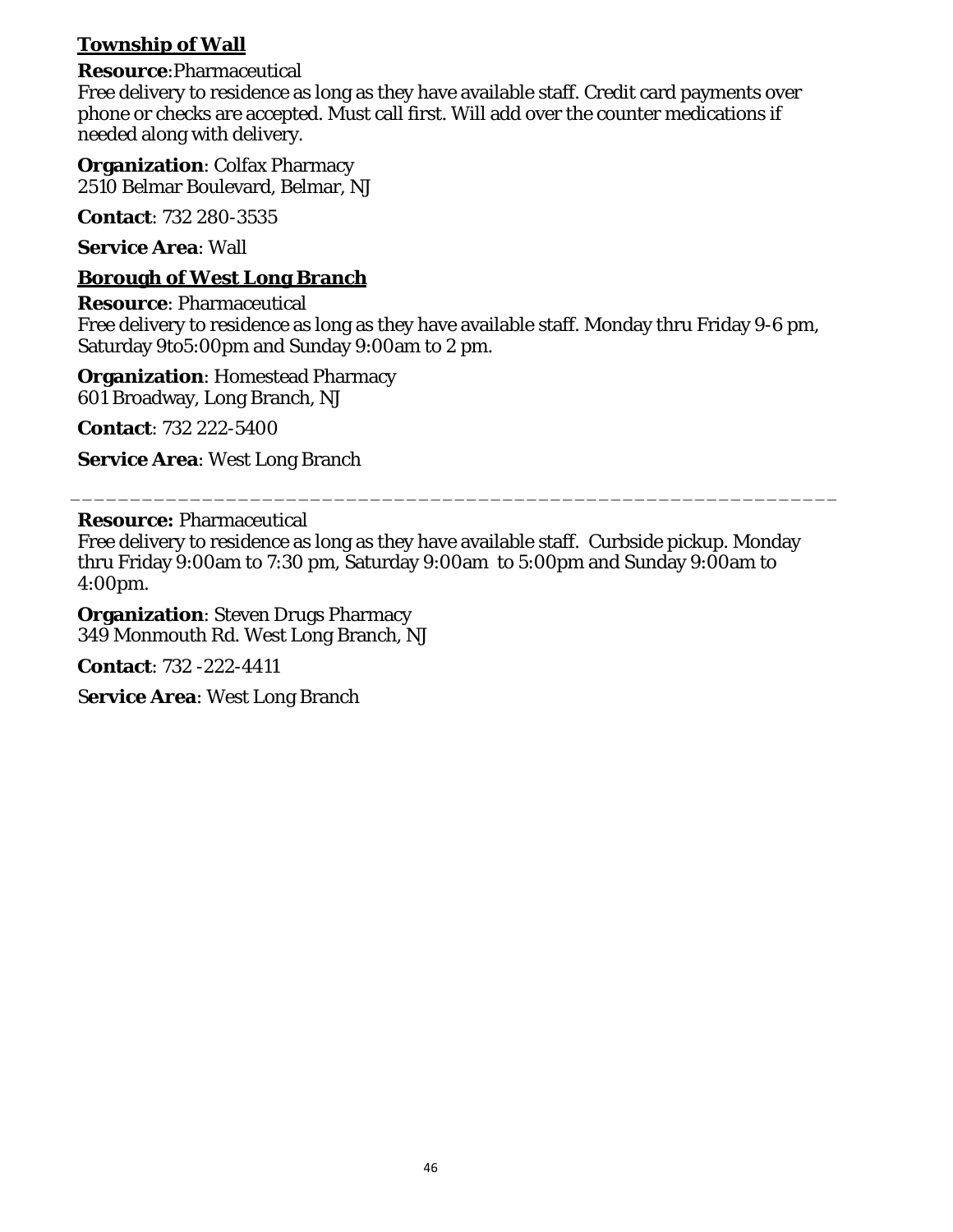## Township of Wall

**Resource**:Pharmaceutical
Free delivery to residence as long as they have available staff. Credit card payments over phone or checks are accepted. Must call first. Will add over the counter medications if needed along with delivery.

**Organization**: Colfax Pharmacy
2510 Belmar Boulevard, Belmar, NJ

**Contact**: 732 280-3535

**Service Area**: Wall

## Borough of West Long Branch

**Resource**: Pharmaceutical
Free delivery to residence as long as they have available staff. Monday thru Friday 9-6 pm, Saturday 9to5:00pm and Sunday 9:00am to 2 pm.

**Organization**: Homestead Pharmacy
601 Broadway, Long Branch, NJ

**Contact**: 732 222-5400

**Service Area**: West Long Branch

---

**Resource:** Pharmaceutical
Free delivery to residence as long as they have available staff. Curbside pickup. Monday thru Friday 9:00am to 7:30 pm, Saturday 9:00am to 5:00pm and Sunday 9:00am to 4:00pm.

**Organization**: Steven Drugs Pharmacy
349 Monmouth Rd. West Long Branch, NJ

**Contact**: 732 -222-4411

**Service Area**: West Long Branch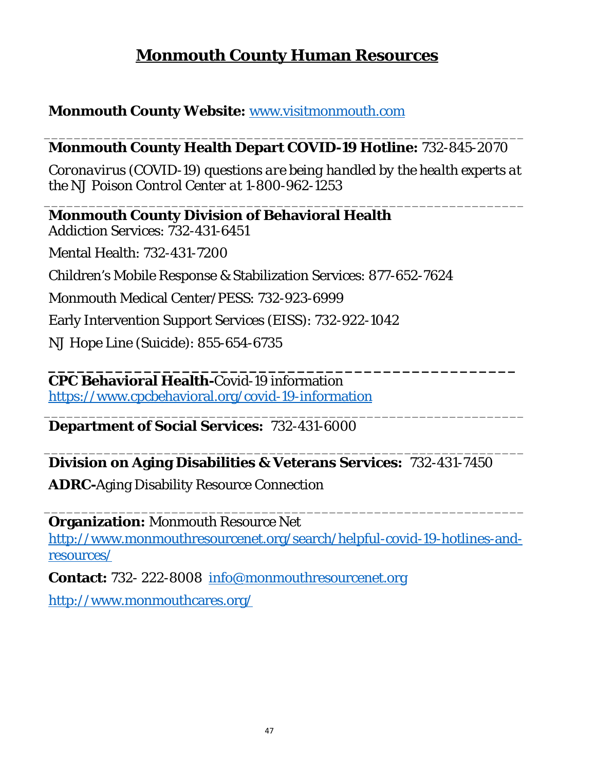# Monmouth County Human Resources

**Monmouth County Website:** www.visitmonmouth.com

---

**Monmouth County Health Depart COVID-19 Hotline:** 732-845-2070

*Coronavirus (COVID-19) questions are being handled by the health experts at the NJ Poison Control Center at 1-800-962-1253*

---

**Monmouth County Division of Behavioral Health**

Addiction Services: 732-431-6451

Mental Health: 732-431-7200

Children's Mobile Response & Stabilization Services: 877-652-7624

Monmouth Medical Center/PESS: 732-923-6999

Early Intervention Support Services (EISS): 732-922-1042

NJ Hope Line (Suicide): 855-654-6735

---

**CPC Behavioral Health-**Covid-19 information
https://www.cpcbehavioral.org/covid-19-information

---

**Department of Social Services:** 732-431-6000

---

**Division on Aging Disabilities & Veterans Services:** 732-431-7450

**ADRC-**Aging Disability Resource Connection

---

**Organization:** Monmouth Resource Net
http://www.monmouthresourcenet.org/search/helpful-covid-19-hotlines-and-resources/

**Contact:** 732- 222-8008 info@monmouthresourcenet.org

http://www.monmouthcares.org/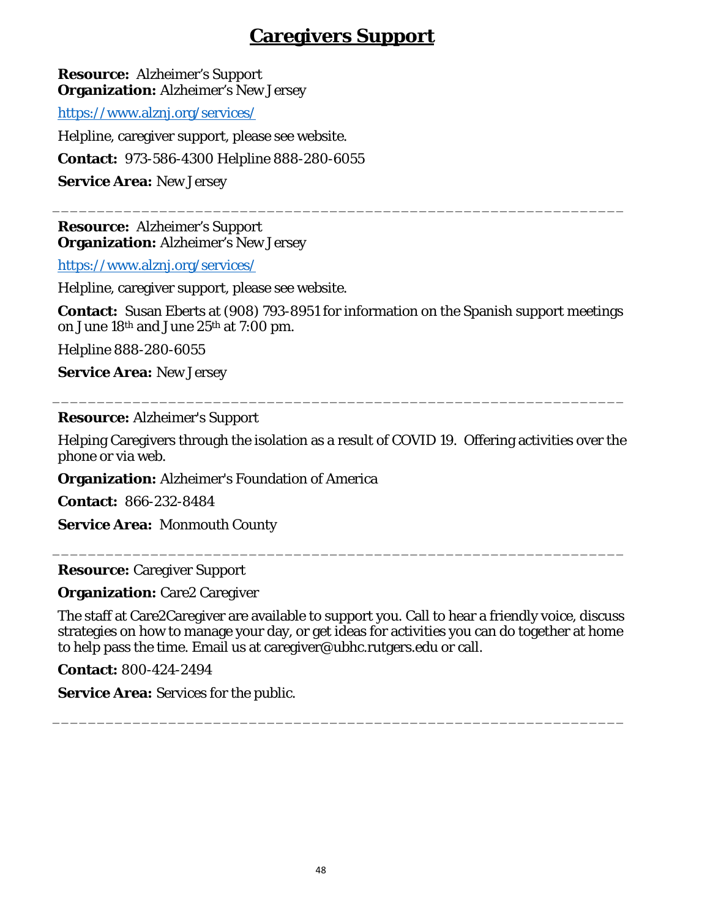# Caregivers Support

**Resource:** Alzheimer's Support
**Organization:** Alzheimer's New Jersey

https://www.alznj.org/services/

Helpline, caregiver support, please see website.

**Contact:** 973-586-4300 Helpline 888-280-6055

**Service Area:** New Jersey

---

**Resource:** Alzheimer's Support
**Organization:** Alzheimer's New Jersey

https://www.alznj.org/services/

Helpline, caregiver support, please see website.

**Contact:** Susan Eberts at (908) 793-8951 for information on the Spanish support meetings on June 18th and June 25th at 7:00 pm.

Helpline 888-280-6055

**Service Area:** New Jersey

---

**Resource:** Alzheimer's Support

Helping Caregivers through the isolation as a result of COVID 19. Offering activities over the phone or via web.

**Organization:** Alzheimer's Foundation of America

**Contact:** 866-232-8484

**Service Area:** Monmouth County

---

**Resource:** Caregiver Support

**Organization:** Care2 Caregiver

The staff at Care2Caregiver are available to support you. Call to hear a friendly voice, discuss strategies on how to manage your day, or get ideas for activities you can do together at home to help pass the time. Email us at caregiver@ubhc.rutgers.edu or call.

**Contact:** 800-424-2494

**Service Area:** Services for the public.

---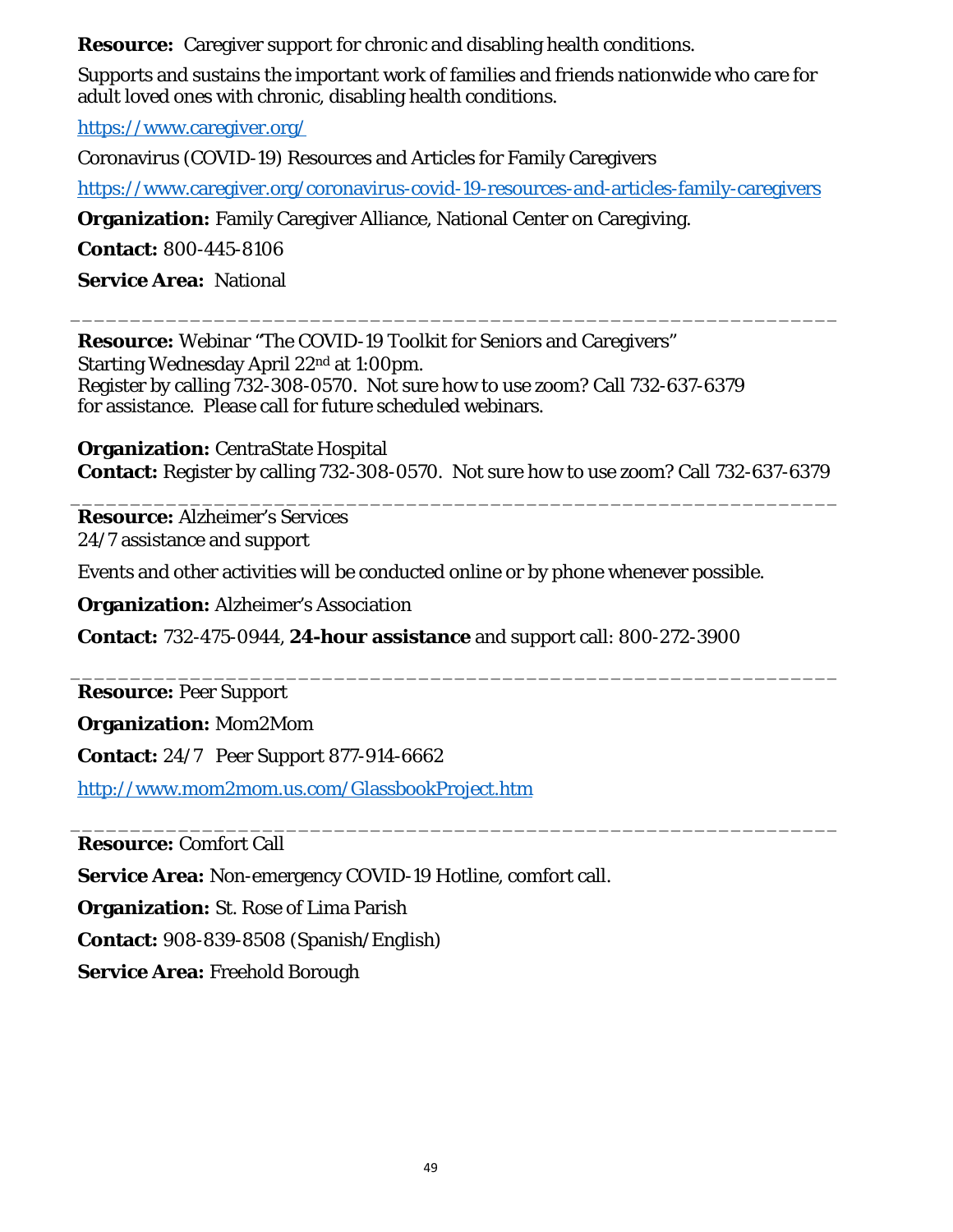**Resource:** Caregiver support for chronic and disabling health conditions.

Supports and sustains the important work of families and friends nationwide who care for adult loved ones with chronic, disabling health conditions.

https://www.caregiver.org/

Coronavirus (COVID-19) Resources and Articles for Family Caregivers

https://www.caregiver.org/coronavirus-covid-19-resources-and-articles-family-caregivers

**Organization:** Family Caregiver Alliance, National Center on Caregiving.

**Contact:** 800-445-8106

**Service Area:** National

---

**Resource:** Webinar "The COVID-19 Toolkit for Seniors and Caregivers"
Starting Wednesday April 22nd at 1:00pm.
Register by calling 732-308-0570. Not sure how to use zoom? Call 732-637-6379 for assistance. Please call for future scheduled webinars.

**Organization:** CentraState Hospital
**Contact:** Register by calling 732-308-0570. Not sure how to use zoom? Call 732-637-6379

---

**Resource:** Alzheimer's Services
24/7 assistance and support

Events and other activities will be conducted online or by phone whenever possible.

**Organization:** Alzheimer's Association

**Contact:** 732-475-0944, **24-hour assistance** and support call: 800-272-3900

---

**Resource:** Peer Support

**Organization:** Mom2Mom

**Contact:** 24/7 Peer Support 877-914-6662

http://www.mom2mom.us.com/GlassbookProject.htm

---

**Resource:** Comfort Call

**Service Area:** Non-emergency COVID-19 Hotline, comfort call.

**Organization:** St. Rose of Lima Parish

**Contact:** 908-839-8508 (Spanish/English)

**Service Area:** Freehold Borough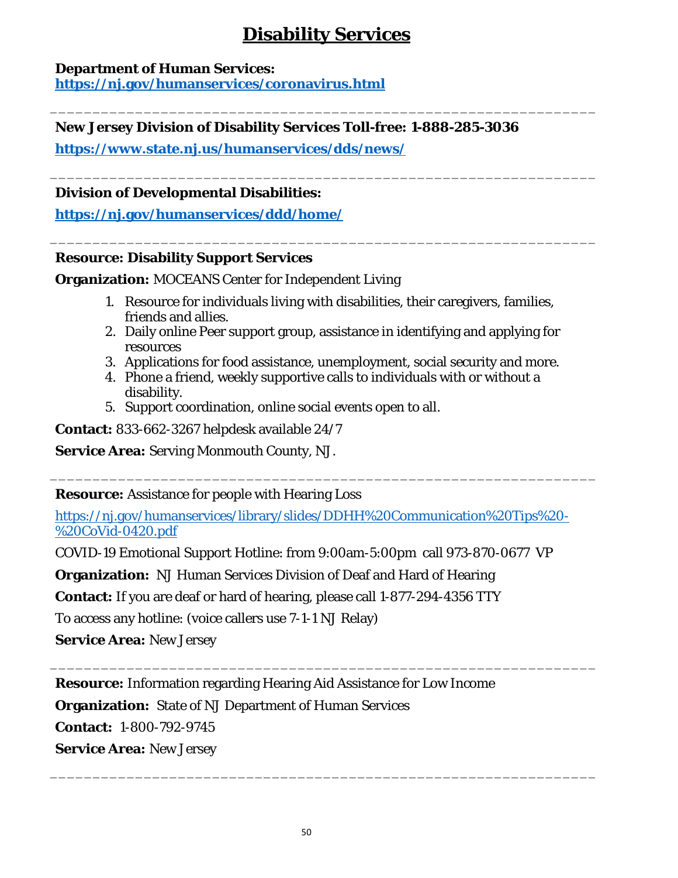# Disability Services

**Department of Human Services:**
**https://nj.gov/humanservices/coronavirus.html**

---

**New Jersey Division of Disability Services Toll-free: 1-888-285-3036**

**https://www.state.nj.us/humanservices/dds/news/**

---

**Division of Developmental Disabilities:**

**https://nj.gov/humanservices/ddd/home/**

---

**Resource: Disability Support Services**

**Organization:** MOCEANS Center for Independent Living

1. Resource for individuals living with disabilities, their caregivers, families, friends and allies.
2. Daily online Peer support group, assistance in identifying and applying for resources
3. Applications for food assistance, unemployment, social security and more.
4. Phone a friend, weekly supportive calls to individuals with or without a disability.
5. Support coordination, online social events open to all.

**Contact:** 833-662-3267 helpdesk available 24/7

**Service Area:** Serving Monmouth County, NJ.

---

**Resource:** Assistance for people with Hearing Loss

https://nj.gov/humanservices/library/slides/DDHH%20Communication%20Tips%20-%20CoVid-0420.pdf

COVID-19 Emotional Support Hotline: from 9:00am-5:00pm call 973-870-0677 VP

**Organization:** NJ Human Services Division of Deaf and Hard of Hearing

**Contact:** If you are deaf or hard of hearing, please call 1-877-294-4356 TTY

To access any hotline: (voice callers use 7-1-1 NJ Relay)

**Service Area:** New Jersey

---

**Resource:** Information regarding Hearing Aid Assistance for Low Income

**Organization:** State of NJ Department of Human Services

**Contact:** 1-800-792-9745

**Service Area:** New Jersey

---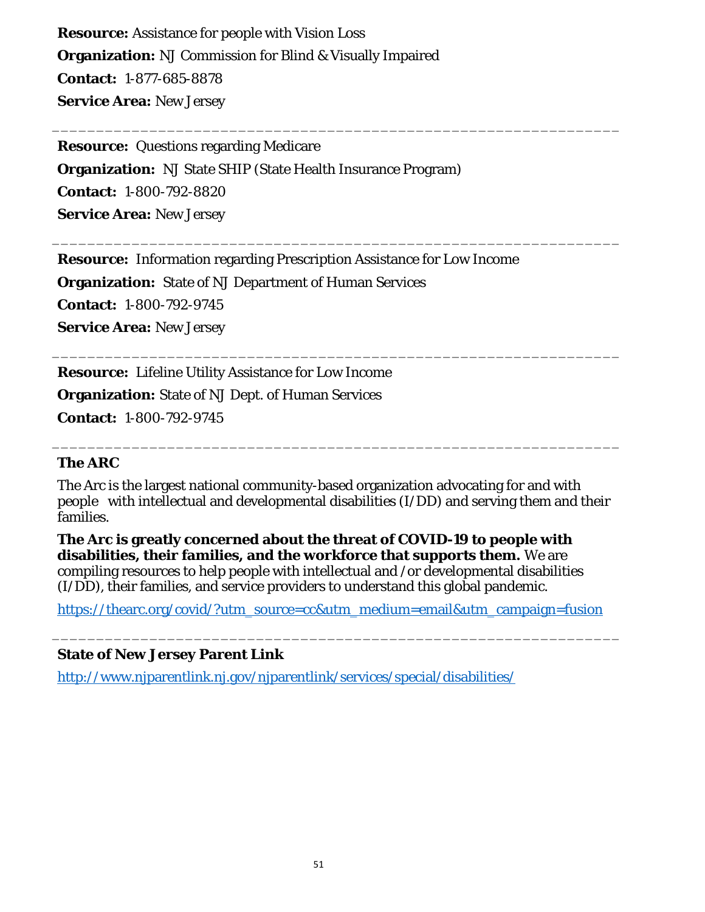**Resource:** Assistance for people with Vision Loss

**Organization:** NJ Commission for Blind & Visually Impaired

**Contact:** 1-877-685-8878

**Service Area:** New Jersey

---

**Resource:** Questions regarding Medicare

**Organization:** NJ State SHIP (State Health Insurance Program)

**Contact:** 1-800-792-8820

**Service Area:** New Jersey

---

**Resource:** Information regarding Prescription Assistance for Low Income

**Organization:** State of NJ Department of Human Services

**Contact:** 1-800-792-9745

**Service Area:** New Jersey

---

**Resource:** Lifeline Utility Assistance for Low Income

**Organization:** State of NJ Dept. of Human Services

**Contact:** 1-800-792-9745

---

**The ARC**

The Arc is the largest national community-based organization advocating for and with people with intellectual and developmental disabilities (I/DD) and serving them and their families.

**The Arc is greatly concerned about the threat of COVID-19 to people with disabilities, their families, and the workforce that supports them.** We are compiling resources to help people with intellectual and /or developmental disabilities (I/DD), their families, and service providers to understand this global pandemic.

https://thearc.org/covid/?utm_source=cc&utm_medium=email&utm_campaign=fusion

---

**State of New Jersey Parent Link**

http://www.njparentlink.nj.gov/njparentlink/services/special/disabilities/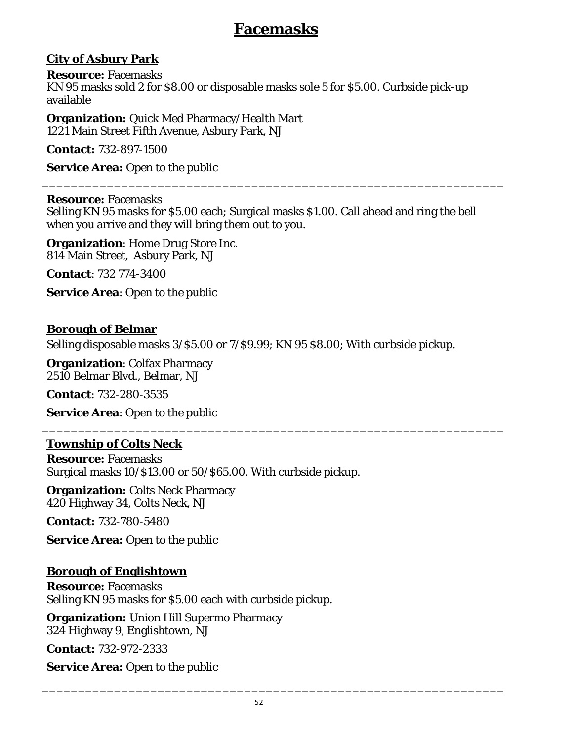# Facemasks

## City of Asbury Park

**Resource:** Facemasks
KN 95 masks sold 2 for $8.00 or disposable masks sole 5 for $5.00. Curbside pick-up available

**Organization:** Quick Med Pharmacy/Health Mart
1221 Main Street Fifth Avenue, Asbury Park, NJ

**Contact:** 732-897-1500

**Service Area:** Open to the public

---

**Resource:** Facemasks
Selling KN 95 masks for $5.00 each; Surgical masks $1.00. Call ahead and ring the bell when you arrive and they will bring them out to you.

**Organization**: Home Drug Store Inc.
814 Main Street, Asbury Park, NJ

**Contact**: 732 774-3400

**Service Area**: Open to the public

## Borough of Belmar

Selling disposable masks 3/$5.00 or 7/$9.99; KN 95 $8.00; With curbside pickup.

**Organization**: Colfax Pharmacy
2510 Belmar Blvd., Belmar, NJ

**Contact**: 732-280-3535

**Service Area**: Open to the public

---

## Township of Colts Neck

**Resource:** Facemasks
Surgical masks 10/$13.00 or 50/$65.00. With curbside pickup.

**Organization:** Colts Neck Pharmacy
420 Highway 34, Colts Neck, NJ

**Contact:** 732-780-5480

**Service Area:** Open to the public

## Borough of Englishtown

**Resource:** Facemasks
Selling KN 95 masks for $5.00 each with curbside pickup.

**Organization:** Union Hill Supermo Pharmacy
324 Highway 9, Englishtown, NJ

**Contact:** 732-972-2333

**Service Area:** Open to the public

---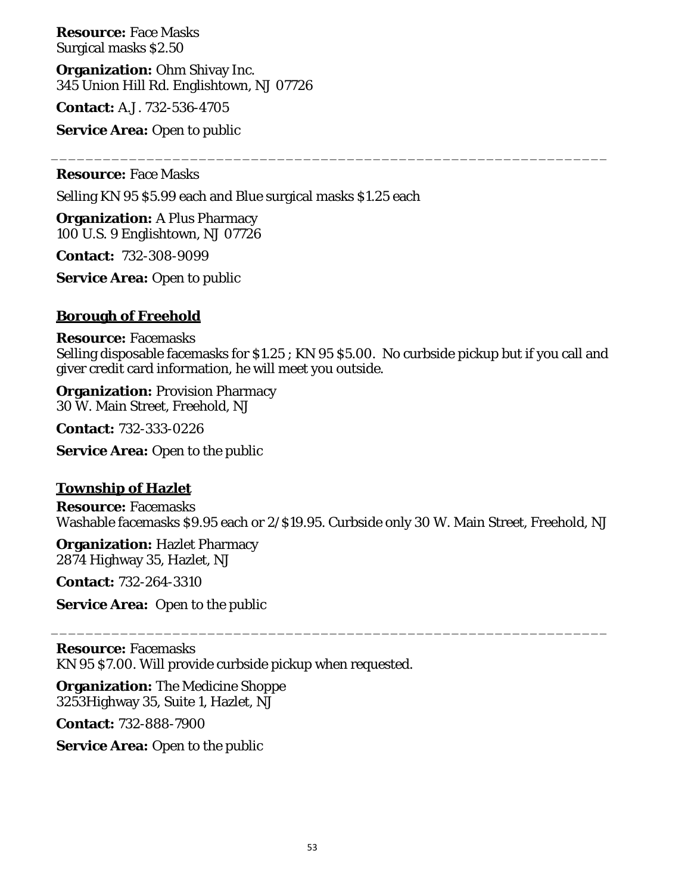**Resource:** Face Masks
Surgical masks $2.50

**Organization:** Ohm Shivay Inc.
345 Union Hill Rd. Englishtown, NJ 07726

**Contact:** A.J. 732-536-4705

**Service Area:** Open to public

---

**Resource:** Face Masks

Selling KN 95 $5.99 each and Blue surgical masks $1.25 each

**Organization:** A Plus Pharmacy
100 U.S. 9 Englishtown, NJ 07726

**Contact:** 732-308-9099

**Service Area:** Open to public

## Borough of Freehold

**Resource:** Facemasks
Selling disposable facemasks for $1.25 ; KN 95 $5.00. No curbside pickup but if you call and giver credit card information, he will meet you outside.

**Organization:** Provision Pharmacy
30 W. Main Street, Freehold, NJ

**Contact:** 732-333-0226

**Service Area:** Open to the public

## Township of Hazlet

**Resource:** Facemasks
Washable facemasks $9.95 each or 2/$19.95. Curbside only 30 W. Main Street, Freehold, NJ

**Organization:** Hazlet Pharmacy
2874 Highway 35, Hazlet, NJ

**Contact:** 732-264-3310

**Service Area:** Open to the public

---

**Resource:** Facemasks
KN 95 $7.00. Will provide curbside pickup when requested.

**Organization:** The Medicine Shoppe
3253Highway 35, Suite 1, Hazlet, NJ

**Contact:** 732-888-7900

**Service Area:** Open to the public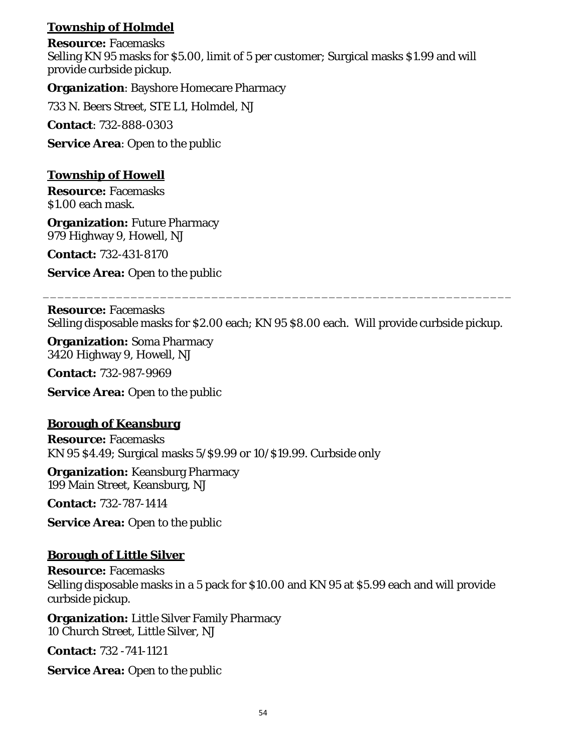**Township of Holmdel**

**Resource:** Facemasks
Selling KN 95 masks for $5.00, limit of 5 per customer; Surgical masks $1.99 and will provide curbside pickup.

**Organization**: Bayshore Homecare Pharmacy

733 N. Beers Street, STE L1, Holmdel, NJ

**Contact**: 732-888-0303

**Service Area**: Open to the public

**Township of Howell**

**Resource:** Facemasks
$1.00 each mask.

**Organization:** Future Pharmacy
979 Highway 9, Howell, NJ

**Contact:** 732-431-8170

**Service Area:** Open to the public

---

**Resource:** Facemasks
Selling disposable masks for $2.00 each; KN 95 $8.00 each. Will provide curbside pickup.

**Organization:** Soma Pharmacy
3420 Highway 9, Howell, NJ

**Contact:** 732-987-9969

**Service Area:** Open to the public

**Borough of Keansburg**

**Resource:** Facemasks
KN 95 $4.49; Surgical masks 5/$9.99 or 10/$19.99. Curbside only

**Organization:** Keansburg Pharmacy
199 Main Street, Keansburg, NJ

**Contact:** 732-787-1414

**Service Area:** Open to the public

**Borough of Little Silver**

**Resource:** Facemasks
Selling disposable masks in a 5 pack for $10.00 and KN 95 at $5.99 each and will provide curbside pickup.

**Organization:** Little Silver Family Pharmacy
10 Church Street, Little Silver, NJ

**Contact:** 732 -741-1121

**Service Area:** Open to the public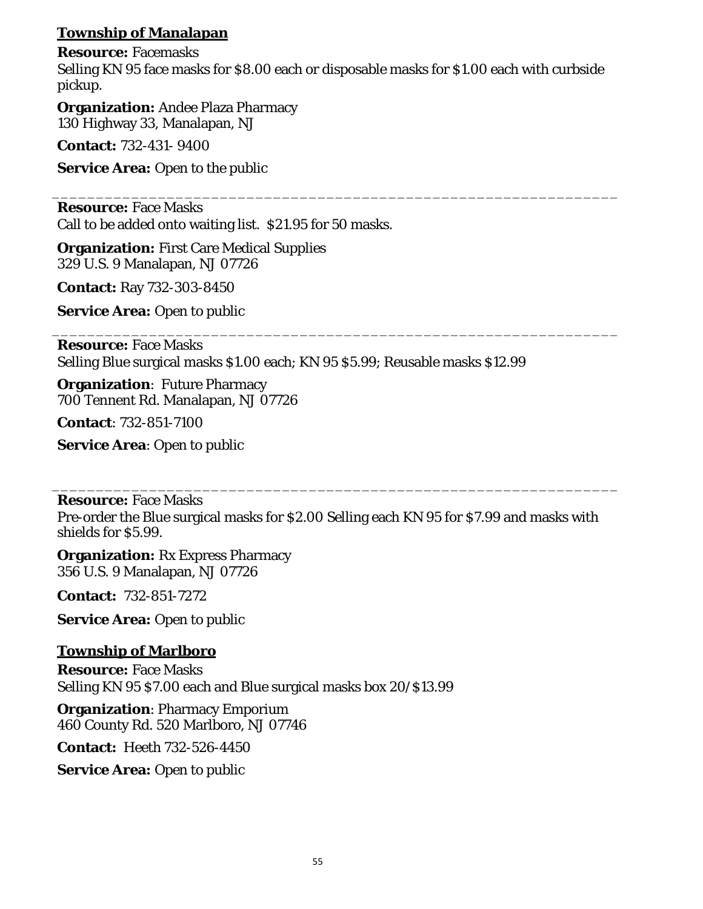## Township of Manalapan

**Resource:** Facemasks
Selling KN 95 face masks for $8.00 each or disposable masks for $1.00 each with curbside pickup.

**Organization:** Andee Plaza Pharmacy
130 Highway 33, Manalapan, NJ

**Contact:** 732-431- 9400

**Service Area:** Open to the public

---

**Resource:** Face Masks
Call to be added onto waiting list. $21.95 for 50 masks.

**Organization:** First Care Medical Supplies
329 U.S. 9 Manalapan, NJ 07726

**Contact:** Ray 732-303-8450

**Service Area:** Open to public

---

**Resource:** Face Masks
Selling Blue surgical masks $1.00 each; KN 95 $5.99; Reusable masks $12.99

**Organization**: Future Pharmacy
700 Tennent Rd. Manalapan, NJ 07726

**Contact**: 732-851-7100

**Service Area**: Open to public

---

**Resource:** Face Masks
Pre-order the Blue surgical masks for $2.00 Selling each KN 95 for $7.99 and masks with shields for $5.99.

**Organization:** Rx Express Pharmacy
356 U.S. 9 Manalapan, NJ 07726

**Contact:** 732-851-7272

**Service Area:** Open to public

## Township of Marlboro

**Resource:** Face Masks
Selling KN 95 $7.00 each and Blue surgical masks box 20/$13.99

**Organization**: Pharmacy Emporium
460 County Rd. 520 Marlboro, NJ 07746

**Contact:** Heeth 732-526-4450

**Service Area:** Open to public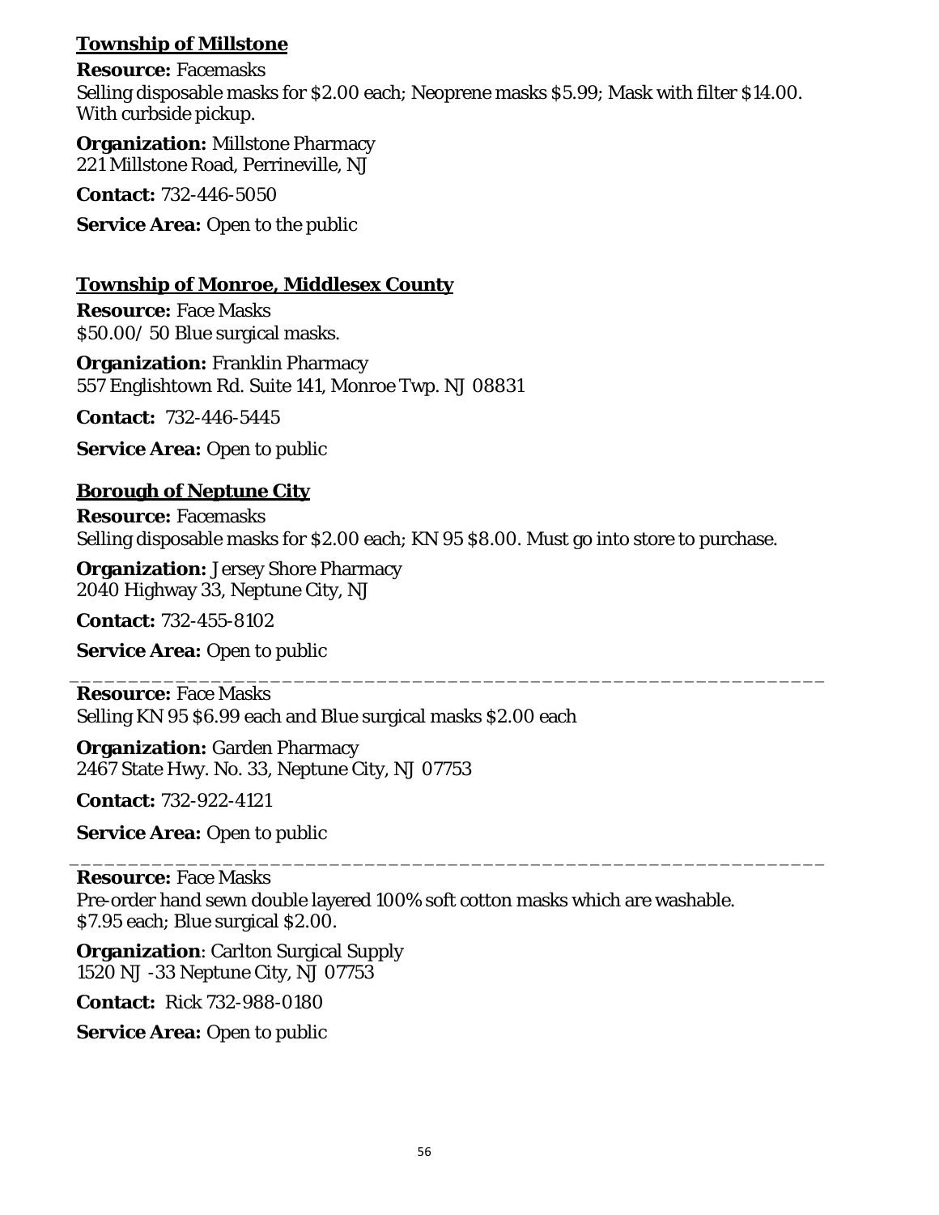**Township of Millstone**

**Resource:** Facemasks
Selling disposable masks for $2.00 each; Neoprene masks $5.99; Mask with filter $14.00. With curbside pickup.

**Organization:** Millstone Pharmacy
221 Millstone Road, Perrineville, NJ

**Contact:** 732-446-5050

**Service Area:** Open to the public

**Township of Monroe, Middlesex County**

**Resource:** Face Masks
$50.00/ 50 Blue surgical masks.

**Organization:** Franklin Pharmacy
557 Englishtown Rd. Suite 141, Monroe Twp. NJ 08831

**Contact:** 732-446-5445

**Service Area:** Open to public

**Borough of Neptune City**

**Resource:** Facemasks
Selling disposable masks for $2.00 each; KN 95 $8.00. Must go into store to purchase.

**Organization:** Jersey Shore Pharmacy
2040 Highway 33, Neptune City, NJ

**Contact:** 732-455-8102

**Service Area:** Open to public

---

**Resource:** Face Masks
Selling KN 95 $6.99 each and Blue surgical masks $2.00 each

**Organization:** Garden Pharmacy
2467 State Hwy. No. 33, Neptune City, NJ 07753

**Contact:** 732-922-4121

**Service Area:** Open to public

---

**Resource:** Face Masks
Pre-order hand sewn double layered 100% soft cotton masks which are washable. $7.95 each; Blue surgical $2.00.

**Organization**: Carlton Surgical Supply
1520 NJ -33 Neptune City, NJ 07753

**Contact:** Rick 732-988-0180

**Service Area:** Open to public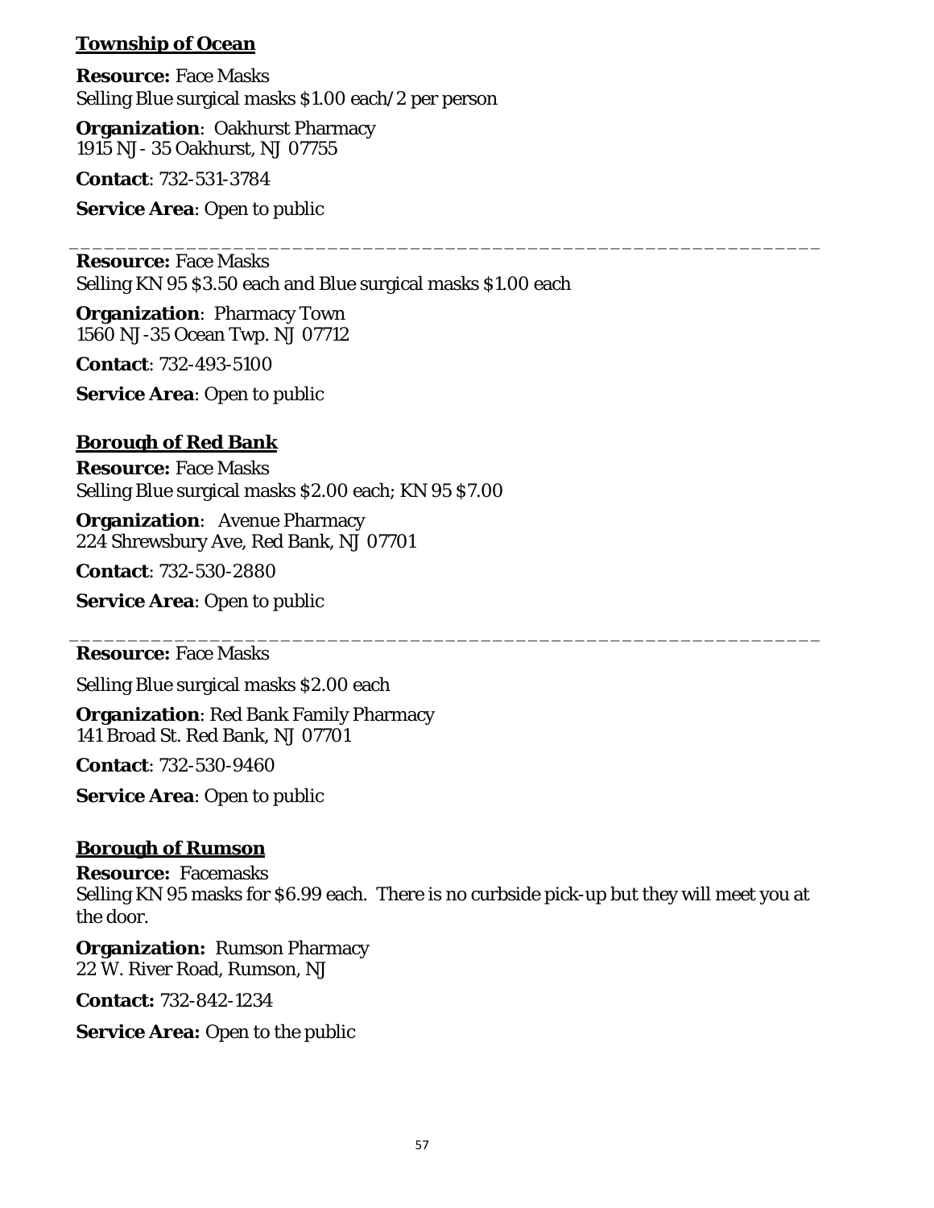## Township of Ocean

**Resource:** Face Masks
Selling Blue surgical masks $1.00 each/2 per person

**Organization**: Oakhurst Pharmacy
1915 NJ - 35 Oakhurst, NJ 07755

**Contact**: 732-531-3784

**Service Area**: Open to public

---

**Resource:** Face Masks
Selling KN 95 $3.50 each and Blue surgical masks $1.00 each

**Organization**: Pharmacy Town
1560 NJ-35 Ocean Twp. NJ 07712

**Contact**: 732-493-5100

**Service Area**: Open to public

## Borough of Red Bank

**Resource:** Face Masks
Selling Blue surgical masks $2.00 each; KN 95 $7.00

**Organization**: Avenue Pharmacy
224 Shrewsbury Ave, Red Bank, NJ 07701

**Contact**: 732-530-2880

**Service Area**: Open to public

---

**Resource:** Face Masks

Selling Blue surgical masks $2.00 each

**Organization**: Red Bank Family Pharmacy
141 Broad St. Red Bank, NJ 07701

**Contact**: 732-530-9460

**Service Area**: Open to public

## Borough of Rumson

**Resource:** Facemasks
Selling KN 95 masks for $6.99 each. There is no curbside pick-up but they will meet you at the door.

**Organization:** Rumson Pharmacy
22 W. River Road, Rumson, NJ

**Contact:** 732-842-1234

**Service Area:** Open to the public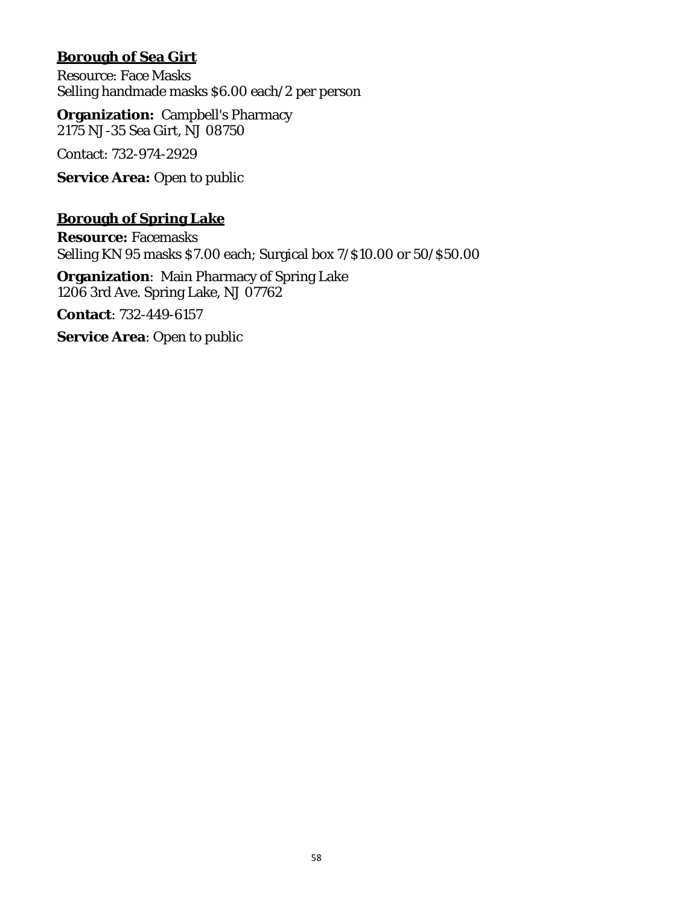**Borough of Sea Girt**

Resource: Face Masks
Selling handmade masks $6.00 each/2 per person

**Organization:** Campbell's Pharmacy
2175 NJ-35 Sea Girt, NJ 08750

Contact: 732-974-2929

**Service Area:** Open to public

**Borough of Spring Lake**

**Resource:** Facemasks
Selling KN 95 masks $7.00 each; Surgical box 7/$10.00 or 50/$50.00

**Organization**: Main Pharmacy of Spring Lake
1206 3rd Ave. Spring Lake, NJ 07762

**Contact**: 732-449-6157

**Service Area**: Open to public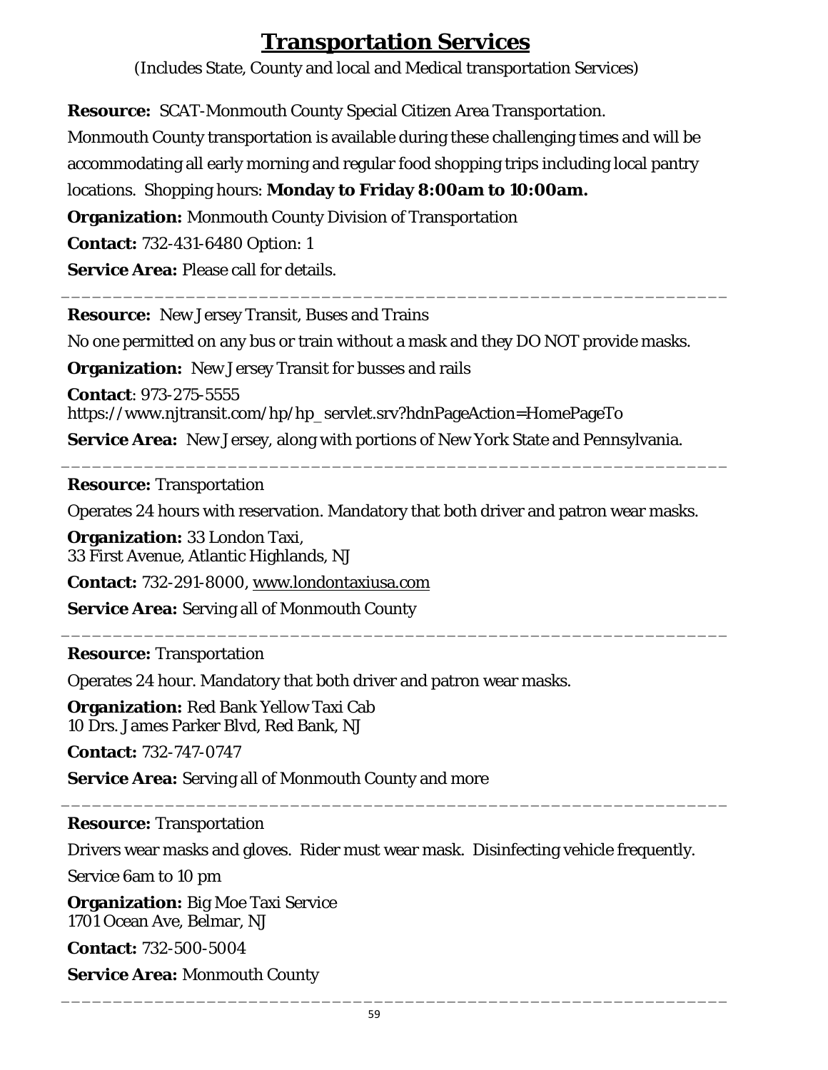# Transportation Services

(Includes State, County and local and Medical transportation Services)

**Resource:** SCAT-Monmouth County Special Citizen Area Transportation.
Monmouth County transportation is available during these challenging times and will be accommodating all early morning and regular food shopping trips including local pantry locations. Shopping hours: **Monday to Friday 8:00am to 10:00am.**

**Organization:** Monmouth County Division of Transportation

**Contact:** 732-431-6480 Option: 1

**Service Area:** Please call for details.

---

**Resource:** New Jersey Transit, Buses and Trains

No one permitted on any bus or train without a mask and they DO NOT provide masks.

**Organization:** New Jersey Transit for busses and rails

**Contact**: 973-275-5555
https://www.njtransit.com/hp/hp_servlet.srv?hdnPageAction=HomePageTo

**Service Area:** New Jersey, along with portions of New York State and Pennsylvania.

---

**Resource:** Transportation

Operates 24 hours with reservation. Mandatory that both driver and patron wear masks.

**Organization:** 33 London Taxi,
33 First Avenue, Atlantic Highlands, NJ

**Contact:** 732-291-8000, www.londontaxiusa.com

**Service Area:** Serving all of Monmouth County

---

**Resource:** Transportation

Operates 24 hour. Mandatory that both driver and patron wear masks.

**Organization:** Red Bank Yellow Taxi Cab
10 Drs. James Parker Blvd, Red Bank, NJ

**Contact:** 732-747-0747

**Service Area:** Serving all of Monmouth County and more

---

**Resource:** Transportation

Drivers wear masks and gloves. Rider must wear mask. Disinfecting vehicle frequently.

Service 6am to 10 pm

**Organization:** Big Moe Taxi Service
1701 Ocean Ave, Belmar, NJ

**Contact:** 732-500-5004

**Service Area:** Monmouth County

---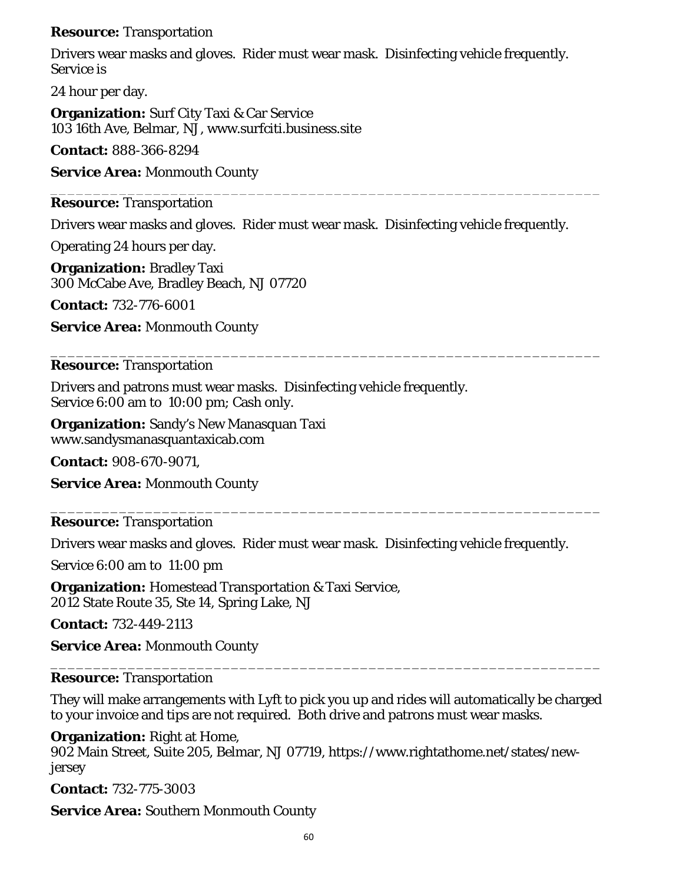**Resource:** Transportation

Drivers wear masks and gloves. Rider must wear mask. Disinfecting vehicle frequently. Service is

24 hour per day.

**Organization:** Surf City Taxi & Car Service
103 16th Ave, Belmar, NJ, www.surfciti.business.site

**Contact:** 888-366-8294

**Service Area:** Monmouth County

---

**Resource:** Transportation

Drivers wear masks and gloves. Rider must wear mask. Disinfecting vehicle frequently.

Operating 24 hours per day.

**Organization:** Bradley Taxi
300 McCabe Ave, Bradley Beach, NJ 07720

**Contact:** 732-776-6001

**Service Area:** Monmouth County

---

**Resource:** Transportation

Drivers and patrons must wear masks. Disinfecting vehicle frequently.
Service 6:00 am to 10:00 pm; Cash only.

**Organization:** Sandy's New Manasquan Taxi
www.sandysmanasquantaxicab.com

**Contact:** 908-670-9071,

**Service Area:** Monmouth County

---

**Resource:** Transportation

Drivers wear masks and gloves. Rider must wear mask. Disinfecting vehicle frequently.

Service 6:00 am to 11:00 pm

**Organization:** Homestead Transportation & Taxi Service,
2012 State Route 35, Ste 14, Spring Lake, NJ

**Contact:** 732-449-2113

**Service Area:** Monmouth County

---

**Resource:** Transportation

They will make arrangements with Lyft to pick you up and rides will automatically be charged to your invoice and tips are not required. Both drive and patrons must wear masks.

**Organization:** Right at Home,
902 Main Street, Suite 205, Belmar, NJ 07719, https://www.rightathome.net/states/new-jersey

**Contact:** 732-775-3003

**Service Area:** Southern Monmouth County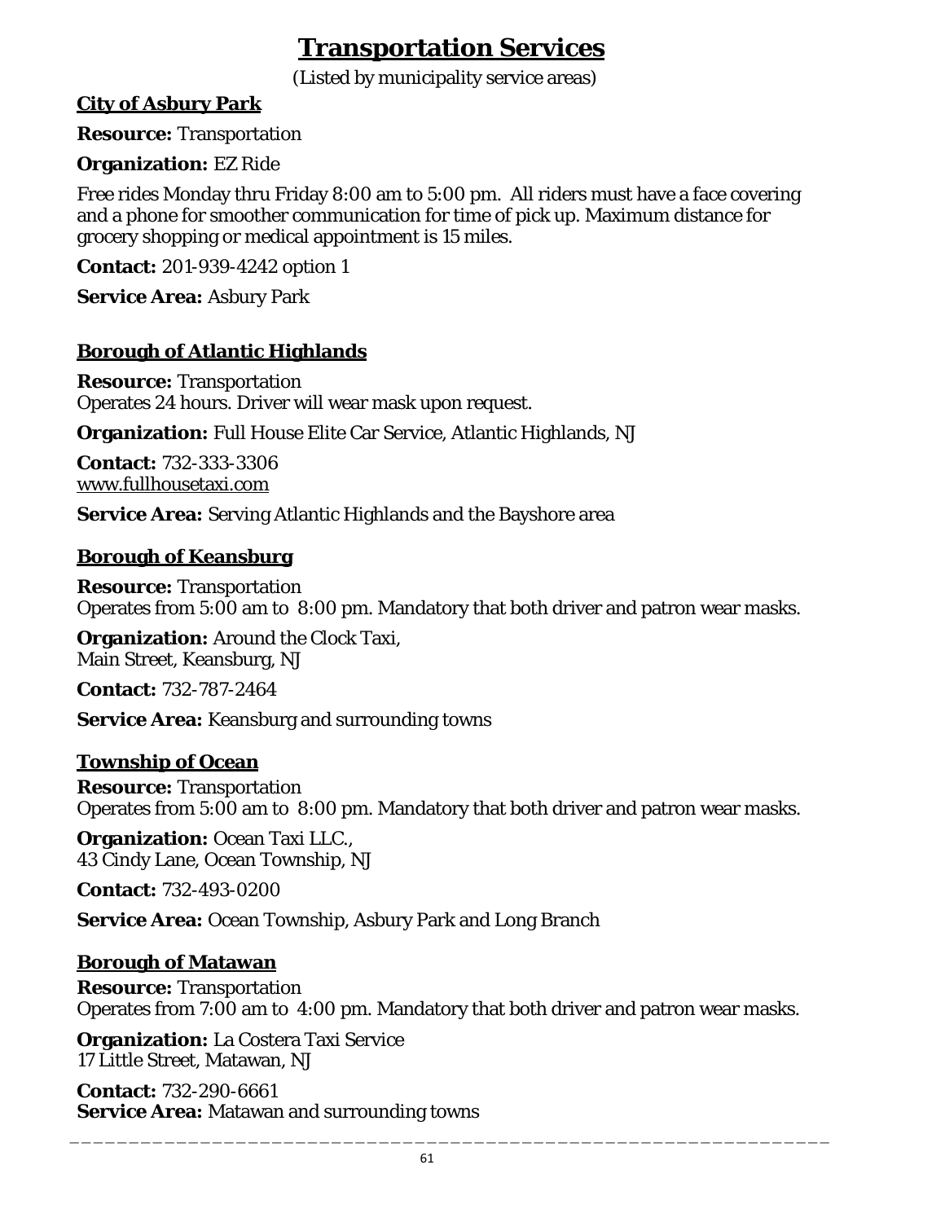# Transportation Services

(Listed by municipality service areas)

## City of Asbury Park

**Resource:** Transportation

**Organization:** EZ Ride

Free rides Monday thru Friday 8:00 am to 5:00 pm. All riders must have a face covering and a phone for smoother communication for time of pick up. Maximum distance for grocery shopping or medical appointment is 15 miles.

**Contact:** 201-939-4242 option 1

**Service Area:** Asbury Park

## Borough of Atlantic Highlands

**Resource:** Transportation
Operates 24 hours. Driver will wear mask upon request.

**Organization:** Full House Elite Car Service, Atlantic Highlands, NJ

**Contact:** 732-333-3306
www.fullhousetaxi.com

**Service Area:** Serving Atlantic Highlands and the Bayshore area

## Borough of Keansburg

**Resource:** Transportation
Operates from 5:00 am to 8:00 pm. Mandatory that both driver and patron wear masks.

**Organization:** Around the Clock Taxi,
Main Street, Keansburg, NJ

**Contact:** 732-787-2464

**Service Area:** Keansburg and surrounding towns

## Township of Ocean

**Resource:** Transportation
Operates from 5:00 am to 8:00 pm. Mandatory that both driver and patron wear masks.

**Organization:** Ocean Taxi LLC.,
43 Cindy Lane, Ocean Township, NJ

**Contact:** 732-493-0200

**Service Area:** Ocean Township, Asbury Park and Long Branch

## Borough of Matawan

**Resource:** Transportation
Operates from 7:00 am to 4:00 pm. Mandatory that both driver and patron wear masks.

**Organization:** La Costera Taxi Service
17 Little Street, Matawan, NJ

**Contact:** 732-290-6661
**Service Area:** Matawan and surrounding towns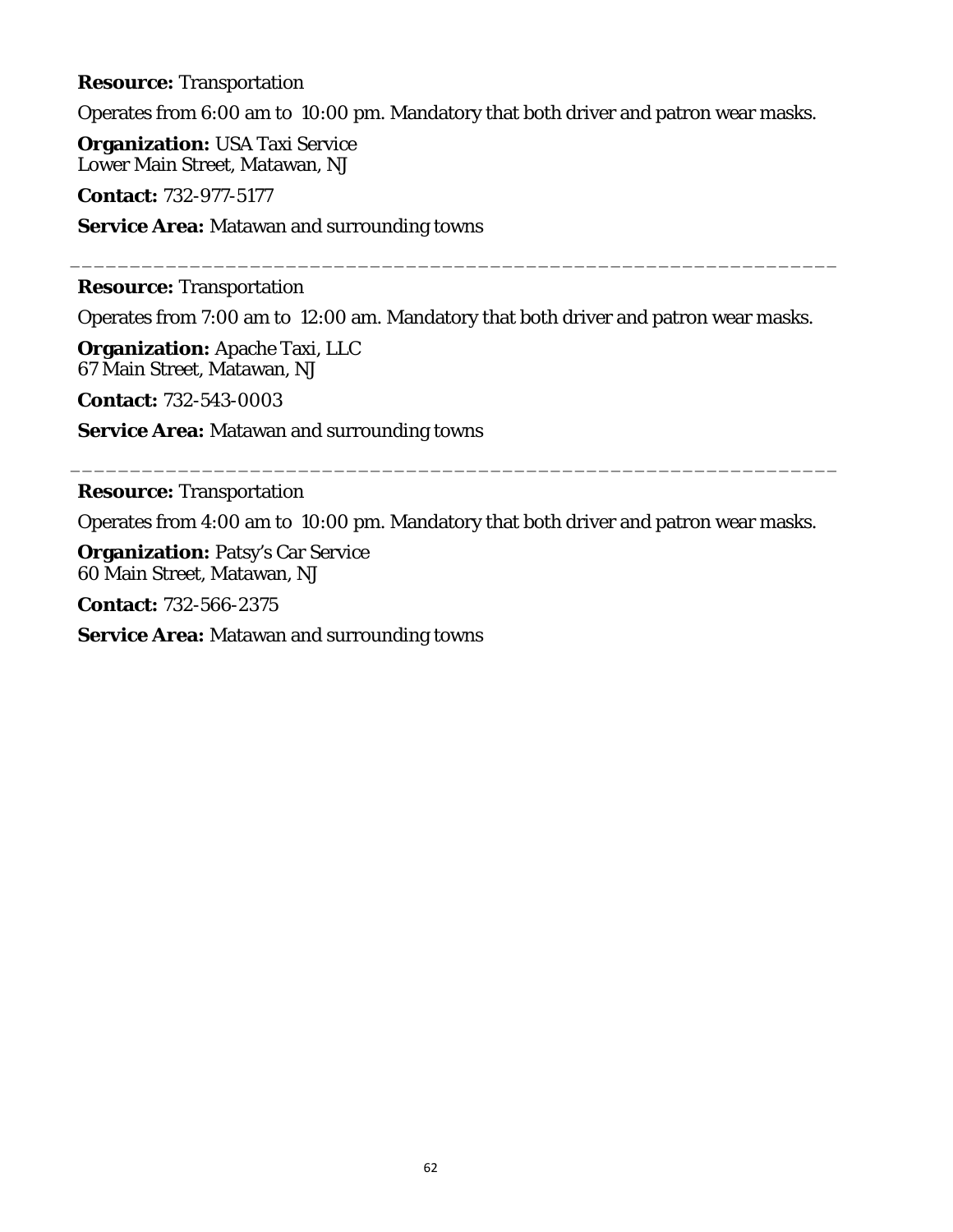**Resource:** Transportation

Operates from 6:00 am to 10:00 pm. Mandatory that both driver and patron wear masks.

**Organization:** USA Taxi Service
Lower Main Street, Matawan, NJ

**Contact:** 732-977-5177

**Service Area:** Matawan and surrounding towns

---

**Resource:** Transportation

Operates from 7:00 am to 12:00 am. Mandatory that both driver and patron wear masks.

**Organization:** Apache Taxi, LLC
67 Main Street, Matawan, NJ

**Contact:** 732-543-0003

**Service Area:** Matawan and surrounding towns

---

**Resource:** Transportation

Operates from 4:00 am to 10:00 pm. Mandatory that both driver and patron wear masks.

**Organization:** Patsy's Car Service
60 Main Street, Matawan, NJ

**Contact:** 732-566-2375

**Service Area:** Matawan and surrounding towns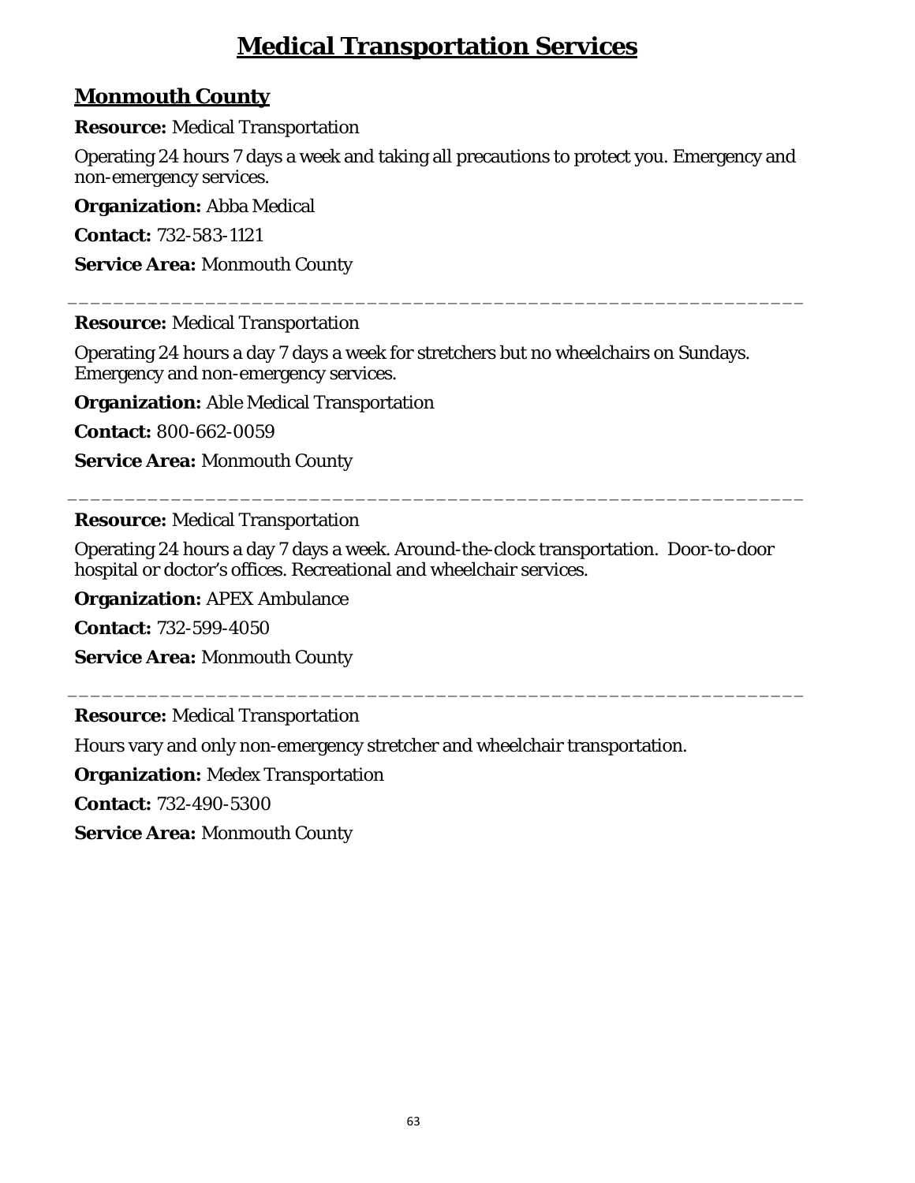# Medical Transportation Services

## Monmouth County

**Resource:** Medical Transportation

Operating 24 hours 7 days a week and taking all precautions to protect you. Emergency and non-emergency services.

**Organization:** Abba Medical

**Contact:** 732-583-1121

**Service Area:** Monmouth County

---

**Resource:** Medical Transportation

Operating 24 hours a day 7 days a week for stretchers but no wheelchairs on Sundays. Emergency and non-emergency services.

**Organization:** Able Medical Transportation

**Contact:** 800-662-0059

**Service Area:** Monmouth County

---

**Resource:** Medical Transportation

Operating 24 hours a day 7 days a week. Around-the-clock transportation. Door-to-door hospital or doctor's offices. Recreational and wheelchair services.

**Organization:** APEX Ambulance

**Contact:** 732-599-4050

**Service Area:** Monmouth County

---

**Resource:** Medical Transportation

Hours vary and only non-emergency stretcher and wheelchair transportation.

**Organization:** Medex Transportation

**Contact:** 732-490-5300

**Service Area:** Monmouth County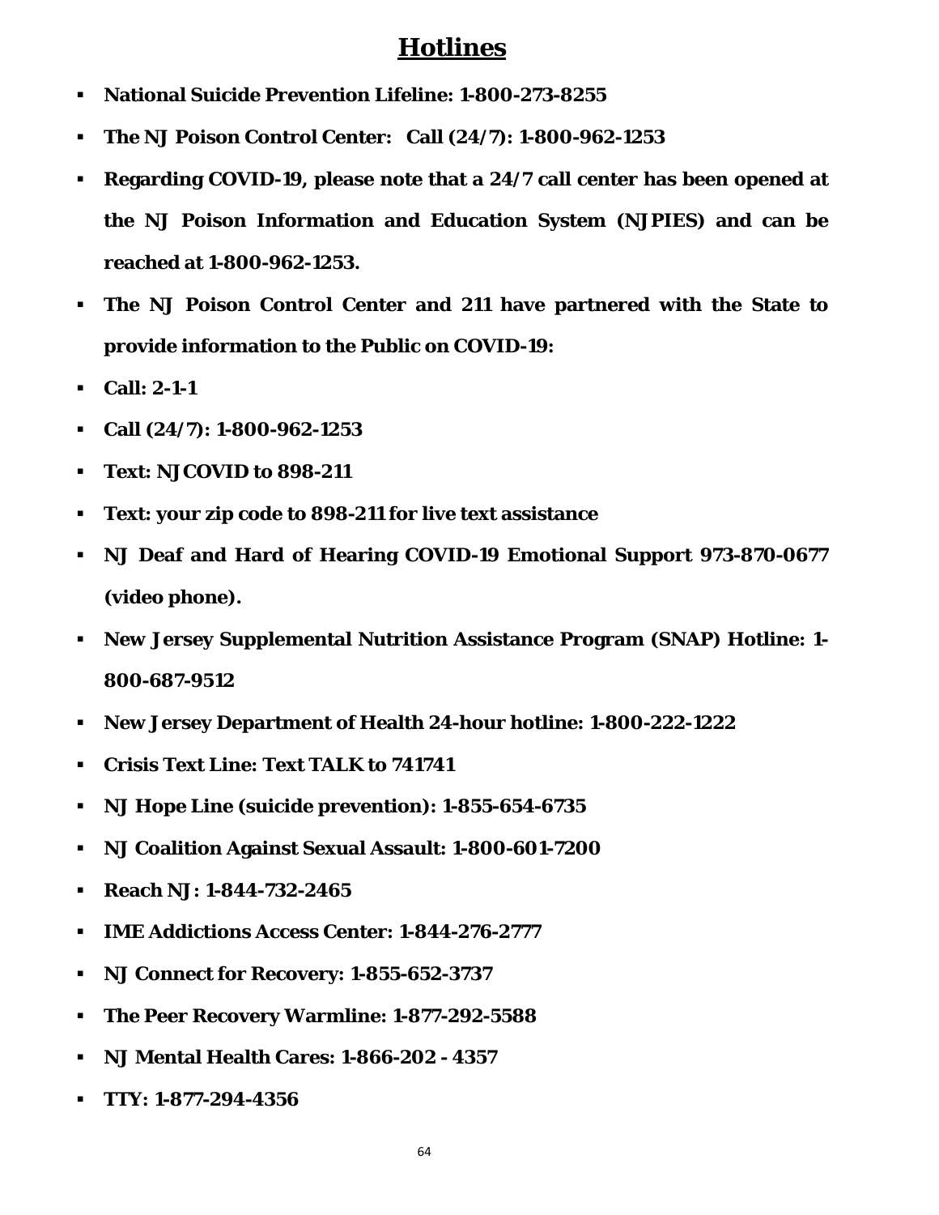# Hotlines

- **National Suicide Prevention Lifeline: 1-800-273-8255**
- **The NJ Poison Control Center: Call (24/7): 1-800-962-1253**
- **Regarding COVID-19, please note that a 24/7 call center has been opened at the NJ Poison Information and Education System (NJPIES) and can be reached at 1-800-962-1253.**
- **The NJ Poison Control Center and 211 have partnered with the State to provide information to the Public on COVID-19:**
- **Call: 2-1-1**
- **Call (24/7): 1-800-962-1253**
- **Text: NJCOVID to 898-211**
- **Text: your zip code to 898-211 for live text assistance**
- **NJ Deaf and Hard of Hearing COVID-19 Emotional Support 973-870-0677 (video phone).**
- **New Jersey Supplemental Nutrition Assistance Program (SNAP) Hotline: 1-800-687-9512**
- **New Jersey Department of Health 24-hour hotline: 1-800-222-1222**
- **Crisis Text Line: Text TALK to 741741**
- **NJ Hope Line (suicide prevention): 1-855-654-6735**
- **NJ Coalition Against Sexual Assault: 1-800-601-7200**
- **Reach NJ: 1-844-732-2465**
- **IME Addictions Access Center: 1-844-276-2777**
- **NJ Connect for Recovery: 1-855-652-3737**
- **The Peer Recovery Warmline: 1-877-292-5588**
- **NJ Mental Health Cares: 1-866-202 - 4357**
- **TTY: 1-877-294-4356**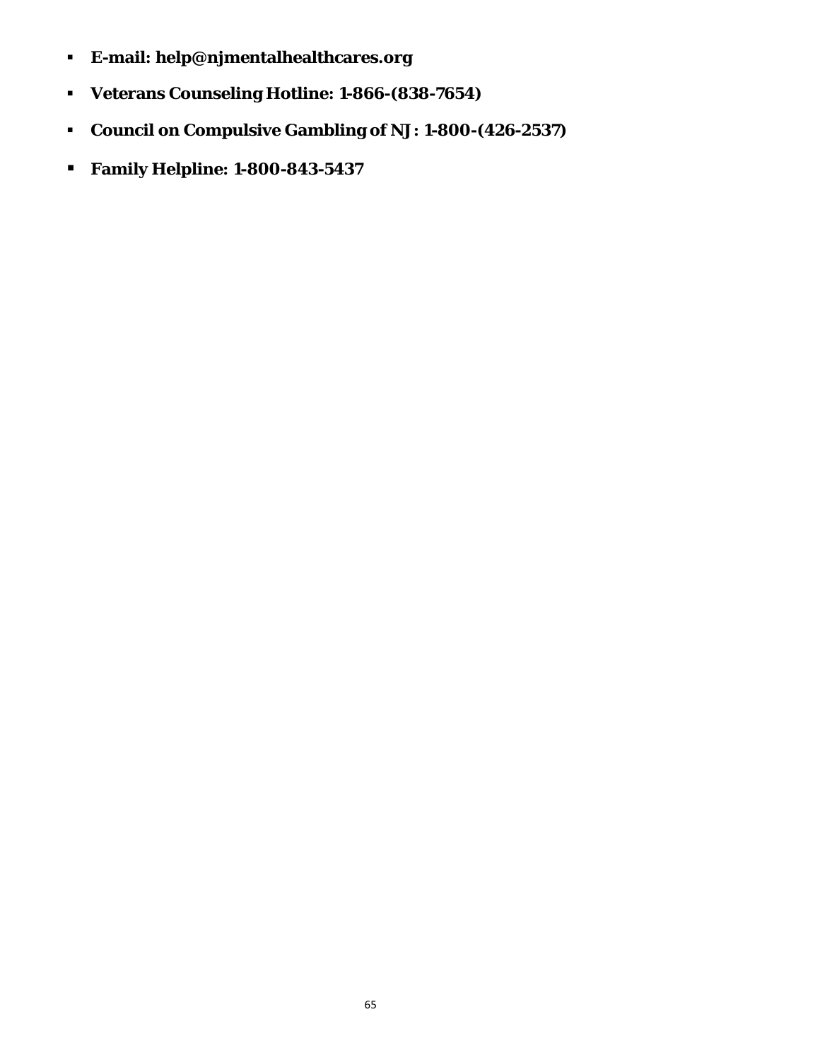- **E-mail: help@njmentalhealthcares.org**
- **Veterans Counseling Hotline: 1-866-(838-7654)**
- **Council on Compulsive Gambling of NJ: 1-800-(426-2537)**
- **Family Helpline: 1-800-843-5437**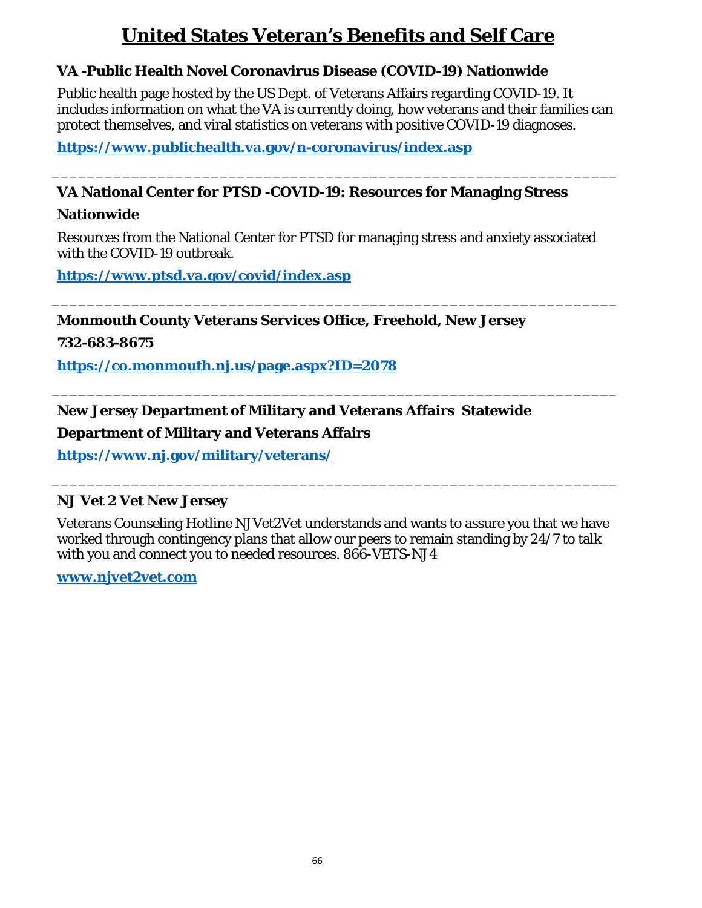# United States Veteran's Benefits and Self Care

**VA -Public Health Novel Coronavirus Disease (COVID-19) Nationwide**

Public health page hosted by the US Dept. of Veterans Affairs regarding COVID-19. It includes information on what the VA is currently doing, how veterans and their families can protect themselves, and viral statistics on veterans with positive COVID-19 diagnoses.

**https://www.publichealth.va.gov/n-coronavirus/index.asp**

---

**VA National Center for PTSD -COVID-19: Resources for Managing Stress Nationwide**

Resources from the National Center for PTSD for managing stress and anxiety associated with the COVID-19 outbreak.

**https://www.ptsd.va.gov/covid/index.asp**

---

**Monmouth County Veterans Services Office, Freehold, New Jersey**

**732-683-8675**

**https://co.monmouth.nj.us/page.aspx?ID=2078**

---

**New Jersey Department of Military and Veterans Affairs Statewide**

**Department of Military and Veterans Affairs**

**https://www.nj.gov/military/veterans/**

---

**NJ Vet 2 Vet New Jersey**

Veterans Counseling Hotline NJ Vet2Vet understands and wants to assure you that we have worked through contingency plans that allow our peers to remain standing by 24/7 to talk with you and connect you to needed resources. 866-VETS-NJ4

**www.njvet2vet.com**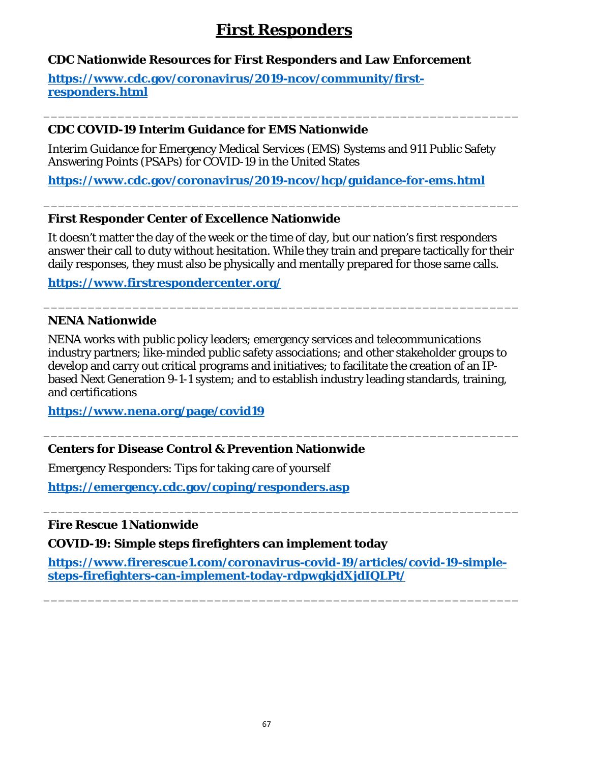# First Responders

**CDC Nationwide Resources for First Responders and Law Enforcement**

**https://www.cdc.gov/coronavirus/2019-ncov/community/first-responders.html**

---

**CDC COVID-19 Interim Guidance for EMS Nationwide**

Interim Guidance for Emergency Medical Services (EMS) Systems and 911 Public Safety Answering Points (PSAPs) for COVID-19 in the United States

**https://www.cdc.gov/coronavirus/2019-ncov/hcp/guidance-for-ems.html**

---

**First Responder Center of Excellence Nationwide**

It doesn't matter the day of the week or the time of day, but our nation's first responders answer their call to duty without hesitation. While they train and prepare tactically for their daily responses, they must also be physically and mentally prepared for those same calls.

**https://www.firstrespondercenter.org/**

---

**NENA Nationwide**

NENA works with public policy leaders; emergency services and telecommunications industry partners; like-minded public safety associations; and other stakeholder groups to develop and carry out critical programs and initiatives; to facilitate the creation of an IP-based Next Generation 9-1-1 system; and to establish industry leading standards, training, and certifications

**https://www.nena.org/page/covid19**

---

**Centers for Disease Control & Prevention Nationwide**

Emergency Responders: Tips for taking care of yourself

**https://emergency.cdc.gov/coping/responders.asp**

---

**Fire Rescue 1 Nationwide**

**COVID-19: Simple steps firefighters can implement today**

**https://www.firerescue1.com/coronavirus-covid-19/articles/covid-19-simple-steps-firefighters-can-implement-today-rdpwgkjdXjdIQLPt/**

---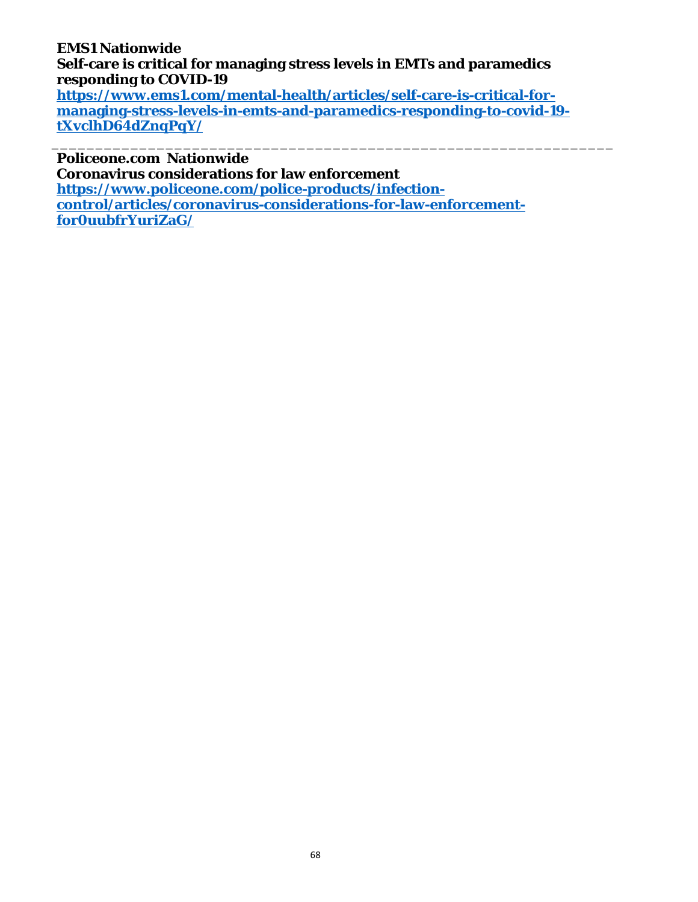**EMS1 Nationwide**
**Self-care is critical for managing stress levels in EMTs and paramedics responding to COVID-19**
https://www.ems1.com/mental-health/articles/self-care-is-critical-for-managing-stress-levels-in-emts-and-paramedics-responding-to-covid-19-tXvclhD64dZnqPqY/

---

**Policeone.com Nationwide**
**Coronavirus considerations for law enforcement**
https://www.policeone.com/police-products/infection-control/articles/coronavirus-considerations-for-law-enforcement-for0uubfrYuriZaG/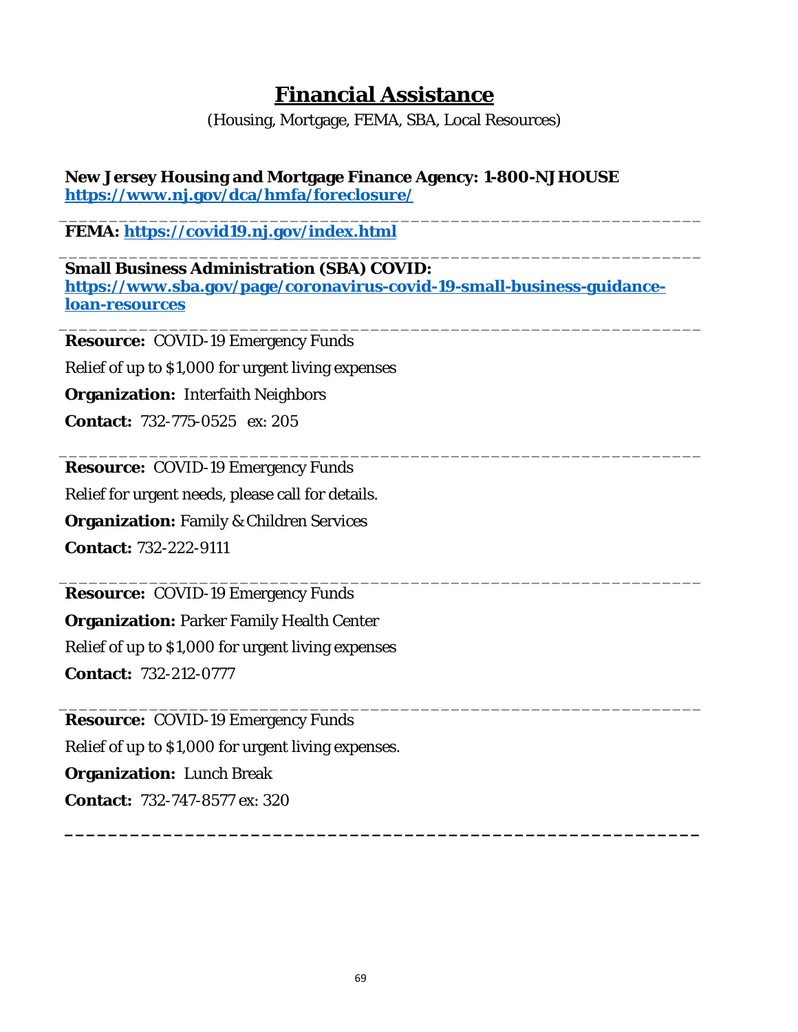# Financial Assistance

(Housing, Mortgage, FEMA, SBA, Local Resources)

**New Jersey Housing and Mortgage Finance Agency: 1-800-NJHOUSE**
**[https://www.nj.gov/dca/hmfa/foreclosure/](https://www.nj.gov/dca/hmfa/foreclosure/)**

---

**FEMA: [https://covid19.nj.gov/index.html](https://covid19.nj.gov/index.html)**

---

**Small Business Administration (SBA) COVID:**
**[https://www.sba.gov/page/coronavirus-covid-19-small-business-guidance-loan-resources](https://www.sba.gov/page/coronavirus-covid-19-small-business-guidance-loan-resources)**

---

**Resource:** COVID-19 Emergency Funds

Relief of up to $1,000 for urgent living expenses

**Organization:** Interfaith Neighbors

**Contact:** 732-775-0525 ex: 205

---

**Resource:** COVID-19 Emergency Funds

Relief for urgent needs, please call for details.

**Organization:** Family & Children Services

**Contact:** 732-222-9111

---

**Resource:** COVID-19 Emergency Funds

**Organization:** Parker Family Health Center

Relief of up to $1,000 for urgent living expenses

**Contact:** 732-212-0777

---

**Resource:** COVID-19 Emergency Funds

Relief of up to $1,000 for urgent living expenses.

**Organization:** Lunch Break

**Contact:** 732-747-8577 ex: 320

---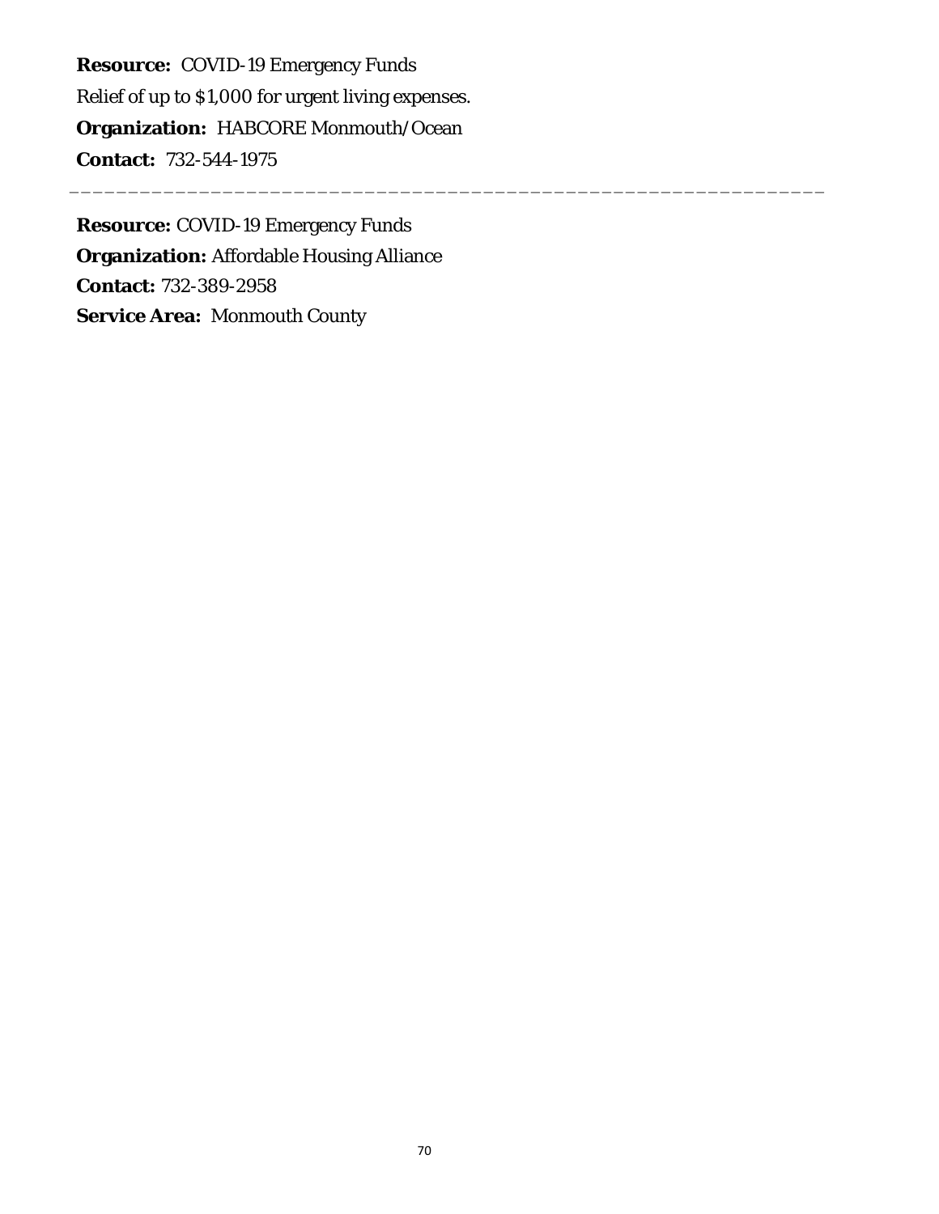**Resource:** COVID-19 Emergency Funds

Relief of up to $1,000 for urgent living expenses.

**Organization:** HABCORE Monmouth/Ocean

**Contact:** 732-544-1975

---

**Resource:** COVID-19 Emergency Funds

**Organization:** Affordable Housing Alliance

**Contact:** 732-389-2958

**Service Area:** Monmouth County